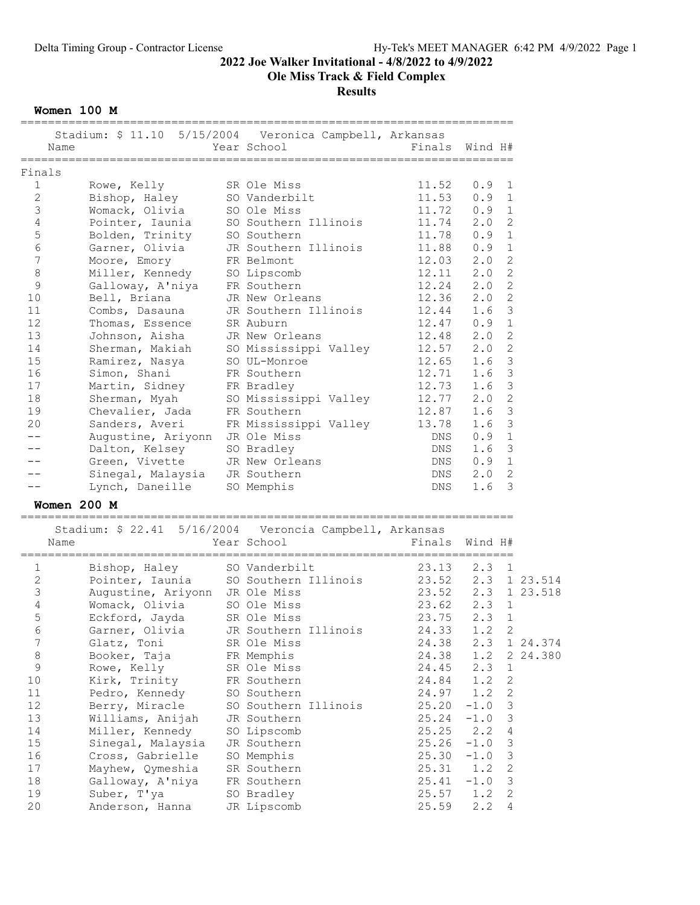# 2022 Joe Walker Invitational - 4/8/2022 to 4/9/2022

## Ole Miss Track & Field Complex

## Results

### Women 100 M

Stadium: $ 11.10  5/15/2004  Veronica Campbell, Arkansas

**Finals**

| Place | Name | Year | School | Finals | Wind | H# |
|---|---|---|---|---|---|---|
| 1 | Rowe, Kelly | SR | Ole Miss | 11.52 | 0.9 | 1 |
| 2 | Bishop, Haley | SO | Vanderbilt | 11.53 | 0.9 | 1 |
| 3 | Womack, Olivia | SO | Ole Miss | 11.72 | 0.9 | 1 |
| 4 | Pointer, Iaunia | SO | Southern Illinois | 11.74 | 2.0 | 2 |
| 5 | Bolden, Trinity | SO | Southern | 11.78 | 0.9 | 1 |
| 6 | Garner, Olivia | JR | Southern Illinois | 11.88 | 0.9 | 1 |
| 7 | Moore, Emory | FR | Belmont | 12.03 | 2.0 | 2 |
| 8 | Miller, Kennedy | SO | Lipscomb | 12.11 | 2.0 | 2 |
| 9 | Galloway, A'niya | FR | Southern | 12.24 | 2.0 | 2 |
| 10 | Bell, Briana | JR | New Orleans | 12.36 | 2.0 | 2 |
| 11 | Combs, Dasauna | JR | Southern Illinois | 12.44 | 1.6 | 3 |
| 12 | Thomas, Essence | SR | Auburn | 12.47 | 0.9 | 1 |
| 13 | Johnson, Aisha | JR | New Orleans | 12.48 | 2.0 | 2 |
| 14 | Sherman, Makiah | SO | Mississippi Valley | 12.57 | 2.0 | 2 |
| 15 | Ramirez, Nasya | SO | UL-Monroe | 12.65 | 1.6 | 3 |
| 16 | Simon, Shani | FR | Southern | 12.71 | 1.6 | 3 |
| 17 | Martin, Sidney | FR | Bradley | 12.73 | 1.6 | 3 |
| 18 | Sherman, Myah | SO | Mississippi Valley | 12.77 | 2.0 | 2 |
| 19 | Chevalier, Jada | FR | Southern | 12.87 | 1.6 | 3 |
| 20 | Sanders, Averi | FR | Mississippi Valley | 13.78 | 1.6 | 3 |
| -- | Augustine, Ariyonn | JR | Ole Miss | DNS | 0.9 | 1 |
| -- | Dalton, Kelsey | SO | Bradley | DNS | 1.6 | 3 |
| -- | Green, Vivette | JR | New Orleans | DNS | 0.9 | 1 |
| -- | Sinegal, Malaysia | JR | Southern | DNS | 2.0 | 2 |
| -- | Lynch, Daneille | SO | Memphis | DNS | 1.6 | 3 |

### Women 200 M

Stadium: $ 22.41  5/16/2004  Veroncia Campbell, Arkansas

| Place | Name | Year | School | Finals | Wind | H# | |
|---|---|---|---|---|---|---|---|
| 1 | Bishop, Haley | SO | Vanderbilt | 23.13 | 2.3 | 1 | |
| 2 | Pointer, Iaunia | SO | Southern Illinois | 23.52 | 2.3 | 1 | 23.514 |
| 3 | Augustine, Ariyonn | JR | Ole Miss | 23.52 | 2.3 | 1 | 23.518 |
| 4 | Womack, Olivia | SO | Ole Miss | 23.62 | 2.3 | 1 | |
| 5 | Eckford, Jayda | SR | Ole Miss | 23.75 | 2.3 | 1 | |
| 6 | Garner, Olivia | JR | Southern Illinois | 24.33 | 1.2 | 2 | |
| 7 | Glatz, Toni | SR | Ole Miss | 24.38 | 2.3 | 1 | 24.374 |
| 8 | Booker, Taja | FR | Memphis | 24.38 | 1.2 | 2 | 24.380 |
| 9 | Rowe, Kelly | SR | Ole Miss | 24.45 | 2.3 | 1 | |
| 10 | Kirk, Trinity | FR | Southern | 24.84 | 1.2 | 2 | |
| 11 | Pedro, Kennedy | SO | Southern | 24.97 | 1.2 | 2 | |
| 12 | Berry, Miracle | SO | Southern Illinois | 25.20 | -1.0 | 3 | |
| 13 | Williams, Anijah | JR | Southern | 25.24 | -1.0 | 3 | |
| 14 | Miller, Kennedy | SO | Lipscomb | 25.25 | 2.2 | 4 | |
| 15 | Sinegal, Malaysia | JR | Southern | 25.26 | -1.0 | 3 | |
| 16 | Cross, Gabrielle | SO | Memphis | 25.30 | -1.0 | 3 | |
| 17 | Mayhew, Qymeshia | SR | Southern | 25.31 | 1.2 | 2 | |
| 18 | Galloway, A'niya | FR | Southern | 25.41 | -1.0 | 3 | |
| 19 | Suber, T'ya | SO | Bradley | 25.57 | 1.2 | 2 | |
| 20 | Anderson, Hanna | JR | Lipscomb | 25.59 | 2.2 | 4 | |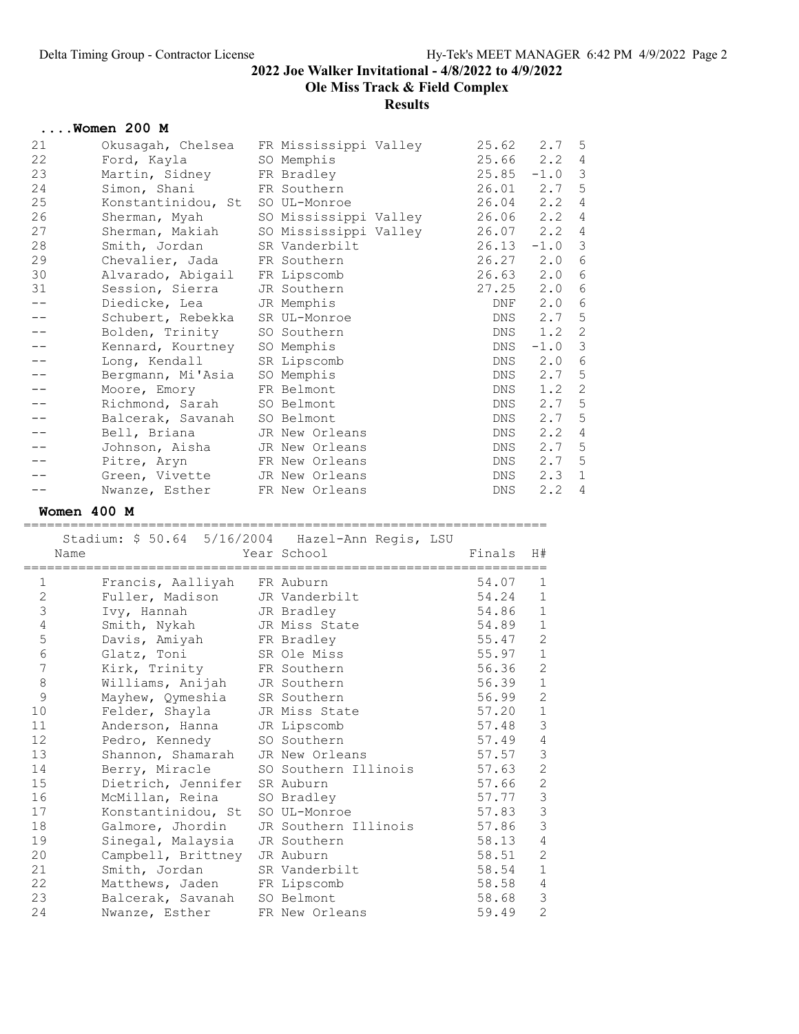## 2022 Joe Walker Invitational - 4/8/2022 to 4/9/2022

## Ole Miss Track & Field Complex

## Results

### ....Women 200 M

| Place | Name | Year | School | Finals | Wind | H# |
|---|---|---|---|---|---|---|
| 21 | Okusagah, Chelsea | FR | Mississippi Valley | 25.62 | 2.7 | 5 |
| 22 | Ford, Kayla | SO | Memphis | 25.66 | 2.2 | 4 |
| 23 | Martin, Sidney | FR | Bradley | 25.85 | -1.0 | 3 |
| 24 | Simon, Shani | FR | Southern | 26.01 | 2.7 | 5 |
| 25 | Konstantinidou, St | SO | UL-Monroe | 26.04 | 2.2 | 4 |
| 26 | Sherman, Myah | SO | Mississippi Valley | 26.06 | 2.2 | 4 |
| 27 | Sherman, Makiah | SO | Mississippi Valley | 26.07 | 2.2 | 4 |
| 28 | Smith, Jordan | SR | Vanderbilt | 26.13 | -1.0 | 3 |
| 29 | Chevalier, Jada | FR | Southern | 26.27 | 2.0 | 6 |
| 30 | Alvarado, Abigail | FR | Lipscomb | 26.63 | 2.0 | 6 |
| 31 | Session, Sierra | JR | Southern | 27.25 | 2.0 | 6 |
| -- | Diedicke, Lea | JR | Memphis | DNF | 2.0 | 6 |
| -- | Schubert, Rebekka | SR | UL-Monroe | DNS | 2.7 | 5 |
| -- | Bolden, Trinity | SO | Southern | DNS | 1.2 | 2 |
| -- | Kennard, Kourtney | SO | Memphis | DNS | -1.0 | 3 |
| -- | Long, Kendall | SR | Lipscomb | DNS | 2.0 | 6 |
| -- | Bergmann, Mi'Asia | SO | Memphis | DNS | 2.7 | 5 |
| -- | Moore, Emory | FR | Belmont | DNS | 1.2 | 2 |
| -- | Richmond, Sarah | SO | Belmont | DNS | 2.7 | 5 |
| -- | Balcerak, Savanah | SO | Belmont | DNS | 2.7 | 5 |
| -- | Bell, Briana | JR | New Orleans | DNS | 2.2 | 4 |
| -- | Johnson, Aisha | JR | New Orleans | DNS | 2.7 | 5 |
| -- | Pitre, Aryn | FR | New Orleans | DNS | 2.7 | 5 |
| -- | Green, Vivette | JR | New Orleans | DNS | 2.3 | 1 |
| -- | Nwanze, Esther | FR | New Orleans | DNS | 2.2 | 4 |

### Women 400 M

Stadium: $ 50.64 5/16/2004 Hazel-Ann Regis, LSU

| Place | Name | Year | School | Finals | H# |
|---|---|---|---|---|---|
| 1 | Francis, Aalliyah | FR | Auburn | 54.07 | 1 |
| 2 | Fuller, Madison | JR | Vanderbilt | 54.24 | 1 |
| 3 | Ivy, Hannah | JR | Bradley | 54.86 | 1 |
| 4 | Smith, Nykah | JR | Miss State | 54.89 | 1 |
| 5 | Davis, Amiyah | FR | Bradley | 55.47 | 2 |
| 6 | Glatz, Toni | SR | Ole Miss | 55.97 | 1 |
| 7 | Kirk, Trinity | FR | Southern | 56.36 | 2 |
| 8 | Williams, Anijah | JR | Southern | 56.39 | 1 |
| 9 | Mayhew, Qymeshia | SR | Southern | 56.99 | 2 |
| 10 | Felder, Shayla | JR | Miss State | 57.20 | 1 |
| 11 | Anderson, Hanna | JR | Lipscomb | 57.48 | 3 |
| 12 | Pedro, Kennedy | SO | Southern | 57.49 | 4 |
| 13 | Shannon, Shamarah | JR | New Orleans | 57.57 | 3 |
| 14 | Berry, Miracle | SO | Southern Illinois | 57.63 | 2 |
| 15 | Dietrich, Jennifer | SR | Auburn | 57.66 | 2 |
| 16 | McMillan, Reina | SO | Bradley | 57.77 | 3 |
| 17 | Konstantinidou, St | SO | UL-Monroe | 57.83 | 3 |
| 18 | Galmore, Jhordin | JR | Southern Illinois | 57.86 | 3 |
| 19 | Sinegal, Malaysia | JR | Southern | 58.13 | 4 |
| 20 | Campbell, Brittney | JR | Auburn | 58.51 | 2 |
| 21 | Smith, Jordan | SR | Vanderbilt | 58.54 | 1 |
| 22 | Matthews, Jaden | FR | Lipscomb | 58.58 | 4 |
| 23 | Balcerak, Savanah | SO | Belmont | 58.68 | 3 |
| 24 | Nwanze, Esther | FR | New Orleans | 59.49 | 2 |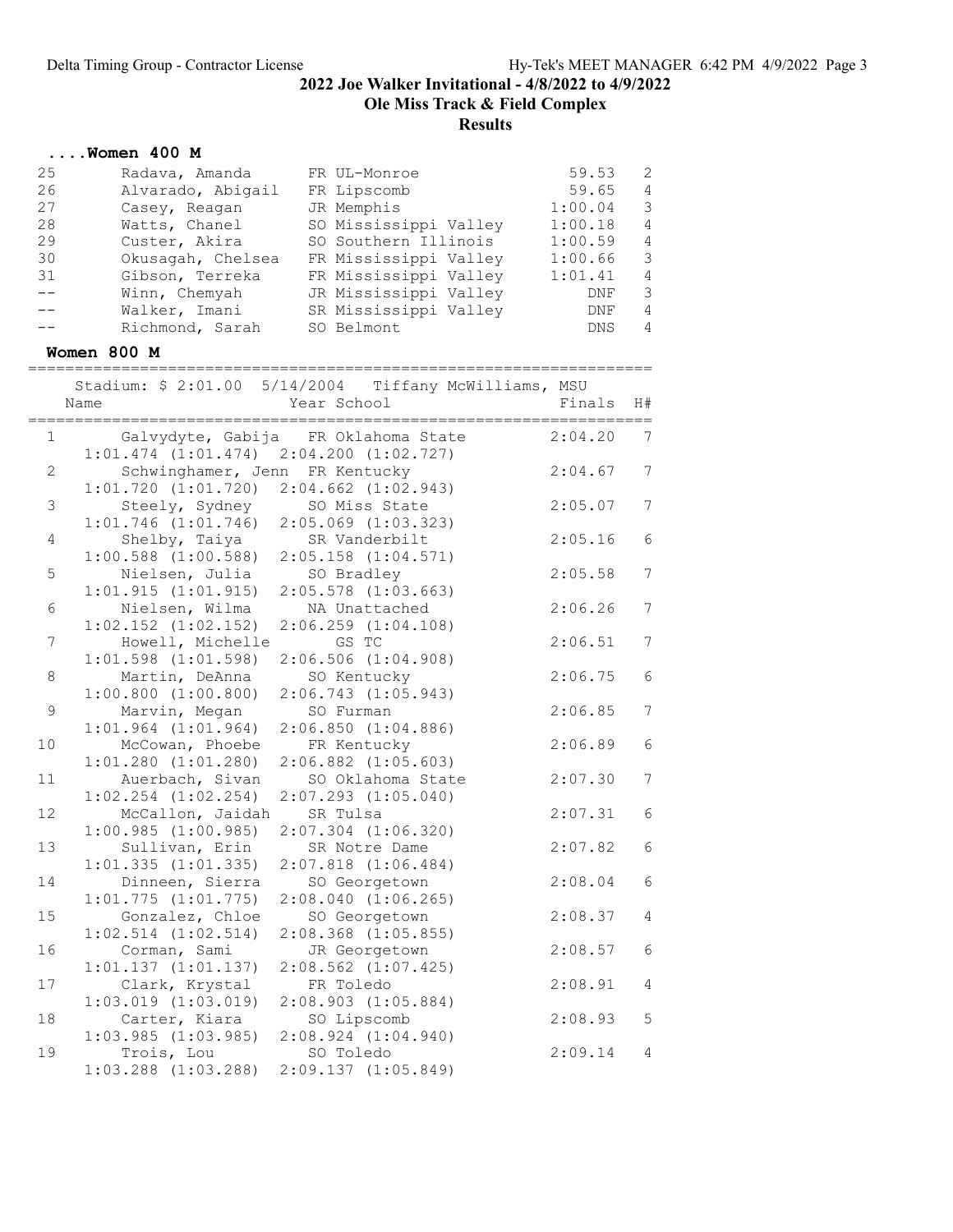## 2022 Joe Walker Invitational - 4/8/2022 to 4/9/2022

### Ole Miss Track & Field Complex

### Results

#### ....Women 400 M

| Place | Name | Year School | Finals | H# |
|---|---|---|---|---|
| 25 | Radava, Amanda | FR UL-Monroe | 59.53 | 2 |
| 26 | Alvarado, Abigail | FR Lipscomb | 59.65 | 4 |
| 27 | Casey, Reagan | JR Memphis | 1:00.04 | 3 |
| 28 | Watts, Chanel | SO Mississippi Valley | 1:00.18 | 4 |
| 29 | Custer, Akira | SO Southern Illinois | 1:00.59 | 4 |
| 30 | Okusagah, Chelsea | FR Mississippi Valley | 1:00.66 | 3 |
| 31 | Gibson, Terreka | FR Mississippi Valley | 1:01.41 | 4 |
| -- | Winn, Chemyah | JR Mississippi Valley | DNF | 3 |
| -- | Walker, Imani | SR Mississippi Valley | DNF | 4 |
| -- | Richmond, Sarah | SO Belmont | DNS | 4 |

#### Women 800 M

Stadium: $ 2:01.00 5/14/2004 Tiffany McWilliams, MSU

| Place | Name | Year School | Finals | H# |
|---|---|---|---|---|
| 1 | Galvydyte, Gabija | FR Oklahoma State | 2:04.20 | 7 |
| | 1:01.474 (1:01.474) 2:04.200 (1:02.727) | | | |
| 2 | Schwinghamer, Jenn | FR Kentucky | 2:04.67 | 7 |
| | 1:01.720 (1:01.720) 2:04.662 (1:02.943) | | | |
| 3 | Steely, Sydney | SO Miss State | 2:05.07 | 7 |
| | 1:01.746 (1:01.746) 2:05.069 (1:03.323) | | | |
| 4 | Shelby, Taiya | SR Vanderbilt | 2:05.16 | 6 |
| | 1:00.588 (1:00.588) 2:05.158 (1:04.571) | | | |
| 5 | Nielsen, Julia | SO Bradley | 2:05.58 | 7 |
| | 1:01.915 (1:01.915) 2:05.578 (1:03.663) | | | |
| 6 | Nielsen, Wilma | NA Unattached | 2:06.26 | 7 |
| | 1:02.152 (1:02.152) 2:06.259 (1:04.108) | | | |
| 7 | Howell, Michelle | GS TC | 2:06.51 | 7 |
| | 1:01.598 (1:01.598) 2:06.506 (1:04.908) | | | |
| 8 | Martin, DeAnna | SO Kentucky | 2:06.75 | 6 |
| | 1:00.800 (1:00.800) 2:06.743 (1:05.943) | | | |
| 9 | Marvin, Megan | SO Furman | 2:06.85 | 7 |
| | 1:01.964 (1:01.964) 2:06.850 (1:04.886) | | | |
| 10 | McCowan, Phoebe | FR Kentucky | 2:06.89 | 6 |
| | 1:01.280 (1:01.280) 2:06.882 (1:05.603) | | | |
| 11 | Auerbach, Sivan | SO Oklahoma State | 2:07.30 | 7 |
| | 1:02.254 (1:02.254) 2:07.293 (1:05.040) | | | |
| 12 | McCallon, Jaidah | SR Tulsa | 2:07.31 | 6 |
| | 1:00.985 (1:00.985) 2:07.304 (1:06.320) | | | |
| 13 | Sullivan, Erin | SR Notre Dame | 2:07.82 | 6 |
| | 1:01.335 (1:01.335) 2:07.818 (1:06.484) | | | |
| 14 | Dinneen, Sierra | SO Georgetown | 2:08.04 | 6 |
| | 1:01.775 (1:01.775) 2:08.040 (1:06.265) | | | |
| 15 | Gonzalez, Chloe | SO Georgetown | 2:08.37 | 4 |
| | 1:02.514 (1:02.514) 2:08.368 (1:05.855) | | | |
| 16 | Corman, Sami | JR Georgetown | 2:08.57 | 6 |
| | 1:01.137 (1:01.137) 2:08.562 (1:07.425) | | | |
| 17 | Clark, Krystal | FR Toledo | 2:08.91 | 4 |
| | 1:03.019 (1:03.019) 2:08.903 (1:05.884) | | | |
| 18 | Carter, Kiara | SO Lipscomb | 2:08.93 | 5 |
| | 1:03.985 (1:03.985) 2:08.924 (1:04.940) | | | |
| 19 | Trois, Lou | SO Toledo | 2:09.14 | 4 |
| | 1:03.288 (1:03.288) 2:09.137 (1:05.849) | | | |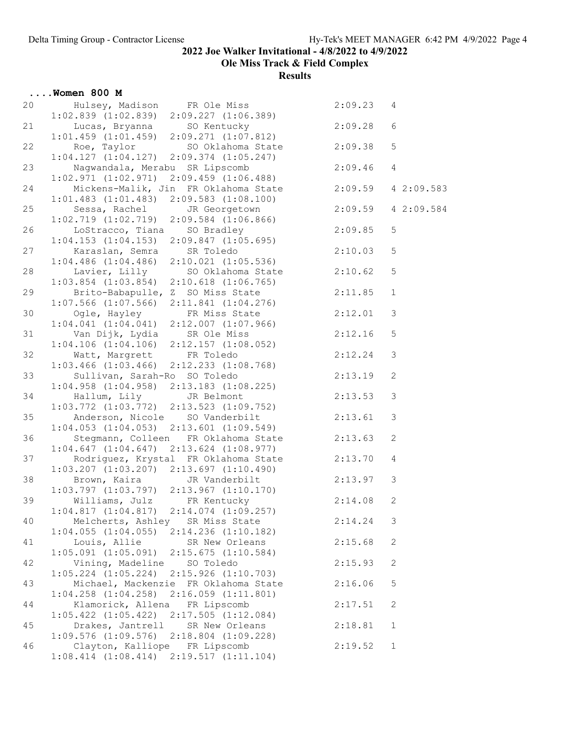## 2022 Joe Walker Invitational - 4/8/2022 to 4/9/2022

### Ole Miss Track & Field Complex

### Results

#### ....Women 800 M

| Place | Name | Year | School | Time | H | Tie |
|---|---|---|---|---|---|---|
| 20 | Hulsey, Madison | FR | Ole Miss | 2:09.23 | 4 | |
| | 1:02.839 (1:02.839) 2:09.227 (1:06.389) | | | | | |
| 21 | Lucas, Bryanna | SO | Kentucky | 2:09.28 | 6 | |
| | 1:01.459 (1:01.459) 2:09.271 (1:07.812) | | | | | |
| 22 | Roe, Taylor | SO | Oklahoma State | 2:09.38 | 5 | |
| | 1:04.127 (1:04.127) 2:09.374 (1:05.247) | | | | | |
| 23 | Nagwandala, Merabu | SR | Lipscomb | 2:09.46 | 4 | |
| | 1:02.971 (1:02.971) 2:09.459 (1:06.488) | | | | | |
| 24 | Mickens-Malik, Jin | FR | Oklahoma State | 2:09.59 | 4 | 2:09.583 |
| | 1:01.483 (1:01.483) 2:09.583 (1:08.100) | | | | | |
| 25 | Sessa, Rachel | JR | Georgetown | 2:09.59 | 4 | 2:09.584 |
| | 1:02.719 (1:02.719) 2:09.584 (1:06.866) | | | | | |
| 26 | LoStracco, Tiana | SO | Bradley | 2:09.85 | 5 | |
| | 1:04.153 (1:04.153) 2:09.847 (1:05.695) | | | | | |
| 27 | Karaslan, Semra | SR | Toledo | 2:10.03 | 5 | |
| | 1:04.486 (1:04.486) 2:10.021 (1:05.536) | | | | | |
| 28 | Lavier, Lilly | SO | Oklahoma State | 2:10.62 | 5 | |
| | 1:03.854 (1:03.854) 2:10.618 (1:06.765) | | | | | |
| 29 | Brito-Babapulle, Z | SO | Miss State | 2:11.85 | 1 | |
| | 1:07.566 (1:07.566) 2:11.841 (1:04.276) | | | | | |
| 30 | Ogle, Hayley | FR | Miss State | 2:12.01 | 3 | |
| | 1:04.041 (1:04.041) 2:12.007 (1:07.966) | | | | | |
| 31 | Van Dijk, Lydia | SR | Ole Miss | 2:12.16 | 5 | |
| | 1:04.106 (1:04.106) 2:12.157 (1:08.052) | | | | | |
| 32 | Watt, Margrett | FR | Toledo | 2:12.24 | 3 | |
| | 1:03.466 (1:03.466) 2:12.233 (1:08.768) | | | | | |
| 33 | Sullivan, Sarah-Ro | SO | Toledo | 2:13.19 | 2 | |
| | 1:04.958 (1:04.958) 2:13.183 (1:08.225) | | | | | |
| 34 | Hallum, Lily | JR | Belmont | 2:13.53 | 3 | |
| | 1:03.772 (1:03.772) 2:13.523 (1:09.752) | | | | | |
| 35 | Anderson, Nicole | SO | Vanderbilt | 2:13.61 | 3 | |
| | 1:04.053 (1:04.053) 2:13.601 (1:09.549) | | | | | |
| 36 | Stegmann, Colleen | FR | Oklahoma State | 2:13.63 | 2 | |
| | 1:04.647 (1:04.647) 2:13.624 (1:08.977) | | | | | |
| 37 | Rodriguez, Krystal | FR | Oklahoma State | 2:13.70 | 4 | |
| | 1:03.207 (1:03.207) 2:13.697 (1:10.490) | | | | | |
| 38 | Brown, Kaira | JR | Vanderbilt | 2:13.97 | 3 | |
| | 1:03.797 (1:03.797) 2:13.967 (1:10.170) | | | | | |
| 39 | Williams, Julz | FR | Kentucky | 2:14.08 | 2 | |
| | 1:04.817 (1:04.817) 2:14.074 (1:09.257) | | | | | |
| 40 | Melcherts, Ashley | SR | Miss State | 2:14.24 | 3 | |
| | 1:04.055 (1:04.055) 2:14.236 (1:10.182) | | | | | |
| 41 | Louis, Allie | SR | New Orleans | 2:15.68 | 2 | |
| | 1:05.091 (1:05.091) 2:15.675 (1:10.584) | | | | | |
| 42 | Vining, Madeline | SO | Toledo | 2:15.93 | 2 | |
| | 1:05.224 (1:05.224) 2:15.926 (1:10.703) | | | | | |
| 43 | Michael, Mackenzie | FR | Oklahoma State | 2:16.06 | 5 | |
| | 1:04.258 (1:04.258) 2:16.059 (1:11.801) | | | | | |
| 44 | Klamorick, Allena | FR | Lipscomb | 2:17.51 | 2 | |
| | 1:05.422 (1:05.422) 2:17.505 (1:12.084) | | | | | |
| 45 | Drakes, Jantrell | SR | New Orleans | 2:18.81 | 1 | |
| | 1:09.576 (1:09.576) 2:18.804 (1:09.228) | | | | | |
| 46 | Clayton, Kalliope | FR | Lipscomb | 2:19.52 | 1 | |
| | 1:08.414 (1:08.414) 2:19.517 (1:11.104) | | | | | |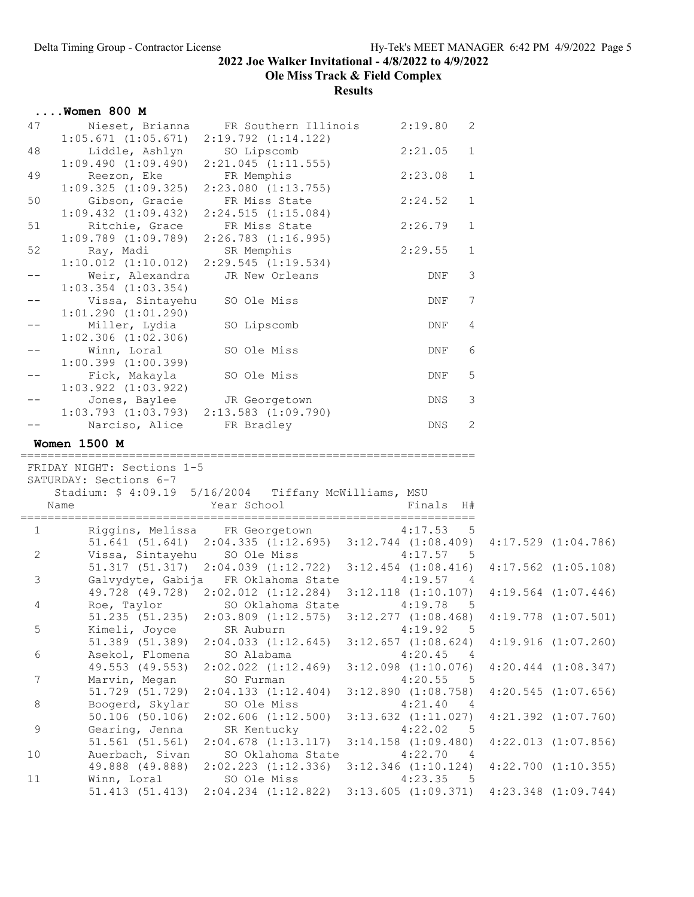# 2022 Joe Walker Invitational - 4/8/2022 to 4/9/2022

## Ole Miss Track & Field Complex

### Results

#### ....Women 800 M

```
 47       Nieset, Brianna     FR Southern Illinois      2:19.80   2 
      1:05.671 (1:05.671)  2:19.792 (1:14.122)
 48       Liddle, Ashlyn      SO Lipscomb               2:21.05   1 
      1:09.490 (1:09.490)  2:21.045 (1:11.555)
 49       Reezon, Eke         FR Memphis                2:23.08   1 
      1:09.325 (1:09.325)  2:23.080 (1:13.755)
 50       Gibson, Gracie      FR Miss State             2:24.52   1 
      1:09.432 (1:09.432)  2:24.515 (1:15.084)
 51       Ritchie, Grace      FR Miss State             2:26.79   1 
      1:09.789 (1:09.789)  2:26.783 (1:16.995)
 52       Ray, Madi           SR Memphis                2:29.55   1 
      1:10.012 (1:10.012)  2:29.545 (1:19.534)
 --       Weir, Alexandra     JR New Orleans                DNF   3 
      1:03.354 (1:03.354)
 --       Vissa, Sintayehu    SO Ole Miss                   DNF   7 
      1:01.290 (1:01.290)
 --       Miller, Lydia       SO Lipscomb                   DNF   4 
      1:02.306 (1:02.306)
 --       Winn, Loral         SO Ole Miss                   DNF   6 
      1:00.399 (1:00.399)
 --       Fick, Makayla       SO Ole Miss                   DNF   5 
      1:03.922 (1:03.922)
 --       Jones, Baylee       JR Georgetown                 DNS   3 
      1:03.793 (1:03.793)  2:13.583 (1:09.790)
 --       Narciso, Alice      FR Bradley                    DNS   2 
```

#### Women 1500 M

```
===================================================================
 FRIDAY NIGHT: Sections 1-5
 SATURDAY: Sections 6-7
    Stadium: $ 4:09.19  5/16/2004   Tiffany McWilliams, MSU       
    Name                    Year School                 Finals  H# 
===================================================================
  1       Riggins, Melissa    FR Georgetown             4:17.53   5 
        51.641 (51.641)  2:04.335 (1:12.695)  3:12.744 (1:08.409)  4:17.529 (1:04.786)
  2       Vissa, Sintayehu    SO Ole Miss               4:17.57   5 
        51.317 (51.317)  2:04.039 (1:12.722)  3:12.454 (1:08.416)  4:17.562 (1:05.108)
  3       Galvydyte, Gabija   FR Oklahoma State         4:19.57   4 
        49.728 (49.728)  2:02.012 (1:12.284)  3:12.118 (1:10.107)  4:19.564 (1:07.446)
  4       Roe, Taylor         SO Oklahoma State         4:19.78   5 
        51.235 (51.235)  2:03.809 (1:12.575)  3:12.277 (1:08.468)  4:19.778 (1:07.501)
  5       Kimeli, Joyce       SR Auburn                 4:19.92   5 
        51.389 (51.389)  2:04.033 (1:12.645)  3:12.657 (1:08.624)  4:19.916 (1:07.260)
  6       Asekol, Flomena     SO Alabama                4:20.45   4 
        49.553 (49.553)  2:02.022 (1:12.469)  3:12.098 (1:10.076)  4:20.444 (1:08.347)
  7       Marvin, Megan       SO Furman                 4:20.55   5 
        51.729 (51.729)  2:04.133 (1:12.404)  3:12.890 (1:08.758)  4:20.545 (1:07.656)
  8       Boogerd, Skylar     SO Ole Miss               4:21.40   4 
        50.106 (50.106)  2:02.606 (1:12.500)  3:13.632 (1:11.027)  4:21.392 (1:07.760)
  9       Gearing, Jenna      SR Kentucky               4:22.02   5 
        51.561 (51.561)  2:04.678 (1:13.117)  3:14.158 (1:09.480)  4:22.013 (1:07.856)
 10       Auerbach, Sivan     SO Oklahoma State         4:22.70   4 
        49.888 (49.888)  2:02.223 (1:12.336)  3:12.346 (1:10.124)  4:22.700 (1:10.355)
 11       Winn, Loral         SO Ole Miss               4:23.35   5 
        51.413 (51.413)  2:04.234 (1:12.822)  3:13.605 (1:09.371)  4:23.348 (1:09.744)
```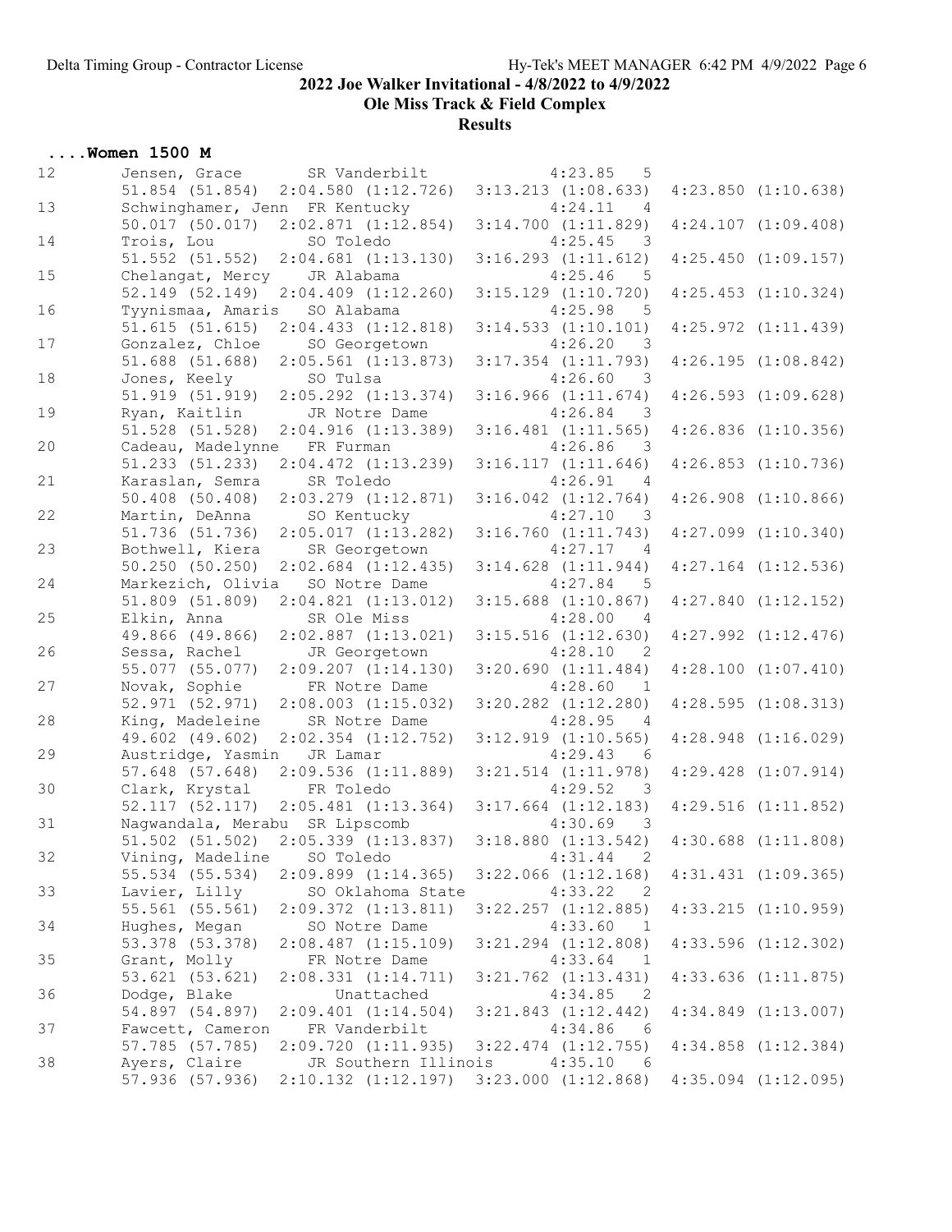## 2022 Joe Walker Invitational - 4/8/2022 to 4/9/2022

### Ole Miss Track & Field Complex

### Results

#### ....Women 1500 M

| Place | Name | Year | School | Finals | H# |
|---|---|---|---|---|---|
| 12 | Jensen, Grace | SR | Vanderbilt | 4:23.85 | 5 |
| | 51.854 (51.854) | 2:04.580 (1:12.726) | 3:13.213 (1:08.633) | 4:23.850 (1:10.638) | |
| 13 | Schwinghamer, Jenn | FR | Kentucky | 4:24.11 | 4 |
| | 50.017 (50.017) | 2:02.871 (1:12.854) | 3:14.700 (1:11.829) | 4:24.107 (1:09.408) | |
| 14 | Trois, Lou | SO | Toledo | 4:25.45 | 3 |
| | 51.552 (51.552) | 2:04.681 (1:13.130) | 3:16.293 (1:11.612) | 4:25.450 (1:09.157) | |
| 15 | Chelangat, Mercy | JR | Alabama | 4:25.46 | 5 |
| | 52.149 (52.149) | 2:04.409 (1:12.260) | 3:15.129 (1:10.720) | 4:25.453 (1:10.324) | |
| 16 | Tyynismaa, Amaris | SO | Alabama | 4:25.98 | 5 |
| | 51.615 (51.615) | 2:04.433 (1:12.818) | 3:14.533 (1:10.101) | 4:25.972 (1:11.439) | |
| 17 | Gonzalez, Chloe | SO | Georgetown | 4:26.20 | 3 |
| | 51.688 (51.688) | 2:05.561 (1:13.873) | 3:17.354 (1:11.793) | 4:26.195 (1:08.842) | |
| 18 | Jones, Keely | SO | Tulsa | 4:26.60 | 3 |
| | 51.919 (51.919) | 2:05.292 (1:13.374) | 3:16.966 (1:11.674) | 4:26.593 (1:09.628) | |
| 19 | Ryan, Kaitlin | JR | Notre Dame | 4:26.84 | 3 |
| | 51.528 (51.528) | 2:04.916 (1:13.389) | 3:16.481 (1:11.565) | 4:26.836 (1:10.356) | |
| 20 | Cadeau, Madelynne | FR | Furman | 4:26.86 | 3 |
| | 51.233 (51.233) | 2:04.472 (1:13.239) | 3:16.117 (1:11.646) | 4:26.853 (1:10.736) | |
| 21 | Karaslan, Semra | SR | Toledo | 4:26.91 | 4 |
| | 50.408 (50.408) | 2:03.279 (1:12.871) | 3:16.042 (1:12.764) | 4:26.908 (1:10.866) | |
| 22 | Martin, DeAnna | SO | Kentucky | 4:27.10 | 3 |
| | 51.736 (51.736) | 2:05.017 (1:13.282) | 3:16.760 (1:11.743) | 4:27.099 (1:10.340) | |
| 23 | Bothwell, Kiera | SR | Georgetown | 4:27.17 | 4 |
| | 50.250 (50.250) | 2:02.684 (1:12.435) | 3:14.628 (1:11.944) | 4:27.164 (1:12.536) | |
| 24 | Markezich, Olivia | SO | Notre Dame | 4:27.84 | 5 |
| | 51.809 (51.809) | 2:04.821 (1:13.012) | 3:15.688 (1:10.867) | 4:27.840 (1:12.152) | |
| 25 | Elkin, Anna | SR | Ole Miss | 4:28.00 | 4 |
| | 49.866 (49.866) | 2:02.887 (1:13.021) | 3:15.516 (1:12.630) | 4:27.992 (1:12.476) | |
| 26 | Sessa, Rachel | JR | Georgetown | 4:28.10 | 2 |
| | 55.077 (55.077) | 2:09.207 (1:14.130) | 3:20.690 (1:11.484) | 4:28.100 (1:07.410) | |
| 27 | Novak, Sophie | FR | Notre Dame | 4:28.60 | 1 |
| | 52.971 (52.971) | 2:08.003 (1:15.032) | 3:20.282 (1:12.280) | 4:28.595 (1:08.313) | |
| 28 | King, Madeleine | SR | Notre Dame | 4:28.95 | 4 |
| | 49.602 (49.602) | 2:02.354 (1:12.752) | 3:12.919 (1:10.565) | 4:28.948 (1:16.029) | |
| 29 | Austridge, Yasmin | JR | Lamar | 4:29.43 | 6 |
| | 57.648 (57.648) | 2:09.536 (1:11.889) | 3:21.514 (1:11.978) | 4:29.428 (1:07.914) | |
| 30 | Clark, Krystal | FR | Toledo | 4:29.52 | 3 |
| | 52.117 (52.117) | 2:05.481 (1:13.364) | 3:17.664 (1:12.183) | 4:29.516 (1:11.852) | |
| 31 | Nagwandala, Merabu | SR | Lipscomb | 4:30.69 | 3 |
| | 51.502 (51.502) | 2:05.339 (1:13.837) | 3:18.880 (1:13.542) | 4:30.688 (1:11.808) | |
| 32 | Vining, Madeline | SO | Toledo | 4:31.44 | 2 |
| | 55.534 (55.534) | 2:09.899 (1:14.365) | 3:22.066 (1:12.168) | 4:31.431 (1:09.365) | |
| 33 | Lavier, Lilly | SO | Oklahoma State | 4:33.22 | 2 |
| | 55.561 (55.561) | 2:09.372 (1:13.811) | 3:22.257 (1:12.885) | 4:33.215 (1:10.959) | |
| 34 | Hughes, Megan | SO | Notre Dame | 4:33.60 | 1 |
| | 53.378 (53.378) | 2:08.487 (1:15.109) | 3:21.294 (1:12.808) | 4:33.596 (1:12.302) | |
| 35 | Grant, Molly | FR | Notre Dame | 4:33.64 | 1 |
| | 53.621 (53.621) | 2:08.331 (1:14.711) | 3:21.762 (1:13.431) | 4:33.636 (1:11.875) | |
| 36 | Dodge, Blake | | Unattached | 4:34.85 | 2 |
| | 54.897 (54.897) | 2:09.401 (1:14.504) | 3:21.843 (1:12.442) | 4:34.849 (1:13.007) | |
| 37 | Fawcett, Cameron | FR | Vanderbilt | 4:34.86 | 6 |
| | 57.785 (57.785) | 2:09.720 (1:11.935) | 3:22.474 (1:12.755) | 4:34.858 (1:12.384) | |
| 38 | Ayers, Claire | JR | Southern Illinois | 4:35.10 | 6 |
| | 57.936 (57.936) | 2:10.132 (1:12.197) | 3:23.000 (1:12.868) | 4:35.094 (1:12.095) | |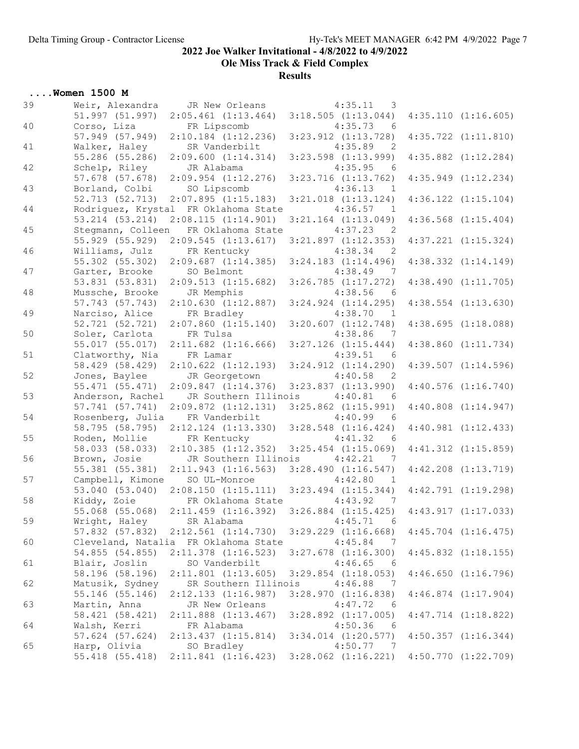## 2022 Joe Walker Invitational - 4/8/2022 to 4/9/2022

### Ole Miss Track & Field Complex

### Results

**....Women 1500 M**

| Place | Name | Year | School | Finals | H# |
|---|---|---|---|---|---|
| 39 | Weir, Alexandra | JR | New Orleans | 4:35.11 | 3 |
| | 51.997 (51.997) | 2:05.461 (1:13.464) | 3:18.505 (1:13.044) | 4:35.110 (1:16.605) | |
| 40 | Corso, Liza | FR | Lipscomb | 4:35.73 | 6 |
| | 57.949 (57.949) | 2:10.184 (1:12.236) | 3:23.912 (1:13.728) | 4:35.722 (1:11.810) | |
| 41 | Walker, Haley | SR | Vanderbilt | 4:35.89 | 2 |
| | 55.286 (55.286) | 2:09.600 (1:14.314) | 3:23.598 (1:13.999) | 4:35.882 (1:12.284) | |
| 42 | Schelp, Riley | JR | Alabama | 4:35.95 | 6 |
| | 57.678 (57.678) | 2:09.954 (1:12.276) | 3:23.716 (1:13.762) | 4:35.949 (1:12.234) | |
| 43 | Borland, Colbi | SO | Lipscomb | 4:36.13 | 1 |
| | 52.713 (52.713) | 2:07.895 (1:15.183) | 3:21.018 (1:13.124) | 4:36.122 (1:15.104) | |
| 44 | Rodriguez, Krystal | FR | Oklahoma State | 4:36.57 | 1 |
| | 53.214 (53.214) | 2:08.115 (1:14.901) | 3:21.164 (1:13.049) | 4:36.568 (1:15.404) | |
| 45 | Stegmann, Colleen | FR | Oklahoma State | 4:37.23 | 2 |
| | 55.929 (55.929) | 2:09.545 (1:13.617) | 3:21.897 (1:12.353) | 4:37.221 (1:15.324) | |
| 46 | Williams, Julz | FR | Kentucky | 4:38.34 | 2 |
| | 55.302 (55.302) | 2:09.687 (1:14.385) | 3:24.183 (1:14.496) | 4:38.332 (1:14.149) | |
| 47 | Garter, Brooke | SO | Belmont | 4:38.49 | 7 |
| | 53.831 (53.831) | 2:09.513 (1:15.682) | 3:26.785 (1:17.272) | 4:38.490 (1:11.705) | |
| 48 | Mussche, Brooke | JR | Memphis | 4:38.56 | 6 |
| | 57.743 (57.743) | 2:10.630 (1:12.887) | 3:24.924 (1:14.295) | 4:38.554 (1:13.630) | |
| 49 | Narciso, Alice | FR | Bradley | 4:38.70 | 1 |
| | 52.721 (52.721) | 2:07.860 (1:15.140) | 3:20.607 (1:12.748) | 4:38.695 (1:18.088) | |
| 50 | Soler, Carlota | FR | Tulsa | 4:38.86 | 7 |
| | 55.017 (55.017) | 2:11.682 (1:16.666) | 3:27.126 (1:15.444) | 4:38.860 (1:11.734) | |
| 51 | Clatworthy, Nia | FR | Lamar | 4:39.51 | 6 |
| | 58.429 (58.429) | 2:10.622 (1:12.193) | 3:24.912 (1:14.290) | 4:39.507 (1:14.596) | |
| 52 | Jones, Baylee | JR | Georgetown | 4:40.58 | 2 |
| | 55.471 (55.471) | 2:09.847 (1:14.376) | 3:23.837 (1:13.990) | 4:40.576 (1:16.740) | |
| 53 | Anderson, Rachel | JR | Southern Illinois | 4:40.81 | 6 |
| | 57.741 (57.741) | 2:09.872 (1:12.131) | 3:25.862 (1:15.991) | 4:40.808 (1:14.947) | |
| 54 | Rosenberg, Julia | FR | Vanderbilt | 4:40.99 | 6 |
| | 58.795 (58.795) | 2:12.124 (1:13.330) | 3:28.548 (1:16.424) | 4:40.981 (1:12.433) | |
| 55 | Roden, Mollie | FR | Kentucky | 4:41.32 | 6 |
| | 58.033 (58.033) | 2:10.385 (1:12.352) | 3:25.454 (1:15.069) | 4:41.312 (1:15.859) | |
| 56 | Brown, Josie | JR | Southern Illinois | 4:42.21 | 7 |
| | 55.381 (55.381) | 2:11.943 (1:16.563) | 3:28.490 (1:16.547) | 4:42.208 (1:13.719) | |
| 57 | Campbell, Kimone | SO | UL-Monroe | 4:42.80 | 1 |
| | 53.040 (53.040) | 2:08.150 (1:15.111) | 3:23.494 (1:15.344) | 4:42.791 (1:19.298) | |
| 58 | Kiddy, Zoie | FR | Oklahoma State | 4:43.92 | 7 |
| | 55.068 (55.068) | 2:11.459 (1:16.392) | 3:26.884 (1:15.425) | 4:43.917 (1:17.033) | |
| 59 | Wright, Haley | SR | Alabama | 4:45.71 | 6 |
| | 57.832 (57.832) | 2:12.561 (1:14.730) | 3:29.229 (1:16.668) | 4:45.704 (1:16.475) | |
| 60 | Cleveland, Natalia | FR | Oklahoma State | 4:45.84 | 7 |
| | 54.855 (54.855) | 2:11.378 (1:16.523) | 3:27.678 (1:16.300) | 4:45.832 (1:18.155) | |
| 61 | Blair, Joslin | SO | Vanderbilt | 4:46.65 | 6 |
| | 58.196 (58.196) | 2:11.801 (1:13.605) | 3:29.854 (1:18.053) | 4:46.650 (1:16.796) | |
| 62 | Matusik, Sydney | SR | Southern Illinois | 4:46.88 | 7 |
| | 55.146 (55.146) | 2:12.133 (1:16.987) | 3:28.970 (1:16.838) | 4:46.874 (1:17.904) | |
| 63 | Martin, Anna | JR | New Orleans | 4:47.72 | 6 |
| | 58.421 (58.421) | 2:11.888 (1:13.467) | 3:28.892 (1:17.005) | 4:47.714 (1:18.822) | |
| 64 | Walsh, Kerri | FR | Alabama | 4:50.36 | 6 |
| | 57.624 (57.624) | 2:13.437 (1:15.814) | 3:34.014 (1:20.577) | 4:50.357 (1:16.344) | |
| 65 | Harp, Olivia | SO | Bradley | 4:50.77 | 7 |
| | 55.418 (55.418) | 2:11.841 (1:16.423) | 3:28.062 (1:16.221) | 4:50.770 (1:22.709) | |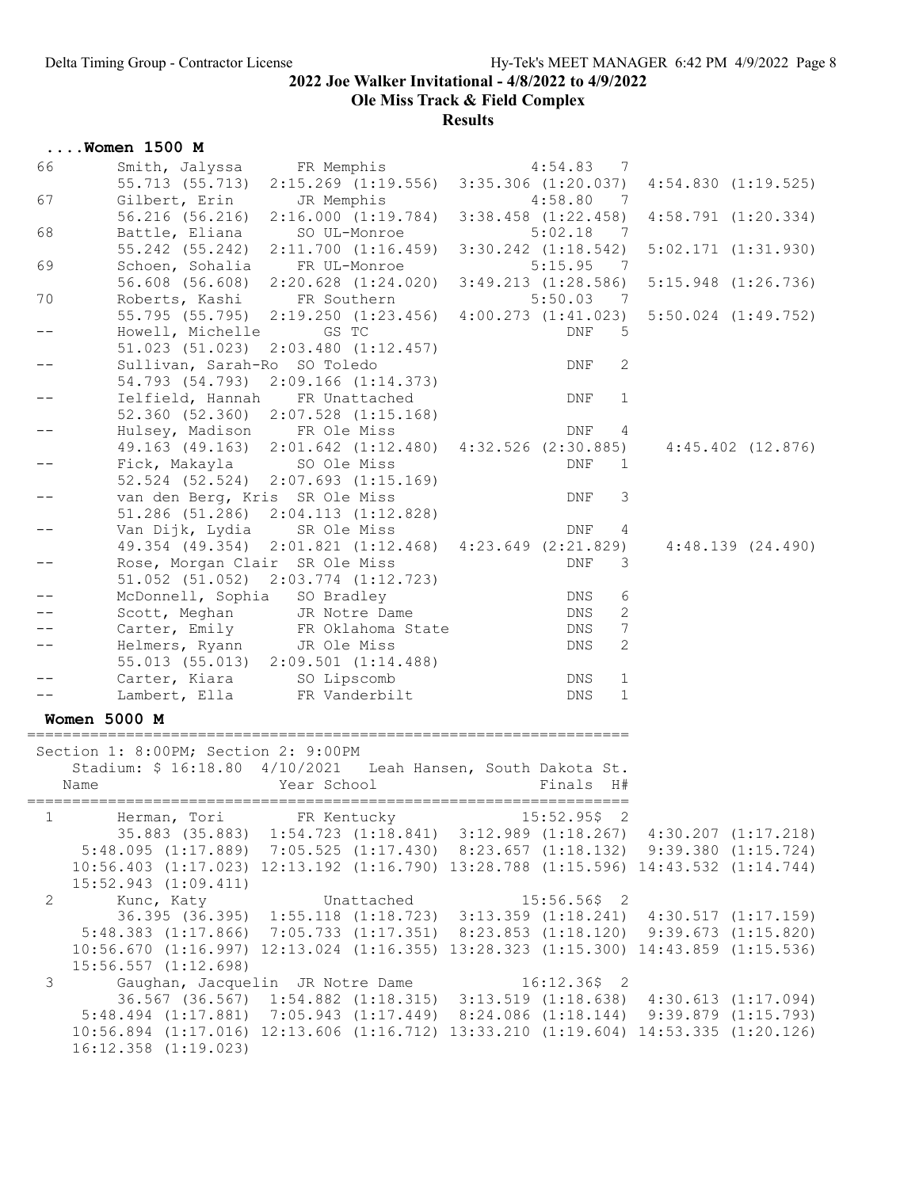## ....Women 1500 M

```
66       Smith, Jalyssa      FR Memphis                  4:54.83   7
         55.713 (55.713)  2:15.269 (1:19.556)  3:35.306 (1:20.037)  4:54.830 (1:19.525)
67       Gilbert, Erin       JR Memphis                  4:58.80   7
         56.216 (56.216)  2:16.000 (1:19.784)  3:38.458 (1:22.458)  4:58.791 (1:20.334)
68       Battle, Eliana      SO UL-Monroe                5:02.18   7
         55.242 (55.242)  2:11.700 (1:16.459)  3:30.242 (1:18.542)  5:02.171 (1:31.930)
69       Schoen, Sohalia     FR UL-Monroe                5:15.95   7
         56.608 (56.608)  2:20.628 (1:24.020)  3:49.213 (1:28.586)  5:15.948 (1:26.736)
70       Roberts, Kashi      FR Southern                 5:50.03   7
         55.795 (55.795)  2:19.250 (1:23.456)  4:00.273 (1:41.023)  5:50.024 (1:49.752)
--       Howell, Michelle      GS TC                         DNF   5
         51.023 (51.023)  2:03.480 (1:12.457)
--       Sullivan, Sarah-Ro  SO Toledo                       DNF   2
         54.793 (54.793)  2:09.166 (1:14.373)
--       Ielfield, Hannah    FR Unattached                   DNF   1
         52.360 (52.360)  2:07.528 (1:15.168)
--       Hulsey, Madison     FR Ole Miss                     DNF   4
         49.163 (49.163)  2:01.642 (1:12.480)  4:32.526 (2:30.885)   4:45.402 (12.876)
--       Fick, Makayla       SO Ole Miss                     DNF   1
         52.524 (52.524)  2:07.693 (1:15.169)
--       van den Berg, Kris  SR Ole Miss                     DNF   3
         51.286 (51.286)  2:04.113 (1:12.828)
--       Van Dijk, Lydia     SR Ole Miss                     DNF   4
         49.354 (49.354)  2:01.821 (1:12.468)  4:23.649 (2:21.829)   4:48.139 (24.490)
--       Rose, Morgan Clair  SR Ole Miss                     DNF   3
         51.052 (51.052)  2:03.774 (1:12.723)
--       McDonnell, Sophia   SO Bradley                      DNS   6
--       Scott, Meghan       JR Notre Dame                   DNS   2
--       Carter, Emily       FR Oklahoma State               DNS   7
--       Helmers, Ryann      JR Ole Miss                     DNS   2
         55.013 (55.013)  2:09.501 (1:14.488)
--       Carter, Kiara       SO Lipscomb                     DNS   1
--       Lambert, Ella       FR Vanderbilt                   DNS   1
```

## Women 5000 M

```
===================================================================
 Section 1: 8:00PM; Section 2: 9:00PM
    Stadium: $ 16:18.80  4/10/2021   Leah Hansen, South Dakota St.
   Name                    Year School                 Finals  H#
===================================================================
  1      Herman, Tori        FR Kentucky              15:52.95$  2
         35.883 (35.883)  1:54.723 (1:18.841)  3:12.989 (1:18.267)  4:30.207 (1:17.218)
      5:48.095 (1:17.889)  7:05.525 (1:17.430)  8:23.657 (1:18.132)  9:39.380 (1:15.724)
     10:56.403 (1:17.023) 12:13.192 (1:16.790) 13:28.788 (1:15.596) 14:43.532 (1:14.744)
     15:52.943 (1:09.411)
  2      Kunc, Katy             Unattached            15:56.56$  2
         36.395 (36.395)  1:55.118 (1:18.723)  3:13.359 (1:18.241)  4:30.517 (1:17.159)
      5:48.383 (1:17.866)  7:05.733 (1:17.351)  8:23.853 (1:18.120)  9:39.673 (1:15.820)
     10:56.670 (1:16.997) 12:13.024 (1:16.355) 13:28.323 (1:15.300) 14:43.859 (1:15.536)
     15:56.557 (1:12.698)
  3      Gaughan, Jacquelin  JR Notre Dame            16:12.36$  2
         36.567 (36.567)  1:54.882 (1:18.315)  3:13.519 (1:18.638)  4:30.613 (1:17.094)
      5:48.494 (1:17.881)  7:05.943 (1:17.449)  8:24.086 (1:18.144)  9:39.879 (1:15.793)
     10:56.894 (1:17.016) 12:13.606 (1:16.712) 13:33.210 (1:19.604) 14:53.335 (1:20.126)
     16:12.358 (1:19.023)
```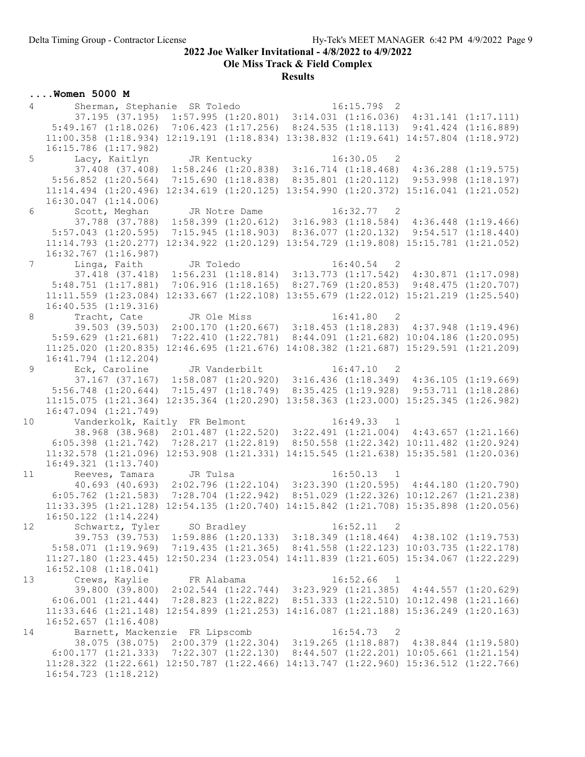## 2022 Joe Walker Invitational - 4/8/2022 to 4/9/2022

### Ole Miss Track & Field Complex

### Results

#### ....Women 5000 M

```
  4       Sherman, Stephanie  SR Toledo                16:15.79$  2  
        37.195 (37.195)  1:57.995 (1:20.801)  3:14.031 (1:16.036)  4:31.141 (1:17.111)
       5:49.167 (1:18.026)  7:06.423 (1:17.256)  8:24.535 (1:18.113)  9:41.424 (1:16.889)
     11:00.358 (1:18.934) 12:19.191 (1:18.834) 13:38.832 (1:19.641) 14:57.804 (1:18.972)
     16:15.786 (1:17.982)
  5       Lacy, Kaitlyn       JR Kentucky              16:30.05   2  
        37.408 (37.408)  1:58.246 (1:20.838)  3:16.714 (1:18.468)  4:36.288 (1:19.575)
       5:56.852 (1:20.564)  7:15.690 (1:18.838)  8:35.801 (1:20.112)  9:53.998 (1:18.197)
     11:14.494 (1:20.496) 12:34.619 (1:20.125) 13:54.990 (1:20.372) 15:16.041 (1:21.052)
     16:30.047 (1:14.006)
  6       Scott, Meghan       JR Notre Dame            16:32.77   2  
        37.788 (37.788)  1:58.399 (1:20.612)  3:16.983 (1:18.584)  4:36.448 (1:19.466)
       5:57.043 (1:20.595)  7:15.945 (1:18.903)  8:36.077 (1:20.132)  9:54.517 (1:18.440)
     11:14.793 (1:20.277) 12:34.922 (1:20.129) 13:54.729 (1:19.808) 15:15.781 (1:21.052)
     16:32.767 (1:16.987)
  7       Linga, Faith        JR Toledo                16:40.54   2  
        37.418 (37.418)  1:56.231 (1:18.814)  3:13.773 (1:17.542)  4:30.871 (1:17.098)
       5:48.751 (1:17.881)  7:06.916 (1:18.165)  8:27.769 (1:20.853)  9:48.475 (1:20.707)
     11:11.559 (1:23.084) 12:33.667 (1:22.108) 13:55.679 (1:22.012) 15:21.219 (1:25.540)
     16:40.535 (1:19.316)
  8       Tracht, Cate        JR Ole Miss              16:41.80   2  
        39.503 (39.503)  2:00.170 (1:20.667)  3:18.453 (1:18.283)  4:37.948 (1:19.496)
       5:59.629 (1:21.681)  7:22.410 (1:22.781)  8:44.091 (1:21.682) 10:04.186 (1:20.095)
     11:25.020 (1:20.835) 12:46.695 (1:21.676) 14:08.382 (1:21.687) 15:29.591 (1:21.209)
     16:41.794 (1:12.204)
  9       Eck, Caroline       JR Vanderbilt            16:47.10   2  
        37.167 (37.167)  1:58.087 (1:20.920)  3:16.436 (1:18.349)  4:36.105 (1:19.669)
       5:56.748 (1:20.644)  7:15.497 (1:18.749)  8:35.425 (1:19.928)  9:53.711 (1:18.286)
     11:15.075 (1:21.364) 12:35.364 (1:20.290) 13:58.363 (1:23.000) 15:25.345 (1:26.982)
     16:47.094 (1:21.749)
 10       Vanderkolk, Kaitly  FR Belmont               16:49.33   1  
        38.968 (38.968)  2:01.487 (1:22.520)  3:22.491 (1:21.004)  4:43.657 (1:21.166)
       6:05.398 (1:21.742)  7:28.217 (1:22.819)  8:50.558 (1:22.342) 10:11.482 (1:20.924)
     11:32.578 (1:21.096) 12:53.908 (1:21.331) 14:15.545 (1:21.638) 15:35.581 (1:20.036)
     16:49.321 (1:13.740)
 11       Reeves, Tamara      JR Tulsa                 16:50.13   1  
        40.693 (40.693)  2:02.796 (1:22.104)  3:23.390 (1:20.595)  4:44.180 (1:20.790)
       6:05.762 (1:21.583)  7:28.704 (1:22.942)  8:51.029 (1:22.326) 10:12.267 (1:21.238)
     11:33.395 (1:21.128) 12:54.135 (1:20.740) 14:15.842 (1:21.708) 15:35.898 (1:20.056)
     16:50.122 (1:14.224)
 12       Schwartz, Tyler     SO Bradley               16:52.11   2  
        39.753 (39.753)  1:59.886 (1:20.133)  3:18.349 (1:18.464)  4:38.102 (1:19.753)
       5:58.071 (1:19.969)  7:19.435 (1:21.365)  8:41.558 (1:22.123) 10:03.735 (1:22.178)
     11:27.180 (1:23.445) 12:50.234 (1:23.054) 14:11.839 (1:21.605) 15:34.067 (1:22.229)
     16:52.108 (1:18.041)
 13       Crews, Kaylie       FR Alabama               16:52.66   1  
        39.800 (39.800)  2:02.544 (1:22.744)  3:23.929 (1:21.385)  4:44.557 (1:20.629)
       6:06.001 (1:21.444)  7:28.823 (1:22.822)  8:51.333 (1:22.510) 10:12.498 (1:21.166)
     11:33.646 (1:21.148) 12:54.899 (1:21.253) 14:16.087 (1:21.188) 15:36.249 (1:20.163)
     16:52.657 (1:16.408)
 14       Barnett, Mackenzie  FR Lipscomb              16:54.73   2  
        38.075 (38.075)  2:00.379 (1:22.304)  3:19.265 (1:18.887)  4:38.844 (1:19.580)
       6:00.177 (1:21.333)  7:22.307 (1:22.130)  8:44.507 (1:22.201) 10:05.661 (1:21.154)
     11:28.322 (1:22.661) 12:50.787 (1:22.466) 14:13.747 (1:22.960) 15:36.512 (1:22.766)
     16:54.723 (1:18.212)
```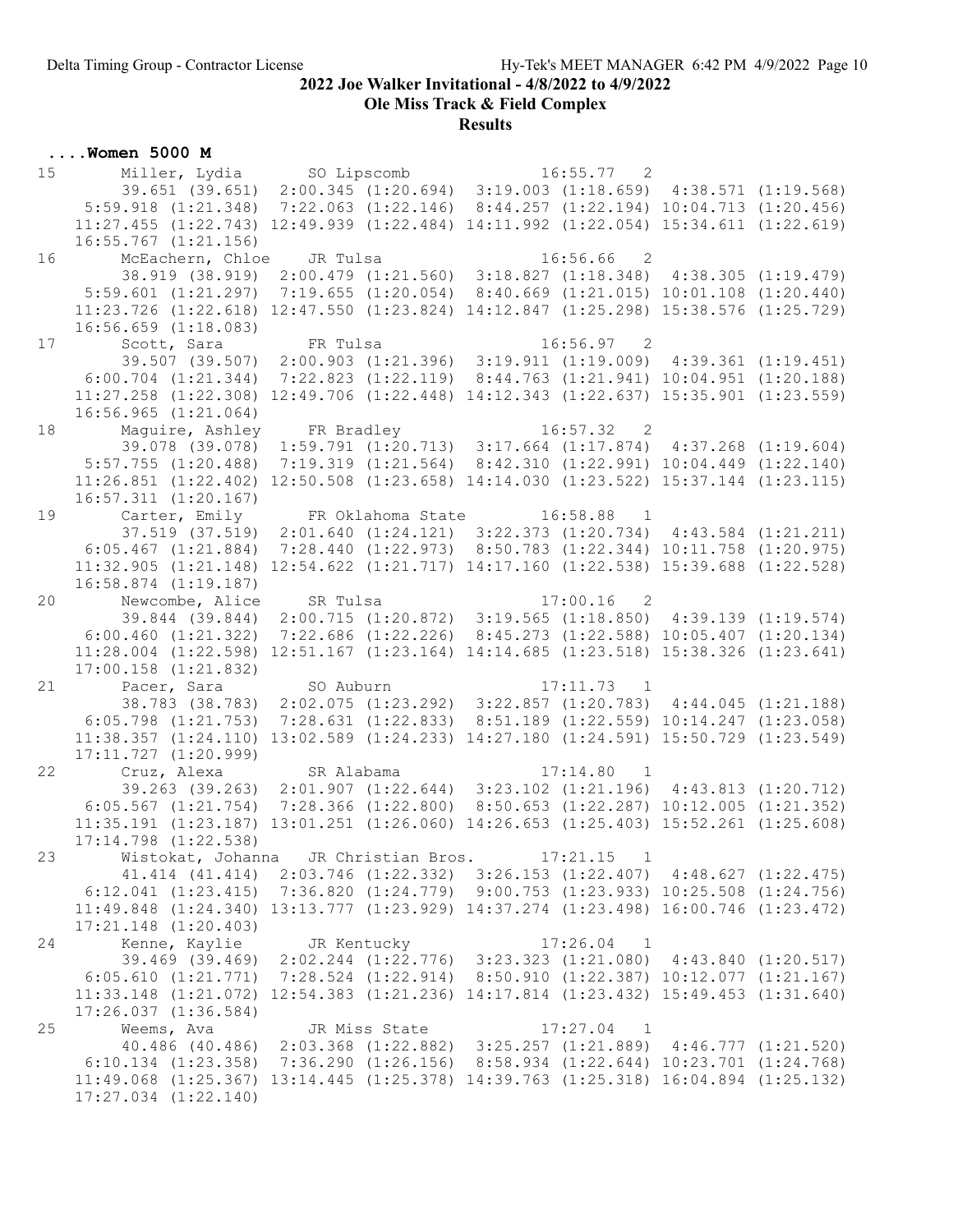**2022 Joe Walker Invitational - 4/8/2022 to 4/9/2022**

**Ole Miss Track & Field Complex**

**Results**

## ....Women 5000 M

```
15      Miller, Lydia       SO Lipscomb             16:55.77  2 
        39.651 (39.651)  2:00.345 (1:20.694)  3:19.003 (1:18.659)  4:38.571 (1:19.568)
      5:59.918 (1:21.348)  7:22.063 (1:22.146)  8:44.257 (1:22.194) 10:04.713 (1:20.456)
     11:27.455 (1:22.743) 12:49.939 (1:22.484) 14:11.992 (1:22.054) 15:34.611 (1:22.619)
     16:55.767 (1:21.156)
16      McEachern, Chloe    JR Tulsa                16:56.66  2 
        38.919 (38.919)  2:00.479 (1:21.560)  3:18.827 (1:18.348)  4:38.305 (1:19.479)
      5:59.601 (1:21.297)  7:19.655 (1:20.054)  8:40.669 (1:21.015) 10:01.108 (1:20.440)
     11:23.726 (1:22.618) 12:47.550 (1:23.824) 14:12.847 (1:25.298) 15:38.576 (1:25.729)
     16:56.659 (1:18.083)
17      Scott, Sara         FR Tulsa                16:56.97  2 
        39.507 (39.507)  2:00.903 (1:21.396)  3:19.911 (1:19.009)  4:39.361 (1:19.451)
      6:00.704 (1:21.344)  7:22.823 (1:22.119)  8:44.763 (1:21.941) 10:04.951 (1:20.188)
     11:27.258 (1:22.308) 12:49.706 (1:22.448) 14:12.343 (1:22.637) 15:35.901 (1:23.559)
     16:56.965 (1:21.064)
18      Maguire, Ashley     FR Bradley              16:57.32  2 
        39.078 (39.078)  1:59.791 (1:20.713)  3:17.664 (1:17.874)  4:37.268 (1:19.604)
      5:57.755 (1:20.488)  7:19.319 (1:21.564)  8:42.310 (1:22.991) 10:04.449 (1:22.140)
     11:26.851 (1:22.402) 12:50.508 (1:23.658) 14:14.030 (1:23.522) 15:37.144 (1:23.115)
     16:57.311 (1:20.167)
19      Carter, Emily       FR Oklahoma State       16:58.88  1 
        37.519 (37.519)  2:01.640 (1:24.121)  3:22.373 (1:20.734)  4:43.584 (1:21.211)
      6:05.467 (1:21.884)  7:28.440 (1:22.973)  8:50.783 (1:22.344) 10:11.758 (1:20.975)
     11:32.905 (1:21.148) 12:54.622 (1:21.717) 14:17.160 (1:22.538) 15:39.688 (1:22.528)
     16:58.874 (1:19.187)
20      Newcombe, Alice     SR Tulsa                17:00.16  2 
        39.844 (39.844)  2:00.715 (1:20.872)  3:19.565 (1:18.850)  4:39.139 (1:19.574)
      6:00.460 (1:21.322)  7:22.686 (1:22.226)  8:45.273 (1:22.588) 10:05.407 (1:20.134)
     11:28.004 (1:22.598) 12:51.167 (1:23.164) 14:14.685 (1:23.518) 15:38.326 (1:23.641)
     17:00.158 (1:21.832)
21      Pacer, Sara         SO Auburn               17:11.73  1 
        38.783 (38.783)  2:02.075 (1:23.292)  3:22.857 (1:20.783)  4:44.045 (1:21.188)
      6:05.798 (1:21.753)  7:28.631 (1:22.833)  8:51.189 (1:22.559) 10:14.247 (1:23.058)
     11:38.357 (1:24.110) 13:02.589 (1:24.233) 14:27.180 (1:24.591) 15:50.729 (1:23.549)
     17:11.727 (1:20.999)
22      Cruz, Alexa         SR Alabama              17:14.80  1 
        39.263 (39.263)  2:01.907 (1:22.644)  3:23.102 (1:21.196)  4:43.813 (1:20.712)
      6:05.567 (1:21.754)  7:28.366 (1:22.800)  8:50.653 (1:22.287) 10:12.005 (1:21.352)
     11:35.191 (1:23.187) 13:01.251 (1:26.060) 14:26.653 (1:25.403) 15:52.261 (1:25.608)
     17:14.798 (1:22.538)
23      Wistokat, Johanna   JR Christian Bros.      17:21.15  1 
        41.414 (41.414)  2:03.746 (1:22.332)  3:26.153 (1:22.407)  4:48.627 (1:22.475)
      6:12.041 (1:23.415)  7:36.820 (1:24.779)  9:00.753 (1:23.933) 10:25.508 (1:24.756)
     11:49.848 (1:24.340) 13:13.777 (1:23.929) 14:37.274 (1:23.498) 16:00.746 (1:23.472)
     17:21.148 (1:20.403)
24      Kenne, Kaylie       JR Kentucky             17:26.04  1 
        39.469 (39.469)  2:02.244 (1:22.776)  3:23.323 (1:21.080)  4:43.840 (1:20.517)
      6:05.610 (1:21.771)  7:28.524 (1:22.914)  8:50.910 (1:22.387) 10:12.077 (1:21.167)
     11:33.148 (1:21.072) 12:54.383 (1:21.236) 14:17.814 (1:23.432) 15:49.453 (1:31.640)
     17:26.037 (1:36.584)
25      Weems, Ava          JR Miss State           17:27.04  1 
        40.486 (40.486)  2:03.368 (1:22.882)  3:25.257 (1:21.889)  4:46.777 (1:21.520)
      6:10.134 (1:23.358)  7:36.290 (1:26.156)  8:58.934 (1:22.644) 10:23.701 (1:24.768)
     11:49.068 (1:25.367) 13:14.445 (1:25.378) 14:39.763 (1:25.318) 16:04.894 (1:25.132)
     17:27.034 (1:22.140)
```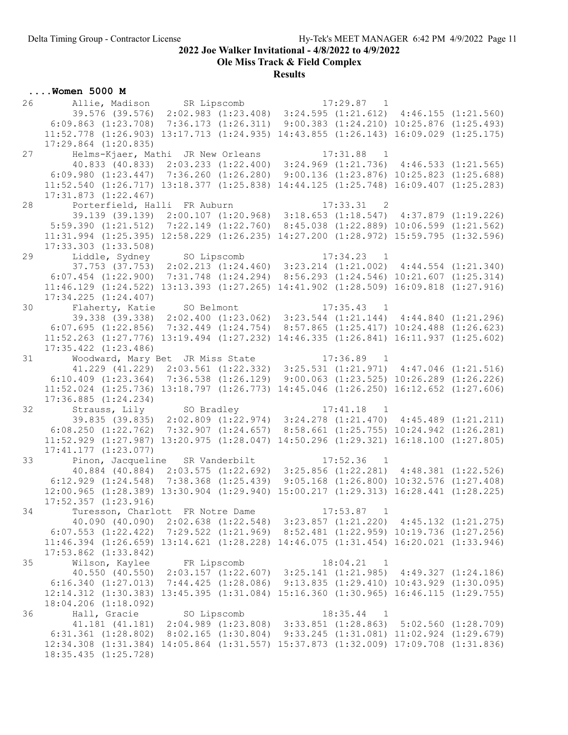## 2022 Joe Walker Invitational - 4/8/2022 to 4/9/2022

### Ole Miss Track & Field Complex

### Results

#### ....Women 5000 M

```
26       Allie, Madison      SR Lipscomb               17:29.87   1 
         39.576 (39.576)  2:02.983 (1:23.408)  3:24.595 (1:21.612)  4:46.155 (1:21.560)
       6:09.863 (1:23.708)  7:36.173 (1:26.311)  9:00.383 (1:24.210) 10:25.876 (1:25.493)
      11:52.778 (1:26.903) 13:17.713 (1:24.935) 14:43.855 (1:26.143) 16:09.029 (1:25.175)
      17:29.864 (1:20.835)
27       Helms-Kjaer, Mathi  JR New Orleans            17:31.88   1 
         40.833 (40.833)  2:03.233 (1:22.400)  3:24.969 (1:21.736)  4:46.533 (1:21.565)
       6:09.980 (1:23.447)  7:36.260 (1:26.280)  9:00.136 (1:23.876) 10:25.823 (1:25.688)
      11:52.540 (1:26.717) 13:18.377 (1:25.838) 14:44.125 (1:25.748) 16:09.407 (1:25.283)
      17:31.873 (1:22.467)
28       Porterfield, Halli  FR Auburn                 17:33.31   2 
         39.139 (39.139)  2:00.107 (1:20.968)  3:18.653 (1:18.547)  4:37.879 (1:19.226)
       5:59.390 (1:21.512)  7:22.149 (1:22.760)  8:45.038 (1:22.889) 10:06.599 (1:21.562)
      11:31.994 (1:25.395) 12:58.229 (1:26.235) 14:27.200 (1:28.972) 15:59.795 (1:32.596)
      17:33.303 (1:33.508)
29       Liddle, Sydney      SO Lipscomb               17:34.23   1 
         37.753 (37.753)  2:02.213 (1:24.460)  3:23.214 (1:21.002)  4:44.554 (1:21.340)
       6:07.454 (1:22.900)  7:31.748 (1:24.294)  8:56.293 (1:24.546) 10:21.607 (1:25.314)
      11:46.129 (1:24.522) 13:13.393 (1:27.265) 14:41.902 (1:28.509) 16:09.818 (1:27.916)
      17:34.225 (1:24.407)
30       Flaherty, Katie     SO Belmont                17:35.43   1 
         39.338 (39.338)  2:02.400 (1:23.062)  3:23.544 (1:21.144)  4:44.840 (1:21.296)
       6:07.695 (1:22.856)  7:32.449 (1:24.754)  8:57.865 (1:25.417) 10:24.488 (1:26.623)
      11:52.263 (1:27.776) 13:19.494 (1:27.232) 14:46.335 (1:26.841) 16:11.937 (1:25.602)
      17:35.422 (1:23.486)
31       Woodward, Mary Bet  JR Miss State             17:36.89   1 
         41.229 (41.229)  2:03.561 (1:22.332)  3:25.531 (1:21.971)  4:47.046 (1:21.516)
       6:10.409 (1:23.364)  7:36.538 (1:26.129)  9:00.063 (1:23.525) 10:26.289 (1:26.226)
      11:52.024 (1:25.736) 13:18.797 (1:26.773) 14:45.046 (1:26.250) 16:12.652 (1:27.606)
      17:36.885 (1:24.234)
32       Strauss, Lily       SO Bradley                17:41.18   1 
         39.835 (39.835)  2:02.809 (1:22.974)  3:24.278 (1:21.470)  4:45.489 (1:21.211)
       6:08.250 (1:22.762)  7:32.907 (1:24.657)  8:58.661 (1:25.755) 10:24.942 (1:26.281)
      11:52.929 (1:27.987) 13:20.975 (1:28.047) 14:50.296 (1:29.321) 16:18.100 (1:27.805)
      17:41.177 (1:23.077)
33       Pinon, Jacqueline   SR Vanderbilt             17:52.36   1 
         40.884 (40.884)  2:03.575 (1:22.692)  3:25.856 (1:22.281)  4:48.381 (1:22.526)
       6:12.929 (1:24.548)  7:38.368 (1:25.439)  9:05.168 (1:26.800) 10:32.576 (1:27.408)
      12:00.965 (1:28.389) 13:30.904 (1:29.940) 15:00.217 (1:29.313) 16:28.441 (1:28.225)
      17:52.357 (1:23.916)
34       Turesson, Charlott  FR Notre Dame             17:53.87   1 
         40.090 (40.090)  2:02.638 (1:22.548)  3:23.857 (1:21.220)  4:45.132 (1:21.275)
       6:07.553 (1:22.422)  7:29.522 (1:21.969)  8:52.481 (1:22.959) 10:19.736 (1:27.256)
      11:46.394 (1:26.659) 13:14.621 (1:28.228) 14:46.075 (1:31.454) 16:20.021 (1:33.946)
      17:53.862 (1:33.842)
35       Wilson, Kaylee      FR Lipscomb               18:04.21   1 
         40.550 (40.550)  2:03.157 (1:22.607)  3:25.141 (1:21.985)  4:49.327 (1:24.186)
       6:16.340 (1:27.013)  7:44.425 (1:28.086)  9:13.835 (1:29.410) 10:43.929 (1:30.095)
      12:14.312 (1:30.383) 13:45.395 (1:31.084) 15:16.360 (1:30.965) 16:46.115 (1:29.755)
      18:04.206 (1:18.092)
36       Hall, Gracie        SO Lipscomb               18:35.44   1 
         41.181 (41.181)  2:04.989 (1:23.808)  3:33.851 (1:28.863)  5:02.560 (1:28.709)
       6:31.361 (1:28.802)  8:02.165 (1:30.804)  9:33.245 (1:31.081) 11:02.924 (1:29.679)
      12:34.308 (1:31.384) 14:05.864 (1:31.557) 15:37.873 (1:32.009) 17:09.708 (1:31.836)
      18:35.435 (1:25.728)
```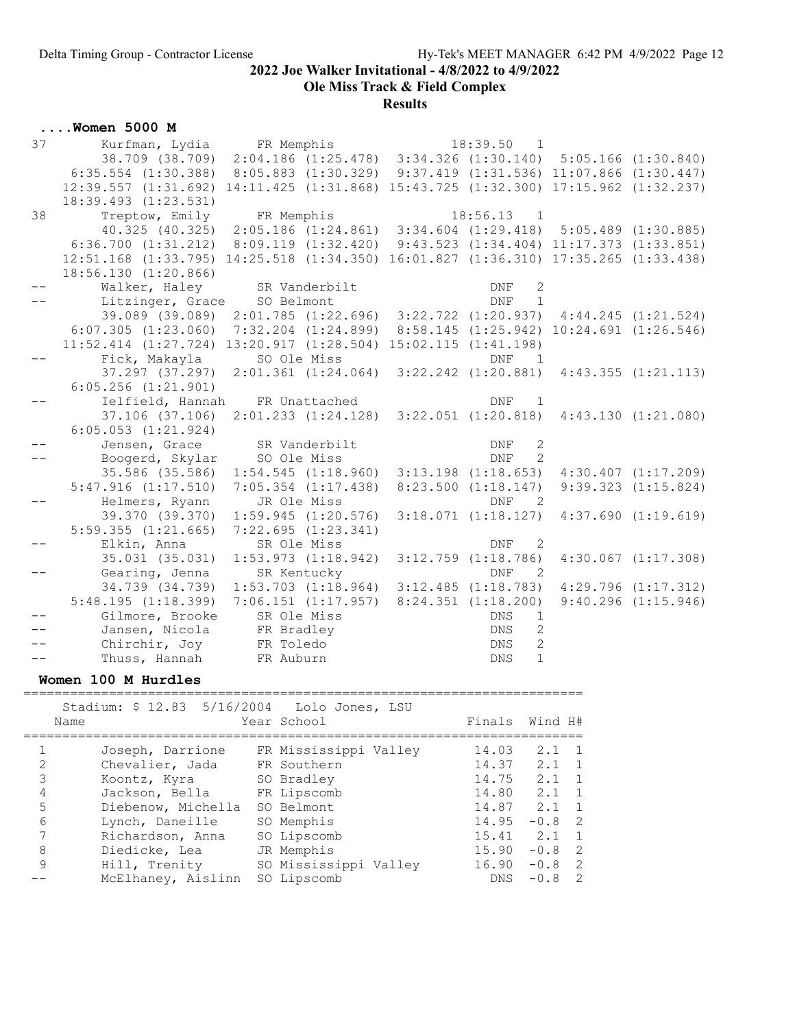2022 Joe Walker Invitational - 4/8/2022 to 4/9/2022

Ole Miss Track & Field Complex

Results

## ....Women 5000 M

```
37      Kurfman, Lydia       FR Memphis                  18:39.50   1
         38.709 (38.709)  2:04.186 (1:25.478)  3:34.326 (1:30.140)  5:05.166 (1:30.840)
       6:35.554 (1:30.388)  8:05.883 (1:30.329)  9:37.419 (1:31.536) 11:07.866 (1:30.447)
      12:39.557 (1:31.692) 14:11.425 (1:31.868) 15:43.725 (1:32.300) 17:15.962 (1:32.237)
      18:39.493 (1:23.531)
38      Treptow, Emily       FR Memphis                  18:56.13   1
         40.325 (40.325)  2:05.186 (1:24.861)  3:34.604 (1:29.418)  5:05.489 (1:30.885)
       6:36.700 (1:31.212)  8:09.119 (1:32.420)  9:43.523 (1:34.404) 11:17.373 (1:33.851)
      12:51.168 (1:33.795) 14:25.518 (1:34.350) 16:01.827 (1:36.310) 17:35.265 (1:33.438)
      18:56.130 (1:20.866)
--      Walker, Haley        SR Vanderbilt                    DNF   2
--      Litzinger, Grace     SO Belmont                       DNF   1
         39.089 (39.089)  2:01.785 (1:22.696)  3:22.722 (1:20.937)  4:44.245 (1:21.524)
       6:07.305 (1:23.060)  7:32.204 (1:24.899)  8:58.145 (1:25.942) 10:24.691 (1:26.546)
      11:52.414 (1:27.724) 13:20.917 (1:28.504) 15:02.115 (1:41.198)
--      Fick, Makayla        SO Ole Miss                      DNF   1
         37.297 (37.297)  2:01.361 (1:24.064)  3:22.242 (1:20.881)  4:43.355 (1:21.113)
       6:05.256 (1:21.901)
--      Ielfield, Hannah     FR Unattached                    DNF   1
         37.106 (37.106)  2:01.233 (1:24.128)  3:22.051 (1:20.818)  4:43.130 (1:21.080)
       6:05.053 (1:21.924)
--      Jensen, Grace        SR Vanderbilt                    DNF   2
--      Boogerd, Skylar      SO Ole Miss                      DNF   2
         35.586 (35.586)  1:54.545 (1:18.960)  3:13.198 (1:18.653)  4:30.407 (1:17.209)
       5:47.916 (1:17.510)  7:05.354 (1:17.438)  8:23.500 (1:18.147)  9:39.323 (1:15.824)
--      Helmers, Ryann       JR Ole Miss                      DNF   2
         39.370 (39.370)  1:59.945 (1:20.576)  3:18.071 (1:18.127)  4:37.690 (1:19.619)
       5:59.355 (1:21.665)  7:22.695 (1:23.341)
--      Elkin, Anna          SR Ole Miss                      DNF   2
         35.031 (35.031)  1:53.973 (1:18.942)  3:12.759 (1:18.786)  4:30.067 (1:17.308)
--      Gearing, Jenna       SR Kentucky                      DNF   2
         34.739 (34.739)  1:53.703 (1:18.964)  3:12.485 (1:18.783)  4:29.796 (1:17.312)
       5:48.195 (1:18.399)  7:06.151 (1:17.957)  8:24.351 (1:18.200)  9:40.296 (1:15.946)
--      Gilmore, Brooke      SR Ole Miss                      DNS   1
--      Jansen, Nicola       FR Bradley                       DNS   2
--      Chirchir, Joy        FR Toledo                        DNS   2
--      Thuss, Hannah        FR Auburn                        DNS   1
```

## Women 100 M Hurdles

Stadium: $ 12.83  5/16/2004   Lolo Jones, LSU

| | Name | Year School | Finals | Wind | H# |
|---|---|---|---|---|---|
| 1 | Joseph, Darrione | FR Mississippi Valley | 14.03 | 2.1 | 1 |
| 2 | Chevalier, Jada | FR Southern | 14.37 | 2.1 | 1 |
| 3 | Koontz, Kyra | SO Bradley | 14.75 | 2.1 | 1 |
| 4 | Jackson, Bella | FR Lipscomb | 14.80 | 2.1 | 1 |
| 5 | Diebenow, Michella | SO Belmont | 14.87 | 2.1 | 1 |
| 6 | Lynch, Daneille | SO Memphis | 14.95 | -0.8 | 2 |
| 7 | Richardson, Anna | SO Lipscomb | 15.41 | 2.1 | 1 |
| 8 | Diedicke, Lea | JR Memphis | 15.90 | -0.8 | 2 |
| 9 | Hill, Trenity | SO Mississippi Valley | 16.90 | -0.8 | 2 |
| -- | McElhaney, Aislinn | SO Lipscomb | DNS | -0.8 | 2 |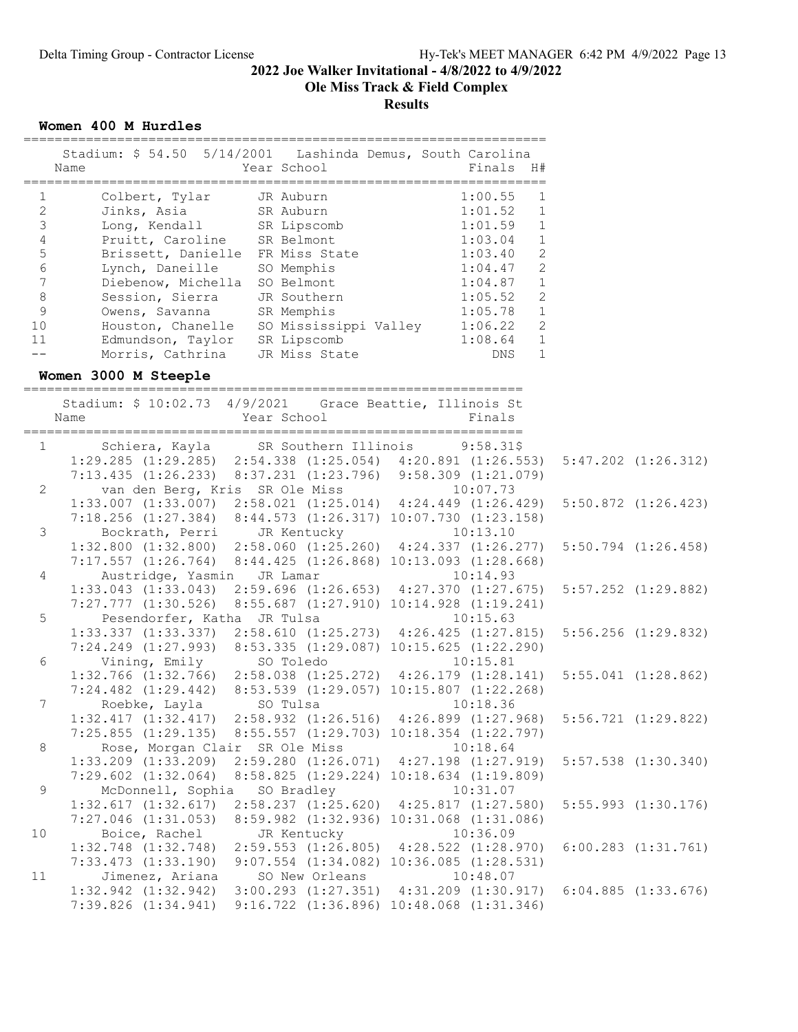**2022 Joe Walker Invitational - 4/8/2022 to 4/9/2022**

**Ole Miss Track & Field Complex**

**Results**

### Women 400 M Hurdles

Stadium: $ 54.50 5/14/2001 Lashinda Demus, South Carolina

| Place | Name | Year | School | Finals | H# |
|---|---|---|---|---|---|
| 1 | Colbert, Tylar | JR | Auburn | 1:00.55 | 1 |
| 2 | Jinks, Asia | SR | Auburn | 1:01.52 | 1 |
| 3 | Long, Kendall | SR | Lipscomb | 1:01.59 | 1 |
| 4 | Pruitt, Caroline | SR | Belmont | 1:03.04 | 1 |
| 5 | Brissett, Danielle | FR | Miss State | 1:03.40 | 2 |
| 6 | Lynch, Daneille | SO | Memphis | 1:04.47 | 2 |
| 7 | Diebenow, Michella | SO | Belmont | 1:04.87 | 1 |
| 8 | Session, Sierra | JR | Southern | 1:05.52 | 2 |
| 9 | Owens, Savanna | SR | Memphis | 1:05.78 | 1 |
| 10 | Houston, Chanelle | SO | Mississippi Valley | 1:06.22 | 2 |
| 11 | Edmundson, Taylor | SR | Lipscomb | 1:08.64 | 1 |
| -- | Morris, Cathrina | JR | Miss State | DNS | 1 |

### Women 3000 M Steeple

Stadium: $ 10:02.73 4/9/2021 Grace Beattie, Illinois St

| Place | Name | Year | School | Finals |
|---|---|---|---|---|
| 1 | Schiera, Kayla | SR | Southern Illinois | 9:58.31$ |
| | 1:29.285 (1:29.285) 2:54.338 (1:25.054) 4:20.891 (1:26.553) 5:47.202 (1:26.312) 7:13.435 (1:26.233) 8:37.231 (1:23.796) 9:58.309 (1:21.079) | | | |
| 2 | van den Berg, Kris | SR | Ole Miss | 10:07.73 |
| | 1:33.007 (1:33.007) 2:58.021 (1:25.014) 4:24.449 (1:26.429) 5:50.872 (1:26.423) 7:18.256 (1:27.384) 8:44.573 (1:26.317) 10:07.730 (1:23.158) | | | |
| 3 | Bockrath, Perri | JR | Kentucky | 10:13.10 |
| | 1:32.800 (1:32.800) 2:58.060 (1:25.260) 4:24.337 (1:26.277) 5:50.794 (1:26.458) 7:17.557 (1:26.764) 8:44.425 (1:26.868) 10:13.093 (1:28.668) | | | |
| 4 | Austridge, Yasmin | JR | Lamar | 10:14.93 |
| | 1:33.043 (1:33.043) 2:59.696 (1:26.653) 4:27.370 (1:27.675) 5:57.252 (1:29.882) 7:27.777 (1:30.526) 8:55.687 (1:27.910) 10:14.928 (1:19.241) | | | |
| 5 | Pesendorfer, Katha | JR | Tulsa | 10:15.63 |
| | 1:33.337 (1:33.337) 2:58.610 (1:25.273) 4:26.425 (1:27.815) 5:56.256 (1:29.832) 7:24.249 (1:27.993) 8:53.335 (1:29.087) 10:15.625 (1:22.290) | | | |
| 6 | Vining, Emily | SO | Toledo | 10:15.81 |
| | 1:32.766 (1:32.766) 2:58.038 (1:25.272) 4:26.179 (1:28.141) 5:55.041 (1:28.862) 7:24.482 (1:29.442) 8:53.539 (1:29.057) 10:15.807 (1:22.268) | | | |
| 7 | Roebke, Layla | SO | Tulsa | 10:18.36 |
| | 1:32.417 (1:32.417) 2:58.932 (1:26.516) 4:26.899 (1:27.968) 5:56.721 (1:29.822) 7:25.855 (1:29.135) 8:55.557 (1:29.703) 10:18.354 (1:22.797) | | | |
| 8 | Rose, Morgan Clair | SR | Ole Miss | 10:18.64 |
| | 1:33.209 (1:33.209) 2:59.280 (1:26.071) 4:27.198 (1:27.919) 5:57.538 (1:30.340) 7:29.602 (1:32.064) 8:58.825 (1:29.224) 10:18.634 (1:19.809) | | | |
| 9 | McDonnell, Sophia | SO | Bradley | 10:31.07 |
| | 1:32.617 (1:32.617) 2:58.237 (1:25.620) 4:25.817 (1:27.580) 5:55.993 (1:30.176) 7:27.046 (1:31.053) 8:59.982 (1:32.936) 10:31.068 (1:31.086) | | | |
| 10 | Boice, Rachel | JR | Kentucky | 10:36.09 |
| | 1:32.748 (1:32.748) 2:59.553 (1:26.805) 4:28.522 (1:28.970) 6:00.283 (1:31.761) 7:33.473 (1:33.190) 9:07.554 (1:34.082) 10:36.085 (1:28.531) | | | |
| 11 | Jimenez, Ariana | SO | New Orleans | 10:48.07 |
| | 1:32.942 (1:32.942) 3:00.293 (1:27.351) 4:31.209 (1:30.917) 6:04.885 (1:33.676) 7:39.826 (1:34.941) 9:16.722 (1:36.896) 10:48.068 (1:31.346) | | | |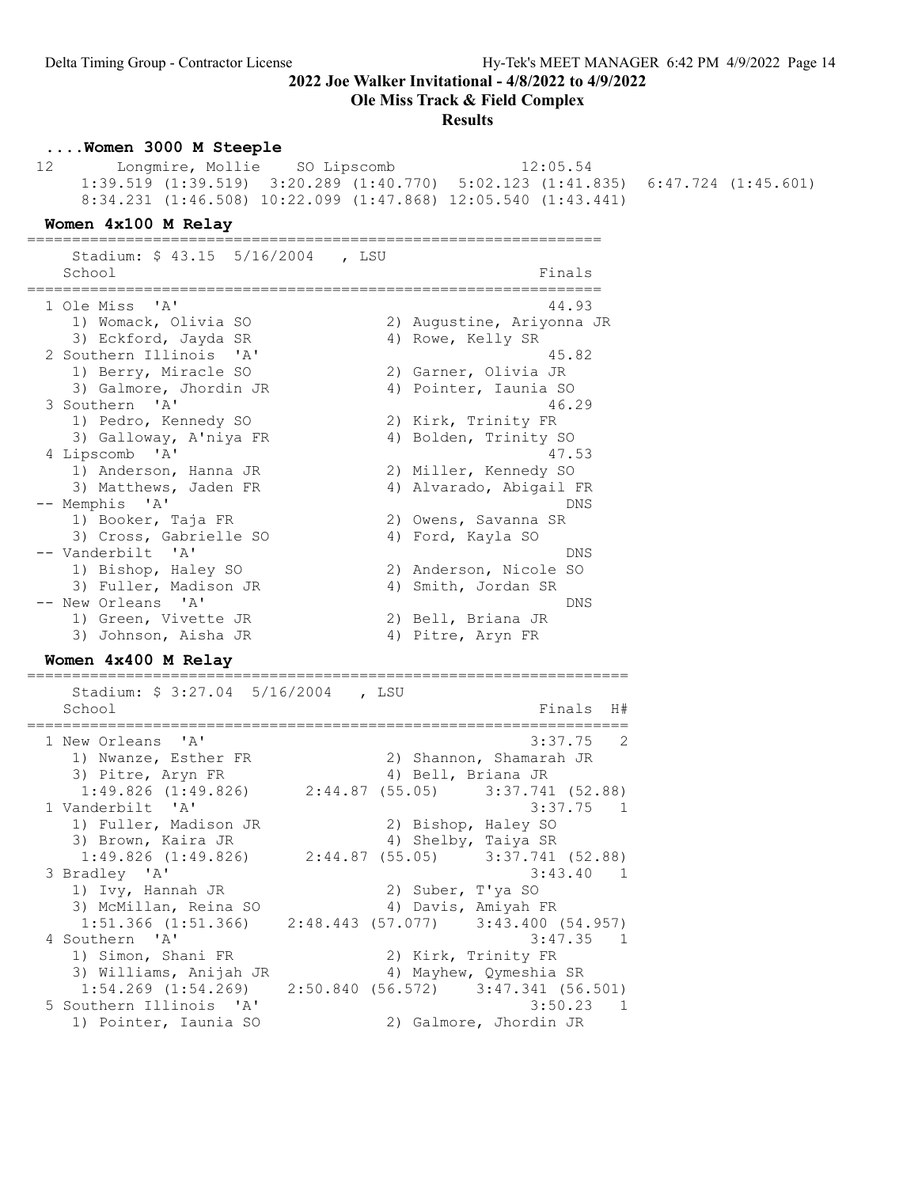# 2022 Joe Walker Invitational - 4/8/2022 to 4/9/2022

## Ole Miss Track & Field Complex

### Results

#### ....Women 3000 M Steeple

```
 12       Longmire, Mollie    SO Lipscomb              12:05.54  
     1:39.519 (1:39.519)  3:20.289 (1:40.770)  5:02.123 (1:41.835)  6:47.724 (1:45.601)
     8:34.231 (1:46.508) 10:22.099 (1:47.868) 12:05.540 (1:43.441)
```

#### Women 4x100 M Relay

```
================================================================
    Stadium: $ 43.15  5/16/2004    , LSU                        
    School                                               Finals 
================================================================
  1 Ole Miss  'A'                                         44.93  
     1) Womack, Olivia SO               2) Augustine, Ariyonna JR
     3) Eckford, Jayda SR               4) Rowe, Kelly SR        
  2 Southern Illinois  'A'                                45.82  
     1) Berry, Miracle SO               2) Garner, Olivia JR     
     3) Galmore, Jhordin JR             4) Pointer, Iaunia SO    
  3 Southern  'A'                                         46.29  
     1) Pedro, Kennedy SO               2) Kirk, Trinity FR      
     3) Galloway, A'niya FR             4) Bolden, Trinity SO    
  4 Lipscomb  'A'                                         47.53  
     1) Anderson, Hanna JR              2) Miller, Kennedy SO    
     3) Matthews, Jaden FR              4) Alvarado, Abigail FR  
 -- Memphis  'A'                                            DNS  
     1) Booker, Taja FR                 2) Owens, Savanna SR     
     3) Cross, Gabrielle SO             4) Ford, Kayla SO        
 -- Vanderbilt  'A'                                         DNS  
     1) Bishop, Haley SO                2) Anderson, Nicole SO   
     3) Fuller, Madison JR              4) Smith, Jordan SR      
 -- New Orleans  'A'                                        DNS  
     1) Green, Vivette JR               2) Bell, Briana JR       
     3) Johnson, Aisha JR               4) Pitre, Aryn FR        
```

#### Women 4x400 M Relay

```
===================================================================
    Stadium: $ 3:27.04  5/16/2004    , LSU                         
    School                                               Finals  H#
===================================================================
  1 New Orleans  'A'                                    3:37.75   2
     1) Nwanze, Esther FR               2) Shannon, Shamarah JR    
     3) Pitre, Aryn FR                  4) Bell, Briana JR         
      1:49.826 (1:49.826)     2:44.87 (55.05)     3:37.741 (52.88)
  1 Vanderbilt  'A'                                     3:37.75   1
     1) Fuller, Madison JR              2) Bishop, Haley SO        
     3) Brown, Kaira JR                 4) Shelby, Taiya SR        
      1:49.826 (1:49.826)     2:44.87 (55.05)     3:37.741 (52.88)
  3 Bradley  'A'                                        3:43.40   1
     1) Ivy, Hannah JR                  2) Suber, T'ya SO          
     3) McMillan, Reina SO              4) Davis, Amiyah FR        
      1:51.366 (1:51.366)    2:48.443 (57.077)    3:43.400 (54.957)
  4 Southern  'A'                                       3:47.35   1
     1) Simon, Shani FR                 2) Kirk, Trinity FR        
     3) Williams, Anijah JR             4) Mayhew, Qymeshia SR     
      1:54.269 (1:54.269)    2:50.840 (56.572)    3:47.341 (56.501)
  5 Southern Illinois  'A'                              3:50.23   1
     1) Pointer, Iaunia SO              2) Galmore, Jhordin JR     
```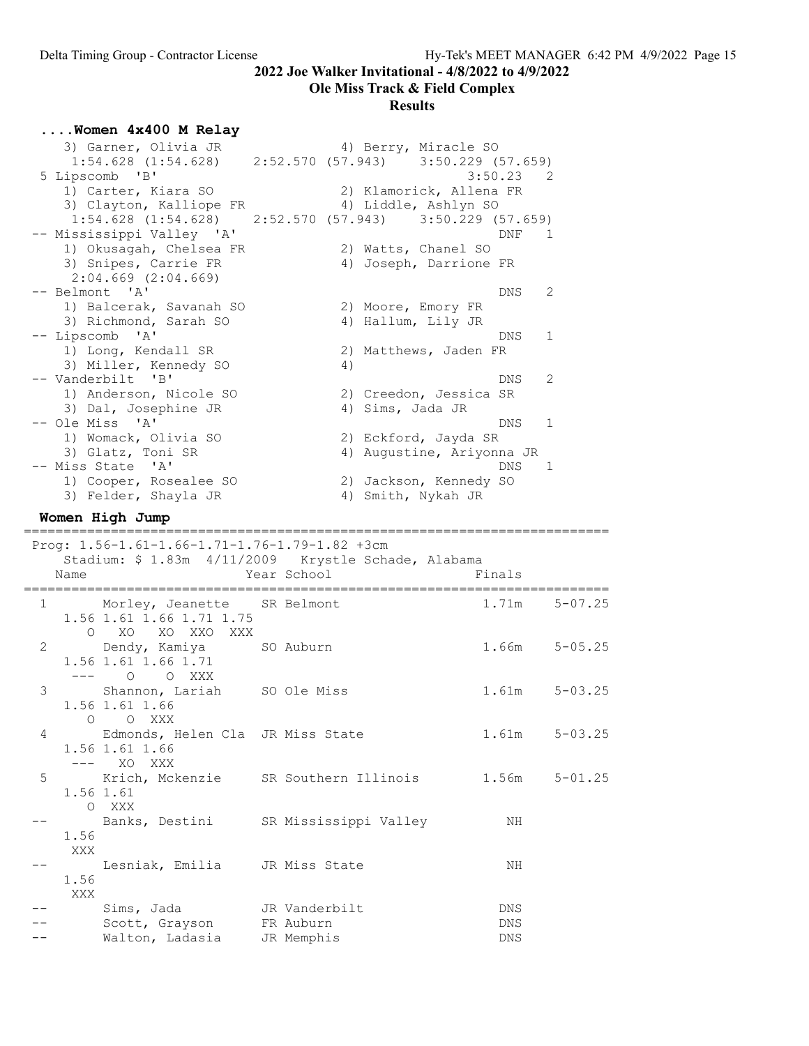2022 Joe Walker Invitational - 4/8/2022 to 4/9/2022

Ole Miss Track & Field Complex

Results

### ....Women 4x400 M Relay

```
    3) Garner, Olivia JR               4) Berry, Miracle SO
     1:54.628 (1:54.628)    2:52.570 (57.943)    3:50.229 (57.659)
 5 Lipscomb  'B'                                          3:50.23   2
    1) Carter, Kiara SO                2) Klamorick, Allena FR
    3) Clayton, Kalliope FR            4) Liddle, Ashlyn SO
     1:54.628 (1:54.628)    2:52.570 (57.943)    3:50.229 (57.659)
-- Mississippi Valley  'A'                                    DNF   1
    1) Okusagah, Chelsea FR            2) Watts, Chanel SO
    3) Snipes, Carrie FR               4) Joseph, Darrione FR
     2:04.669 (2:04.669)
-- Belmont  'A'                                               DNS   2
    1) Balcerak, Savanah SO            2) Moore, Emory FR
    3) Richmond, Sarah SO              4) Hallum, Lily JR
-- Lipscomb  'A'                                              DNS   1
    1) Long, Kendall SR                2) Matthews, Jaden FR
    3) Miller, Kennedy SO              4)
-- Vanderbilt  'B'                                            DNS   2
    1) Anderson, Nicole SO             2) Creedon, Jessica SR
    3) Dal, Josephine JR               4) Sims, Jada JR
-- Ole Miss  'A'                                              DNS   1
    1) Womack, Olivia SO               2) Eckford, Jayda SR
    3) Glatz, Toni SR                  4) Augustine, Ariyonna JR
-- Miss State  'A'                                            DNS   1
    1) Cooper, Rosealee SO             2) Jackson, Kennedy SO
    3) Felder, Shayla JR               4) Smith, Nykah JR
```

### Women High Jump

```
=========================================================================
 Prog: 1.56-1.61-1.66-1.71-1.76-1.79-1.82 +3cm
    Stadium: $ 1.83m  4/11/2009   Krystle Schade, Alabama
    Name                    Year School                  Finals
=========================================================================
  1      Morley, Jeanette    SR Belmont                 1.71m    5-07.25
     1.56 1.61 1.66 1.71 1.75
        O   XO   XO  XXO  XXX
  2      Dendy, Kamiya       SO Auburn                  1.66m    5-05.25
     1.56 1.61 1.66 1.71
      ---    O    O  XXX
  3      Shannon, Lariah     SO Ole Miss                1.61m    5-03.25
     1.56 1.61 1.66
        O    O  XXX
  4      Edmonds, Helen Cla  JR Miss State              1.61m    5-03.25
     1.56 1.61 1.66
      ---   XO  XXX
  5      Krich, Mckenzie     SR Southern Illinois       1.56m    5-01.25
     1.56 1.61
        O  XXX
 --      Banks, Destini      SR Mississippi Valley         NH
     1.56
      XXX
 --      Lesniak, Emilia     JR Miss State                 NH
     1.56
      XXX
 --      Sims, Jada          JR Vanderbilt                DNS
 --      Scott, Grayson      FR Auburn                    DNS
 --      Walton, Ladasia     JR Memphis                   DNS
```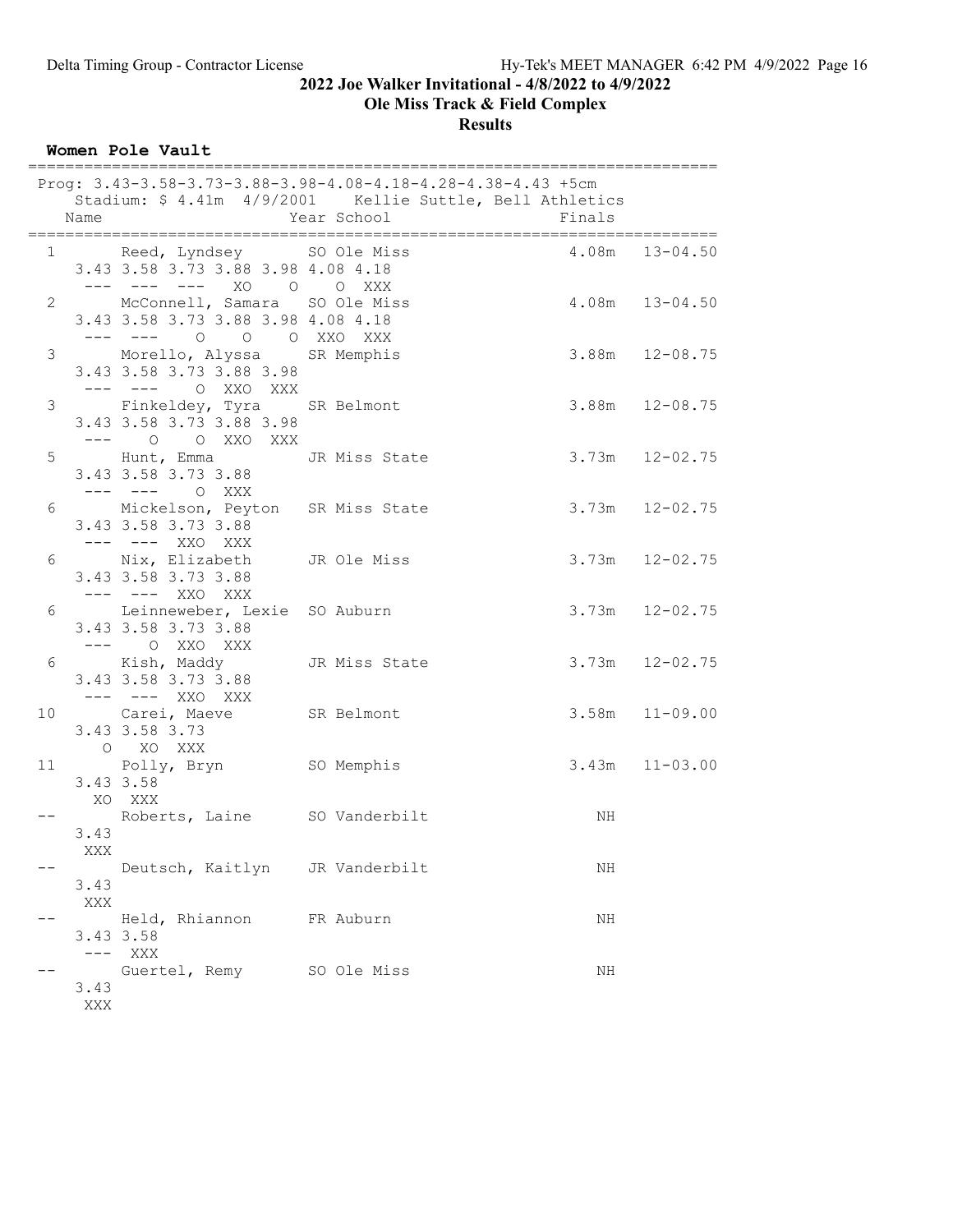2022 Joe Walker Invitational - 4/8/2022 to 4/9/2022

Ole Miss Track & Field Complex

Results

## Women Pole Vault

```
==========================================================================
 Prog: 3.43-3.58-3.73-3.88-3.98-4.08-4.18-4.28-4.38-4.43 +5cm
    Stadium: $ 4.41m  4/9/2001    Kellie Suttle, Bell Athletics
    Name                    Year School                  Finals
==========================================================================
  1      Reed, Lyndsey        SO Ole Miss              4.08m   13-04.50
     3.43 3.58 3.73 3.88 3.98 4.08 4.18
      ---  ---  ---   XO    O    O  XXX
  2      McConnell, Samara    SO Ole Miss              4.08m   13-04.50
     3.43 3.58 3.73 3.88 3.98 4.08 4.18
      ---  ---    O    O    O  XXO  XXX
  3      Morello, Alyssa      SR Memphis               3.88m   12-08.75
     3.43 3.58 3.73 3.88 3.98
      ---  ---    O  XXO  XXX
  3      Finkeldey, Tyra      SR Belmont               3.88m   12-08.75
     3.43 3.58 3.73 3.88 3.98
      ---    O    O  XXO  XXX
  5      Hunt, Emma           JR Miss State            3.73m   12-02.75
     3.43 3.58 3.73 3.88
      ---  ---    O  XXX
  6      Mickelson, Peyton    SR Miss State            3.73m   12-02.75
     3.43 3.58 3.73 3.88
      ---  ---  XXO  XXX
  6      Nix, Elizabeth       JR Ole Miss              3.73m   12-02.75
     3.43 3.58 3.73 3.88
      ---  ---  XXO  XXX
  6      Leinneweber, Lexie   SO Auburn                3.73m   12-02.75
     3.43 3.58 3.73 3.88
      ---    O  XXO  XXX
  6      Kish, Maddy          JR Miss State            3.73m   12-02.75
     3.43 3.58 3.73 3.88
      ---  ---  XXO  XXX
 10      Carei, Maeve         SR Belmont               3.58m   11-09.00
     3.43 3.58 3.73
        O   XO  XXX
 11      Polly, Bryn          SO Memphis               3.43m   11-03.00
     3.43 3.58
       XO  XXX
 --      Roberts, Laine       SO Vanderbilt               NH
     3.43
      XXX
 --      Deutsch, Kaitlyn     JR Vanderbilt               NH
     3.43
      XXX
 --      Held, Rhiannon       FR Auburn                   NH
     3.43 3.58
      ---  XXX
 --      Guertel, Remy        SO Ole Miss                 NH
     3.43
      XXX
```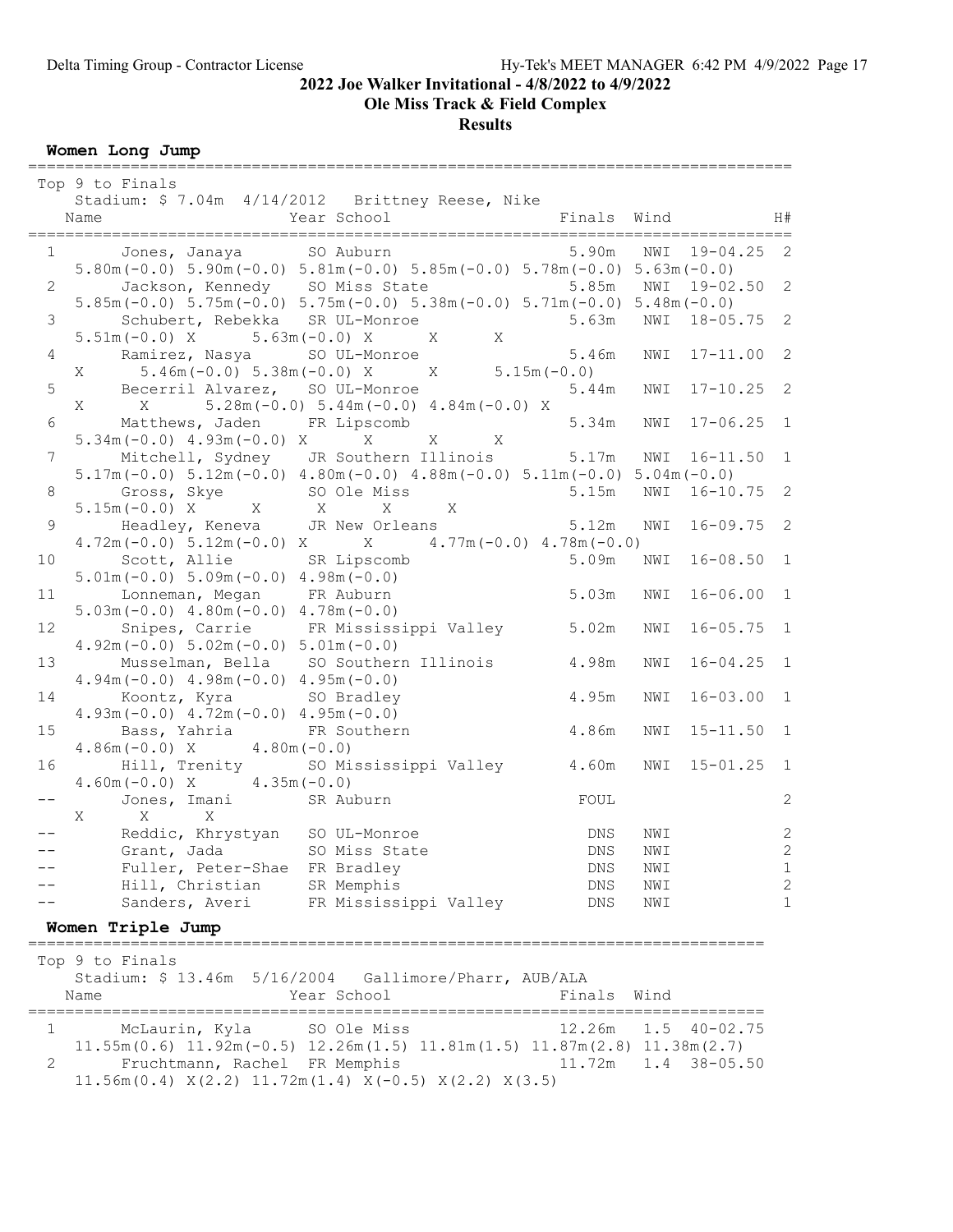## 2022 Joe Walker Invitational - 4/8/2022 to 4/9/2022

## Ole Miss Track & Field Complex

## Results

### Women Long Jump

Top 9 to Finals

Stadium: $ 7.04m 4/14/2012 Brittney Reese, Nike

| Place | Name | Year | School | Finals | Wind | | H# |
|---|---|---|---|---|---|---|---|
| 1 | Jones, Janaya | SO | Auburn | 5.90m | NWI | 19-04.25 | 2 |
| | 5.80m(-0.0) 5.90m(-0.0) 5.81m(-0.0) 5.85m(-0.0) 5.78m(-0.0) 5.63m(-0.0) | | | | | | |
| 2 | Jackson, Kennedy | SO | Miss State | 5.85m | NWI | 19-02.50 | 2 |
| | 5.85m(-0.0) 5.75m(-0.0) 5.75m(-0.0) 5.38m(-0.0) 5.71m(-0.0) 5.48m(-0.0) | | | | | | |
| 3 | Schubert, Rebekka | SR | UL-Monroe | 5.63m | NWI | 18-05.75 | 2 |
| | 5.51m(-0.0) X 5.63m(-0.0) X X X | | | | | | |
| 4 | Ramirez, Nasya | SO | UL-Monroe | 5.46m | NWI | 17-11.00 | 2 |
| | X 5.46m(-0.0) 5.38m(-0.0) X X 5.15m(-0.0) | | | | | | |
| 5 | Becerril Alvarez, | SO | UL-Monroe | 5.44m | NWI | 17-10.25 | 2 |
| | X X 5.28m(-0.0) 5.44m(-0.0) 4.84m(-0.0) X | | | | | | |
| 6 | Matthews, Jaden | FR | Lipscomb | 5.34m | NWI | 17-06.25 | 1 |
| | 5.34m(-0.0) 4.93m(-0.0) X X X X | | | | | | |
| 7 | Mitchell, Sydney | JR | Southern Illinois | 5.17m | NWI | 16-11.50 | 1 |
| | 5.17m(-0.0) 5.12m(-0.0) 4.80m(-0.0) 4.88m(-0.0) 5.11m(-0.0) 5.04m(-0.0) | | | | | | |
| 8 | Gross, Skye | SO | Ole Miss | 5.15m | NWI | 16-10.75 | 2 |
| | 5.15m(-0.0) X X X X X | | | | | | |
| 9 | Headley, Keneva | JR | New Orleans | 5.12m | NWI | 16-09.75 | 2 |
| | 4.72m(-0.0) 5.12m(-0.0) X X 4.77m(-0.0) 4.78m(-0.0) | | | | | | |
| 10 | Scott, Allie | SR | Lipscomb | 5.09m | NWI | 16-08.50 | 1 |
| | 5.01m(-0.0) 5.09m(-0.0) 4.98m(-0.0) | | | | | | |
| 11 | Lonneman, Megan | FR | Auburn | 5.03m | NWI | 16-06.00 | 1 |
| | 5.03m(-0.0) 4.80m(-0.0) 4.78m(-0.0) | | | | | | |
| 12 | Snipes, Carrie | FR | Mississippi Valley | 5.02m | NWI | 16-05.75 | 1 |
| | 4.92m(-0.0) 5.02m(-0.0) 5.01m(-0.0) | | | | | | |
| 13 | Musselman, Bella | SO | Southern Illinois | 4.98m | NWI | 16-04.25 | 1 |
| | 4.94m(-0.0) 4.98m(-0.0) 4.95m(-0.0) | | | | | | |
| 14 | Koontz, Kyra | SO | Bradley | 4.95m | NWI | 16-03.00 | 1 |
| | 4.93m(-0.0) 4.72m(-0.0) 4.95m(-0.0) | | | | | | |
| 15 | Bass, Yahria | FR | Southern | 4.86m | NWI | 15-11.50 | 1 |
| | 4.86m(-0.0) X 4.80m(-0.0) | | | | | | |
| 16 | Hill, Trenity | SO | Mississippi Valley | 4.60m | NWI | 15-01.25 | 1 |
| | 4.60m(-0.0) X 4.35m(-0.0) | | | | | | |
| -- | Jones, Imani | SR | Auburn | FOUL | | | 2 |
| | X X X | | | | | | |
| -- | Reddic, Khrystyan | SO | UL-Monroe | DNS | NWI | | 2 |
| -- | Grant, Jada | SO | Miss State | DNS | NWI | | 2 |
| -- | Fuller, Peter-Shae | FR | Bradley | DNS | NWI | | 1 |
| -- | Hill, Christian | SR | Memphis | DNS | NWI | | 2 |
| -- | Sanders, Averi | FR | Mississippi Valley | DNS | NWI | | 1 |

### Women Triple Jump

Top 9 to Finals

Stadium: $ 13.46m 5/16/2004 Gallimore/Pharr, AUB/ALA

| Place | Name | Year | School | Finals | Wind | |
|---|---|---|---|---|---|---|
| 1 | McLaurin, Kyla | SO | Ole Miss | 12.26m | 1.5 | 40-02.75 |
| | 11.55m(0.6) 11.92m(-0.5) 12.26m(1.5) 11.81m(1.5) 11.87m(2.8) 11.38m(2.7) | | | | | |
| 2 | Fruchtmann, Rachel | FR | Memphis | 11.72m | 1.4 | 38-05.50 |
| | 11.56m(0.4) X(2.2) 11.72m(1.4) X(-0.5) X(2.2) X(3.5) | | | | | |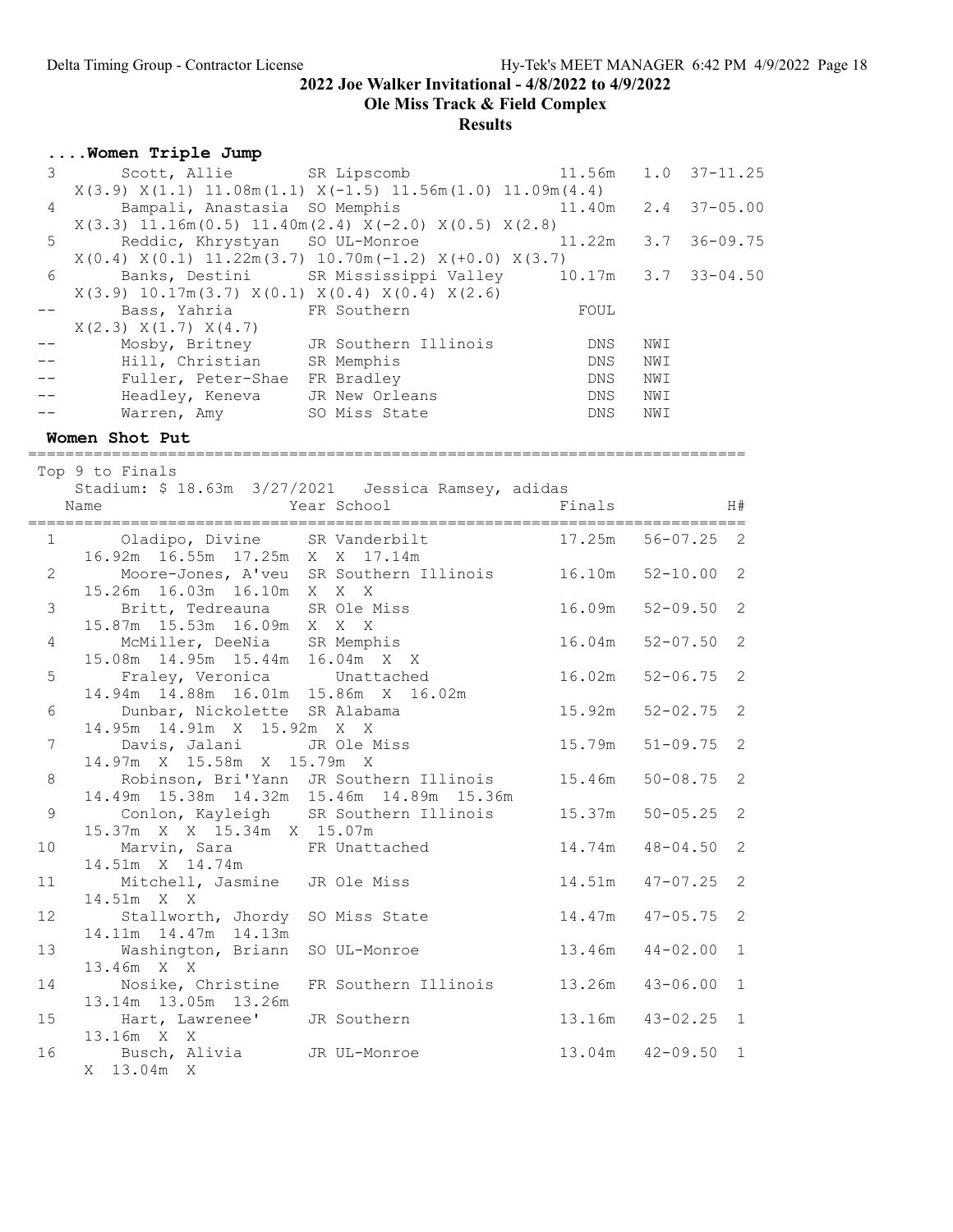**2022 Joe Walker Invitational - 4/8/2022 to 4/9/2022**

**Ole Miss Track & Field Complex**

**Results**

## ....Women Triple Jump

| Place | Name | Year | School | Finals | Wind | |
|---|---|---|---|---|---|---|
| 3 | Scott, Allie | SR | Lipscomb | 11.56m | 1.0 | 37-11.25 |
| | X(3.9) X(1.1) 11.08m(1.1) X(-1.5) 11.56m(1.0) 11.09m(4.4) | | | | | |
| 4 | Bampali, Anastasia | SO | Memphis | 11.40m | 2.4 | 37-05.00 |
| | X(3.3) 11.16m(0.5) 11.40m(2.4) X(-2.0) X(0.5) X(2.8) | | | | | |
| 5 | Reddic, Khrystyan | SO | UL-Monroe | 11.22m | 3.7 | 36-09.75 |
| | X(0.4) X(0.1) 11.22m(3.7) 10.70m(-1.2) X(+0.0) X(3.7) | | | | | |
| 6 | Banks, Destini | SR | Mississippi Valley | 10.17m | 3.7 | 33-04.50 |
| | X(3.9) 10.17m(3.7) X(0.1) X(0.4) X(0.4) X(2.6) | | | | | |
| -- | Bass, Yahria | FR | Southern | FOUL | | |
| | X(2.3) X(1.7) X(4.7) | | | | | |
| -- | Mosby, Britney | JR | Southern Illinois | DNS | NWI | |
| -- | Hill, Christian | SR | Memphis | DNS | NWI | |
| -- | Fuller, Peter-Shae | FR | Bradley | DNS | NWI | |
| -- | Headley, Keneva | JR | New Orleans | DNS | NWI | |
| -- | Warren, Amy | SO | Miss State | DNS | NWI | |

## Women Shot Put

Top 9 to Finals

Stadium: $ 18.63m 3/27/2021 Jessica Ramsey, adidas

| Place | Name | Year | School | Finals | | H# |
|---|---|---|---|---|---|---|
| 1 | Oladipo, Divine | SR | Vanderbilt | 17.25m | 56-07.25 | 2 |
| | 16.92m 16.55m 17.25m X X 17.14m | | | | | |
| 2 | Moore-Jones, A'veu | SR | Southern Illinois | 16.10m | 52-10.00 | 2 |
| | 15.26m 16.03m 16.10m X X X | | | | | |
| 3 | Britt, Tedreauna | SR | Ole Miss | 16.09m | 52-09.50 | 2 |
| | 15.87m 15.53m 16.09m X X X | | | | | |
| 4 | McMiller, DeeNia | SR | Memphis | 16.04m | 52-07.50 | 2 |
| | 15.08m 14.95m 15.44m 16.04m X X | | | | | |
| 5 | Fraley, Veronica | | Unattached | 16.02m | 52-06.75 | 2 |
| | 14.94m 14.88m 16.01m 15.86m X 16.02m | | | | | |
| 6 | Dunbar, Nickolette | SR | Alabama | 15.92m | 52-02.75 | 2 |
| | 14.95m 14.91m X 15.92m X X | | | | | |
| 7 | Davis, Jalani | JR | Ole Miss | 15.79m | 51-09.75 | 2 |
| | 14.97m X 15.58m X 15.79m X | | | | | |
| 8 | Robinson, Bri'Yann | JR | Southern Illinois | 15.46m | 50-08.75 | 2 |
| | 14.49m 15.38m 14.32m 15.46m 14.89m 15.36m | | | | | |
| 9 | Conlon, Kayleigh | SR | Southern Illinois | 15.37m | 50-05.25 | 2 |
| | 15.37m X X 15.34m X 15.07m | | | | | |
| 10 | Marvin, Sara | FR | Unattached | 14.74m | 48-04.50 | 2 |
| | 14.51m X 14.74m | | | | | |
| 11 | Mitchell, Jasmine | JR | Ole Miss | 14.51m | 47-07.25 | 2 |
| | 14.51m X X | | | | | |
| 12 | Stallworth, Jhordy | SO | Miss State | 14.47m | 47-05.75 | 2 |
| | 14.11m 14.47m 14.13m | | | | | |
| 13 | Washington, Briann | SO | UL-Monroe | 13.46m | 44-02.00 | 1 |
| | 13.46m X X | | | | | |
| 14 | Nosike, Christine | FR | Southern Illinois | 13.26m | 43-06.00 | 1 |
| | 13.14m 13.05m 13.26m | | | | | |
| 15 | Hart, Lawrenee' | JR | Southern | 13.16m | 43-02.25 | 1 |
| | 13.16m X X | | | | | |
| 16 | Busch, Alivia | JR | UL-Monroe | 13.04m | 42-09.50 | 1 |
| | X 13.04m X | | | | | |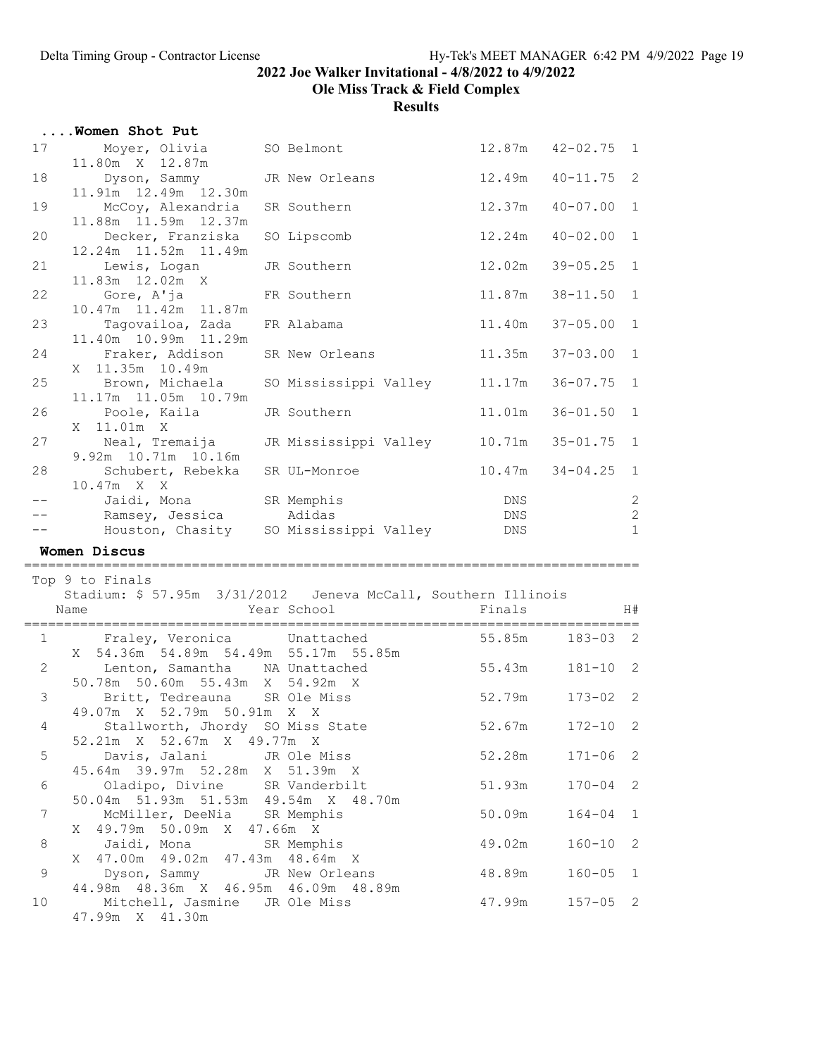2022 Joe Walker Invitational - 4/8/2022 to 4/9/2022

Ole Miss Track & Field Complex

**Results**

## ....Women Shot Put

| Place | Name | Year School | Finals | | H# |
|---|---|---|---|---|---|
| 17 | Moyer, Olivia | SO Belmont | 12.87m | 42-02.75 | 1 |
| | 11.80m X 12.87m | | | | |
| 18 | Dyson, Sammy | JR New Orleans | 12.49m | 40-11.75 | 2 |
| | 11.91m 12.49m 12.30m | | | | |
| 19 | McCoy, Alexandria | SR Southern | 12.37m | 40-07.00 | 1 |
| | 11.88m 11.59m 12.37m | | | | |
| 20 | Decker, Franziska | SO Lipscomb | 12.24m | 40-02.00 | 1 |
| | 12.24m 11.52m 11.49m | | | | |
| 21 | Lewis, Logan | JR Southern | 12.02m | 39-05.25 | 1 |
| | 11.83m 12.02m X | | | | |
| 22 | Gore, A'ja | FR Southern | 11.87m | 38-11.50 | 1 |
| | 10.47m 11.42m 11.87m | | | | |
| 23 | Tagovailoa, Zada | FR Alabama | 11.40m | 37-05.00 | 1 |
| | 11.40m 10.99m 11.29m | | | | |
| 24 | Fraker, Addison | SR New Orleans | 11.35m | 37-03.00 | 1 |
| | X 11.35m 10.49m | | | | |
| 25 | Brown, Michaela | SO Mississippi Valley | 11.17m | 36-07.75 | 1 |
| | 11.17m 11.05m 10.79m | | | | |
| 26 | Poole, Kaila | JR Southern | 11.01m | 36-01.50 | 1 |
| | X 11.01m X | | | | |
| 27 | Neal, Tremaija | JR Mississippi Valley | 10.71m | 35-01.75 | 1 |
| | 9.92m 10.71m 10.16m | | | | |
| 28 | Schubert, Rebekka | SR UL-Monroe | 10.47m | 34-04.25 | 1 |
| | 10.47m X X | | | | |
| -- | Jaidi, Mona | SR Memphis | DNS | | 2 |
| -- | Ramsey, Jessica | Adidas | DNS | | 2 |
| -- | Houston, Chasity | SO Mississippi Valley | DNS | | 1 |

## Women Discus

Top 9 to Finals

Stadium: $ 57.95m 3/31/2012 Jeneva McCall, Southern Illinois

| Place | Name | Year School | Finals | | H# |
|---|---|---|---|---|---|
| 1 | Fraley, Veronica | Unattached | 55.85m | 183-03 | 2 |
| | X 54.36m 54.89m 54.49m 55.17m 55.85m | | | | |
| 2 | Lenton, Samantha | NA Unattached | 55.43m | 181-10 | 2 |
| | 50.78m 50.60m 55.43m X 54.92m X | | | | |
| 3 | Britt, Tedreauna | SR Ole Miss | 52.79m | 173-02 | 2 |
| | 49.07m X 52.79m 50.91m X X | | | | |
| 4 | Stallworth, Jhordy | SO Miss State | 52.67m | 172-10 | 2 |
| | 52.21m X 52.67m X 49.77m X | | | | |
| 5 | Davis, Jalani | JR Ole Miss | 52.28m | 171-06 | 2 |
| | 45.64m 39.97m 52.28m X 51.39m X | | | | |
| 6 | Oladipo, Divine | SR Vanderbilt | 51.93m | 170-04 | 2 |
| | 50.04m 51.93m 51.53m 49.54m X 48.70m | | | | |
| 7 | McMiller, DeeNia | SR Memphis | 50.09m | 164-04 | 1 |
| | X 49.79m 50.09m X 47.66m X | | | | |
| 8 | Jaidi, Mona | SR Memphis | 49.02m | 160-10 | 2 |
| | X 47.00m 49.02m 47.43m 48.64m X | | | | |
| 9 | Dyson, Sammy | JR New Orleans | 48.89m | 160-05 | 1 |
| | 44.98m 48.36m X 46.95m 46.09m 48.89m | | | | |
| 10 | Mitchell, Jasmine | JR Ole Miss | 47.99m | 157-05 | 2 |
| | 47.99m X 41.30m | | | | |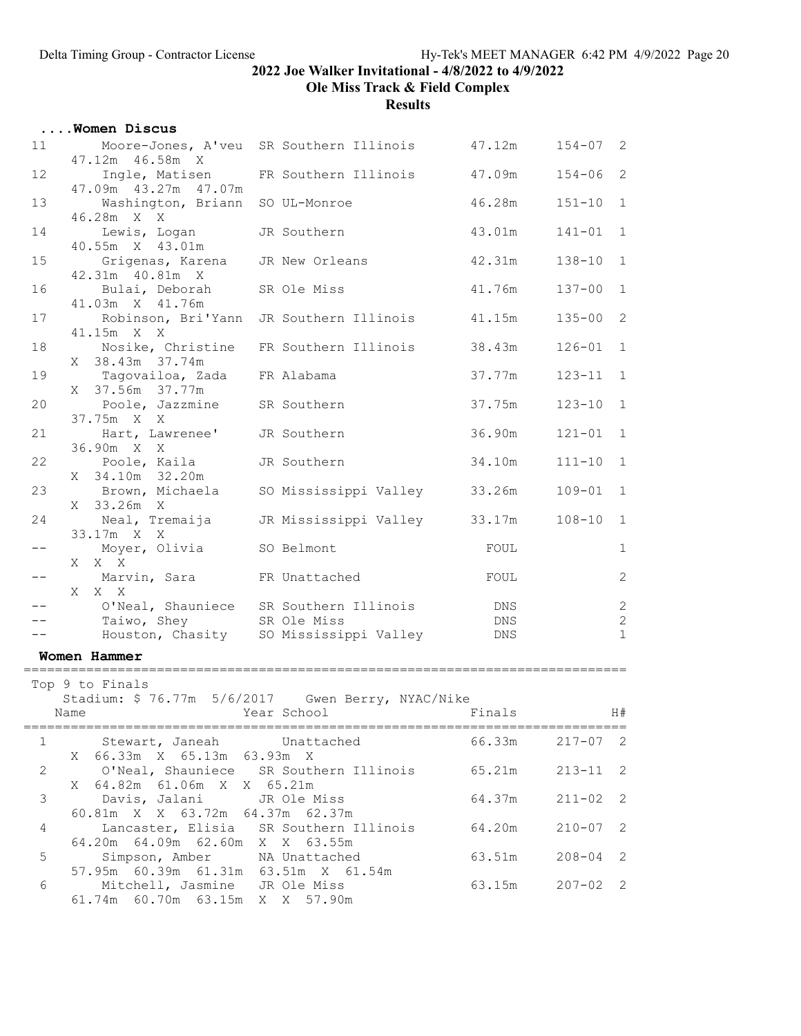## 2022 Joe Walker Invitational - 4/8/2022 to 4/9/2022

## Ole Miss Track & Field Complex

## Results

### ....Women Discus

| Place | Name | Year | School | Finals | | H# |
|---|---|---|---|---|---|---|
| 11 | Moore-Jones, A'veu | SR | Southern Illinois | 47.12m | 154-07 | 2 |
| | 47.12m 46.58m X | | | | | |
| 12 | Ingle, Matisen | FR | Southern Illinois | 47.09m | 154-06 | 2 |
| | 47.09m 43.27m 47.07m | | | | | |
| 13 | Washington, Briann | SO | UL-Monroe | 46.28m | 151-10 | 1 |
| | 46.28m X X | | | | | |
| 14 | Lewis, Logan | JR | Southern | 43.01m | 141-01 | 1 |
| | 40.55m X 43.01m | | | | | |
| 15 | Grigenas, Karena | JR | New Orleans | 42.31m | 138-10 | 1 |
| | 42.31m 40.81m X | | | | | |
| 16 | Bulai, Deborah | SR | Ole Miss | 41.76m | 137-00 | 1 |
| | 41.03m X 41.76m | | | | | |
| 17 | Robinson, Bri'Yann | JR | Southern Illinois | 41.15m | 135-00 | 2 |
| | 41.15m X X | | | | | |
| 18 | Nosike, Christine | FR | Southern Illinois | 38.43m | 126-01 | 1 |
| | X 38.43m 37.74m | | | | | |
| 19 | Tagovailoa, Zada | FR | Alabama | 37.77m | 123-11 | 1 |
| | X 37.56m 37.77m | | | | | |
| 20 | Poole, Jazzmine | SR | Southern | 37.75m | 123-10 | 1 |
| | 37.75m X X | | | | | |
| 21 | Hart, Lawrenee' | JR | Southern | 36.90m | 121-01 | 1 |
| | 36.90m X X | | | | | |
| 22 | Poole, Kaila | JR | Southern | 34.10m | 111-10 | 1 |
| | X 34.10m 32.20m | | | | | |
| 23 | Brown, Michaela | SO | Mississippi Valley | 33.26m | 109-01 | 1 |
| | X 33.26m X | | | | | |
| 24 | Neal, Tremaija | JR | Mississippi Valley | 33.17m | 108-10 | 1 |
| | 33.17m X X | | | | | |
| -- | Moyer, Olivia | SO | Belmont | FOUL | | 1 |
| | X X X | | | | | |
| -- | Marvin, Sara | FR | Unattached | FOUL | | 2 |
| | X X X | | | | | |
| -- | O'Neal, Shauniece | SR | Southern Illinois | DNS | | 2 |
| -- | Taiwo, Shey | SR | Ole Miss | DNS | | 2 |
| -- | Houston, Chasity | SO | Mississippi Valley | DNS | | 1 |

### Women Hammer

Top 9 to Finals

Stadium: $ 76.77m 5/6/2017 Gwen Berry, NYAC/Nike

| Place | Name | Year | School | Finals | | H# |
|---|---|---|---|---|---|---|
| 1 | Stewart, Janeah | | Unattached | 66.33m | 217-07 | 2 |
| | X 66.33m X 65.13m 63.93m X | | | | | |
| 2 | O'Neal, Shauniece | SR | Southern Illinois | 65.21m | 213-11 | 2 |
| | X 64.82m 61.06m X X 65.21m | | | | | |
| 3 | Davis, Jalani | JR | Ole Miss | 64.37m | 211-02 | 2 |
| | 60.81m X X 63.72m 64.37m 62.37m | | | | | |
| 4 | Lancaster, Elisia | SR | Southern Illinois | 64.20m | 210-07 | 2 |
| | 64.20m 64.09m 62.60m X X 63.55m | | | | | |
| 5 | Simpson, Amber | NA | Unattached | 63.51m | 208-04 | 2 |
| | 57.95m 60.39m 61.31m 63.51m X 61.54m | | | | | |
| 6 | Mitchell, Jasmine | JR | Ole Miss | 63.15m | 207-02 | 2 |
| | 61.74m 60.70m 63.15m X X 57.90m | | | | | |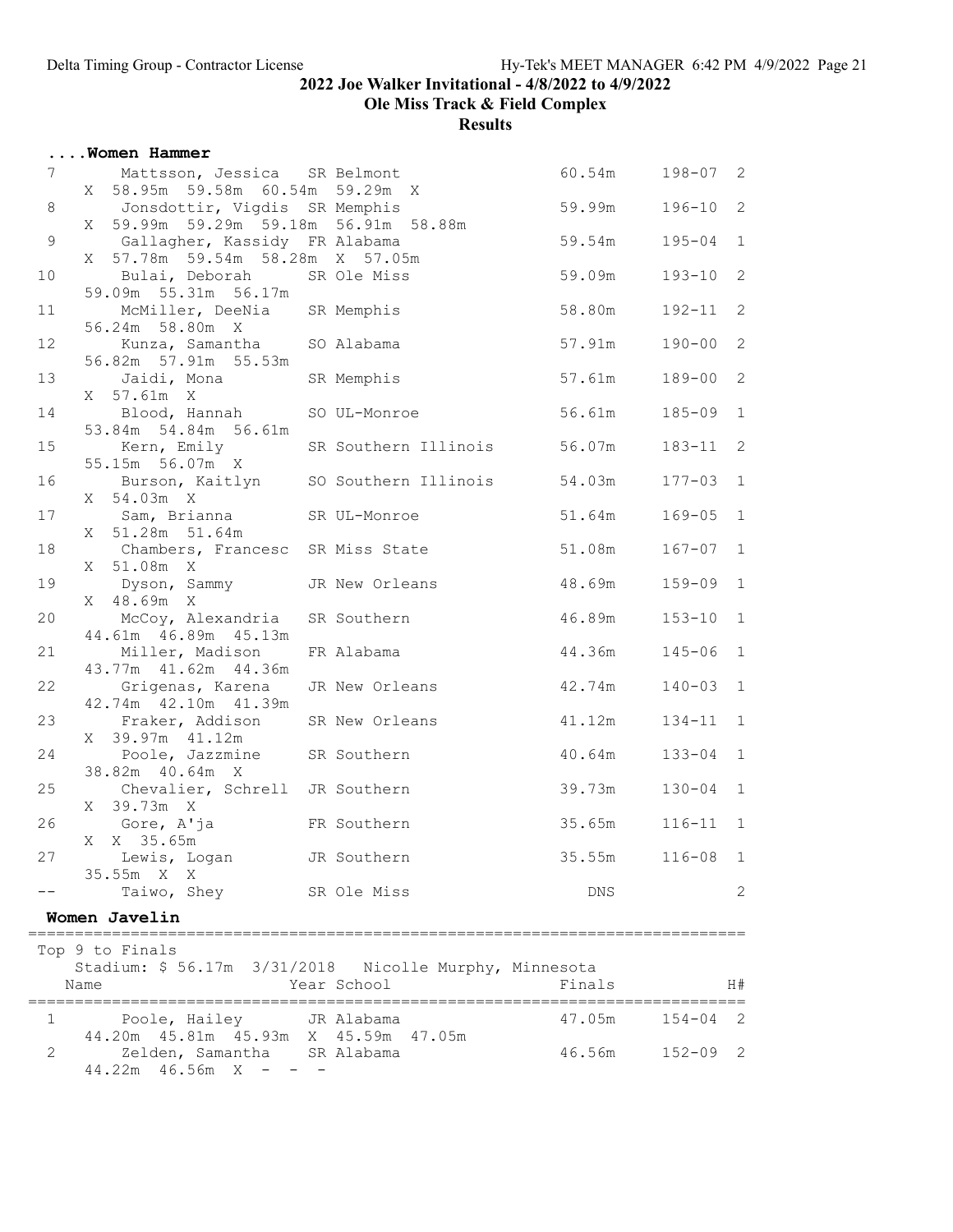## ....Women Hammer

| Place | Name | Year | School | Finals | | H# |
|---|---|---|---|---|---|---|
| 7 | Mattsson, Jessica | SR | Belmont | 60.54m | 198-07 | 2 |
| | X 58.95m 59.58m 60.54m 59.29m X | | | | | |
| 8 | Jonsdottir, Vigdis | SR | Memphis | 59.99m | 196-10 | 2 |
| | X 59.99m 59.29m 59.18m 56.91m 58.88m | | | | | |
| 9 | Gallagher, Kassidy | FR | Alabama | 59.54m | 195-04 | 1 |
| | X 57.78m 59.54m 58.28m X 57.05m | | | | | |
| 10 | Bulai, Deborah | SR | Ole Miss | 59.09m | 193-10 | 2 |
| | 59.09m 55.31m 56.17m | | | | | |
| 11 | McMiller, DeeNia | SR | Memphis | 58.80m | 192-11 | 2 |
| | 56.24m 58.80m X | | | | | |
| 12 | Kunza, Samantha | SO | Alabama | 57.91m | 190-00 | 2 |
| | 56.82m 57.91m 55.53m | | | | | |
| 13 | Jaidi, Mona | SR | Memphis | 57.61m | 189-00 | 2 |
| | X 57.61m X | | | | | |
| 14 | Blood, Hannah | SO | UL-Monroe | 56.61m | 185-09 | 1 |
| | 53.84m 54.84m 56.61m | | | | | |
| 15 | Kern, Emily | SR | Southern Illinois | 56.07m | 183-11 | 2 |
| | 55.15m 56.07m X | | | | | |
| 16 | Burson, Kaitlyn | SO | Southern Illinois | 54.03m | 177-03 | 1 |
| | X 54.03m X | | | | | |
| 17 | Sam, Brianna | SR | UL-Monroe | 51.64m | 169-05 | 1 |
| | X 51.28m 51.64m | | | | | |
| 18 | Chambers, Francesc | SR | Miss State | 51.08m | 167-07 | 1 |
| | X 51.08m X | | | | | |
| 19 | Dyson, Sammy | JR | New Orleans | 48.69m | 159-09 | 1 |
| | X 48.69m X | | | | | |
| 20 | McCoy, Alexandria | SR | Southern | 46.89m | 153-10 | 1 |
| | 44.61m 46.89m 45.13m | | | | | |
| 21 | Miller, Madison | FR | Alabama | 44.36m | 145-06 | 1 |
| | 43.77m 41.62m 44.36m | | | | | |
| 22 | Grigenas, Karena | JR | New Orleans | 42.74m | 140-03 | 1 |
| | 42.74m 42.10m 41.39m | | | | | |
| 23 | Fraker, Addison | SR | New Orleans | 41.12m | 134-11 | 1 |
| | X 39.97m 41.12m | | | | | |
| 24 | Poole, Jazzmine | SR | Southern | 40.64m | 133-04 | 1 |
| | 38.82m 40.64m X | | | | | |
| 25 | Chevalier, Schrell | JR | Southern | 39.73m | 130-04 | 1 |
| | X 39.73m X | | | | | |
| 26 | Gore, A'ja | FR | Southern | 35.65m | 116-11 | 1 |
| | X X 35.65m | | | | | |
| 27 | Lewis, Logan | JR | Southern | 35.55m | 116-08 | 1 |
| | 35.55m X X | | | | | |
| -- | Taiwo, Shey | SR | Ole Miss | DNS | | 2 |

## Women Javelin

Top 9 to Finals

Stadium: $ 56.17m 3/31/2018 Nicolle Murphy, Minnesota

| Place | Name | Year | School | Finals | | H# |
|---|---|---|---|---|---|---|
| 1 | Poole, Hailey | JR | Alabama | 47.05m | 154-04 | 2 |
| | 44.20m 45.81m 45.93m X 45.59m 47.05m | | | | | |
| 2 | Zelden, Samantha | SR | Alabama | 46.56m | 152-09 | 2 |
| | 44.22m 46.56m X - - - | | | | | |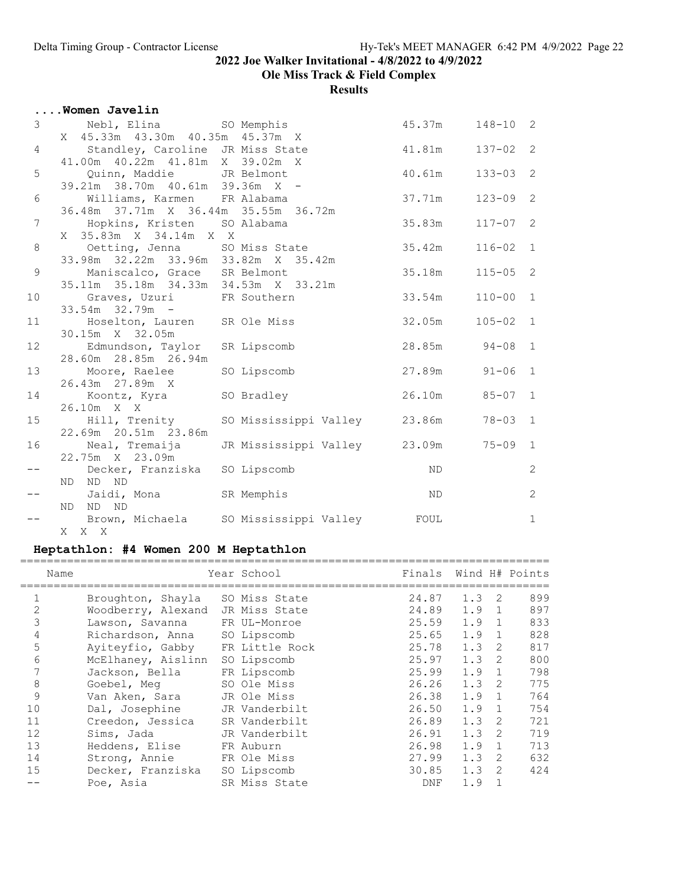## 2022 Joe Walker Invitational - 4/8/2022 to 4/9/2022

## Ole Miss Track & Field Complex

## Results

### ....Women Javelin

| Place | Name | Year School | Finals | | Flight |
|---|---|---|---|---|---|
| 3 | Nebl, Elina | SO Memphis | 45.37m | 148-10 | 2 |
| | X 45.33m 43.30m 40.35m 45.37m X | | | | |
| 4 | Standley, Caroline | JR Miss State | 41.81m | 137-02 | 2 |
| | 41.00m 40.22m 41.81m X 39.02m X | | | | |
| 5 | Quinn, Maddie | JR Belmont | 40.61m | 133-03 | 2 |
| | 39.21m 38.70m 40.61m 39.36m X - | | | | |
| 6 | Williams, Karmen | FR Alabama | 37.71m | 123-09 | 2 |
| | 36.48m 37.71m X 36.44m 35.55m 36.72m | | | | |
| 7 | Hopkins, Kristen | SO Alabama | 35.83m | 117-07 | 2 |
| | X 35.83m X 34.14m X X | | | | |
| 8 | Oetting, Jenna | SO Miss State | 35.42m | 116-02 | 1 |
| | 33.98m 32.22m 33.96m 33.82m X 35.42m | | | | |
| 9 | Maniscalco, Grace | SR Belmont | 35.18m | 115-05 | 2 |
| | 35.11m 35.18m 34.33m 34.53m X 33.21m | | | | |
| 10 | Graves, Uzuri | FR Southern | 33.54m | 110-00 | 1 |
| | 33.54m 32.79m - | | | | |
| 11 | Hoselton, Lauren | SR Ole Miss | 32.05m | 105-02 | 1 |
| | 30.15m X 32.05m | | | | |
| 12 | Edmundson, Taylor | SR Lipscomb | 28.85m | 94-08 | 1 |
| | 28.60m 28.85m 26.94m | | | | |
| 13 | Moore, Raelee | SO Lipscomb | 27.89m | 91-06 | 1 |
| | 26.43m 27.89m X | | | | |
| 14 | Koontz, Kyra | SO Bradley | 26.10m | 85-07 | 1 |
| | 26.10m X X | | | | |
| 15 | Hill, Trenity | SO Mississippi Valley | 23.86m | 78-03 | 1 |
| | 22.69m 20.51m 23.86m | | | | |
| 16 | Neal, Tremaija | JR Mississippi Valley | 23.09m | 75-09 | 1 |
| | 22.75m X 23.09m | | | | |
| -- | Decker, Franziska | SO Lipscomb | ND | | 2 |
| | ND ND ND | | | | |
| -- | Jaidi, Mona | SR Memphis | ND | | 2 |
| | ND ND ND | | | | |
| -- | Brown, Michaela | SO Mississippi Valley | FOUL | | 1 |
| | X X X | | | | |

### Heptathlon: #4 Women 200 M Heptathlon

| Place | Name | Year School | Finals | Wind | H# | Points |
|---|---|---|---|---|---|---|
| 1 | Broughton, Shayla | SO Miss State | 24.87 | 1.3 | 2 | 899 |
| 2 | Woodberry, Alexand | JR Miss State | 24.89 | 1.9 | 1 | 897 |
| 3 | Lawson, Savanna | FR UL-Monroe | 25.59 | 1.9 | 1 | 833 |
| 4 | Richardson, Anna | SO Lipscomb | 25.65 | 1.9 | 1 | 828 |
| 5 | Ayiteyfio, Gabby | FR Little Rock | 25.78 | 1.3 | 2 | 817 |
| 6 | McElhaney, Aislinn | SO Lipscomb | 25.97 | 1.3 | 2 | 800 |
| 7 | Jackson, Bella | FR Lipscomb | 25.99 | 1.9 | 1 | 798 |
| 8 | Goebel, Meg | SO Ole Miss | 26.26 | 1.3 | 2 | 775 |
| 9 | Van Aken, Sara | JR Ole Miss | 26.38 | 1.9 | 1 | 764 |
| 10 | Dal, Josephine | JR Vanderbilt | 26.50 | 1.9 | 1 | 754 |
| 11 | Creedon, Jessica | SR Vanderbilt | 26.89 | 1.3 | 2 | 721 |
| 12 | Sims, Jada | JR Vanderbilt | 26.91 | 1.3 | 2 | 719 |
| 13 | Heddens, Elise | FR Auburn | 26.98 | 1.9 | 1 | 713 |
| 14 | Strong, Annie | FR Ole Miss | 27.99 | 1.3 | 2 | 632 |
| 15 | Decker, Franziska | SO Lipscomb | 30.85 | 1.3 | 2 | 424 |
| -- | Poe, Asia | SR Miss State | DNF | 1.9 | 1 | |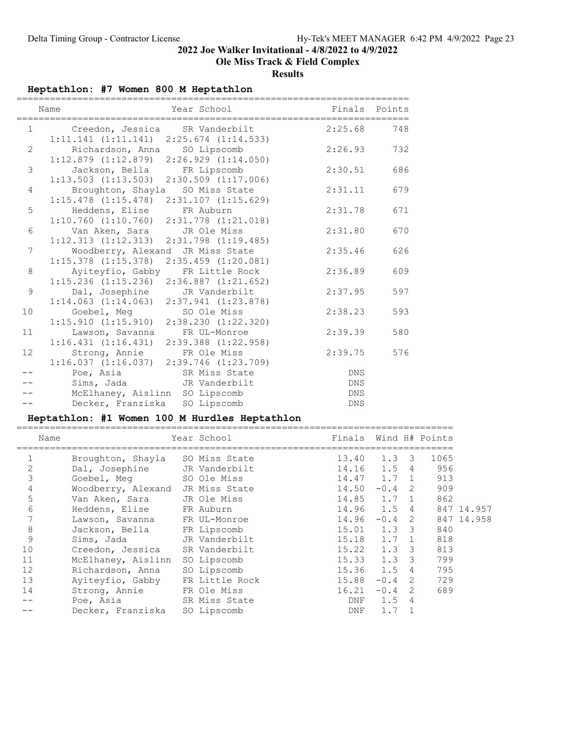2022 Joe Walker Invitational - 4/8/2022 to 4/9/2022

Ole Miss Track & Field Complex

**Results**

### Heptathlon: #7 Women 800 M Heptathlon

| | Name | Year | School | Finals | Points |
|---|---|---|---|---|---|
| 1 | Creedon, Jessica | SR | Vanderbilt | 2:25.68 | 748 |
| | 1:11.141 (1:11.141) 2:25.674 (1:14.533) | | | | |
| 2 | Richardson, Anna | SO | Lipscomb | 2:26.93 | 732 |
| | 1:12.879 (1:12.879) 2:26.929 (1:14.050) | | | | |
| 3 | Jackson, Bella | FR | Lipscomb | 2:30.51 | 686 |
| | 1:13.503 (1:13.503) 2:30.509 (1:17.006) | | | | |
| 4 | Broughton, Shayla | SO | Miss State | 2:31.11 | 679 |
| | 1:15.478 (1:15.478) 2:31.107 (1:15.629) | | | | |
| 5 | Heddens, Elise | FR | Auburn | 2:31.78 | 671 |
| | 1:10.760 (1:10.760) 2:31.778 (1:21.018) | | | | |
| 6 | Van Aken, Sara | JR | Ole Miss | 2:31.80 | 670 |
| | 1:12.313 (1:12.313) 2:31.798 (1:19.485) | | | | |
| 7 | Woodberry, Alexand | JR | Miss State | 2:35.46 | 626 |
| | 1:15.378 (1:15.378) 2:35.459 (1:20.081) | | | | |
| 8 | Ayiteyfio, Gabby | FR | Little Rock | 2:36.89 | 609 |
| | 1:15.236 (1:15.236) 2:36.887 (1:21.652) | | | | |
| 9 | Dal, Josephine | JR | Vanderbilt | 2:37.95 | 597 |
| | 1:14.063 (1:14.063) 2:37.941 (1:23.878) | | | | |
| 10 | Goebel, Meg | SO | Ole Miss | 2:38.23 | 593 |
| | 1:15.910 (1:15.910) 2:38.230 (1:22.320) | | | | |
| 11 | Lawson, Savanna | FR | UL-Monroe | 2:39.39 | 580 |
| | 1:16.431 (1:16.431) 2:39.388 (1:22.958) | | | | |
| 12 | Strong, Annie | FR | Ole Miss | 2:39.75 | 576 |
| | 1:16.037 (1:16.037) 2:39.746 (1:23.709) | | | | |
| -- | Poe, Asia | SR | Miss State | DNS | |
| -- | Sims, Jada | JR | Vanderbilt | DNS | |
| -- | McElhaney, Aislinn | SO | Lipscomb | DNS | |
| -- | Decker, Franziska | SO | Lipscomb | DNS | |

### Heptathlon: #1 Women 100 M Hurdles Heptathlon

| | Name | Year | School | Finals | Wind | H# | Points | |
|---|---|---|---|---|---|---|---|---|
| 1 | Broughton, Shayla | SO | Miss State | 13.40 | 1.3 | 3 | 1065 | |
| 2 | Dal, Josephine | JR | Vanderbilt | 14.16 | 1.5 | 4 | 956 | |
| 3 | Goebel, Meg | SO | Ole Miss | 14.47 | 1.7 | 1 | 913 | |
| 4 | Woodberry, Alexand | JR | Miss State | 14.50 | -0.4 | 2 | 909 | |
| 5 | Van Aken, Sara | JR | Ole Miss | 14.85 | 1.7 | 1 | 862 | |
| 6 | Heddens, Elise | FR | Auburn | 14.96 | 1.5 | 4 | 847 | 14.957 |
| 7 | Lawson, Savanna | FR | UL-Monroe | 14.96 | -0.4 | 2 | 847 | 14.958 |
| 8 | Jackson, Bella | FR | Lipscomb | 15.01 | 1.3 | 3 | 840 | |
| 9 | Sims, Jada | JR | Vanderbilt | 15.18 | 1.7 | 1 | 818 | |
| 10 | Creedon, Jessica | SR | Vanderbilt | 15.22 | 1.3 | 3 | 813 | |
| 11 | McElhaney, Aislinn | SO | Lipscomb | 15.33 | 1.3 | 3 | 799 | |
| 12 | Richardson, Anna | SO | Lipscomb | 15.36 | 1.5 | 4 | 795 | |
| 13 | Ayiteyfio, Gabby | FR | Little Rock | 15.88 | -0.4 | 2 | 729 | |
| 14 | Strong, Annie | FR | Ole Miss | 16.21 | -0.4 | 2 | 689 | |
| -- | Poe, Asia | SR | Miss State | DNF | 1.5 | 4 | | |
| -- | Decker, Franziska | SO | Lipscomb | DNF | 1.7 | 1 | | |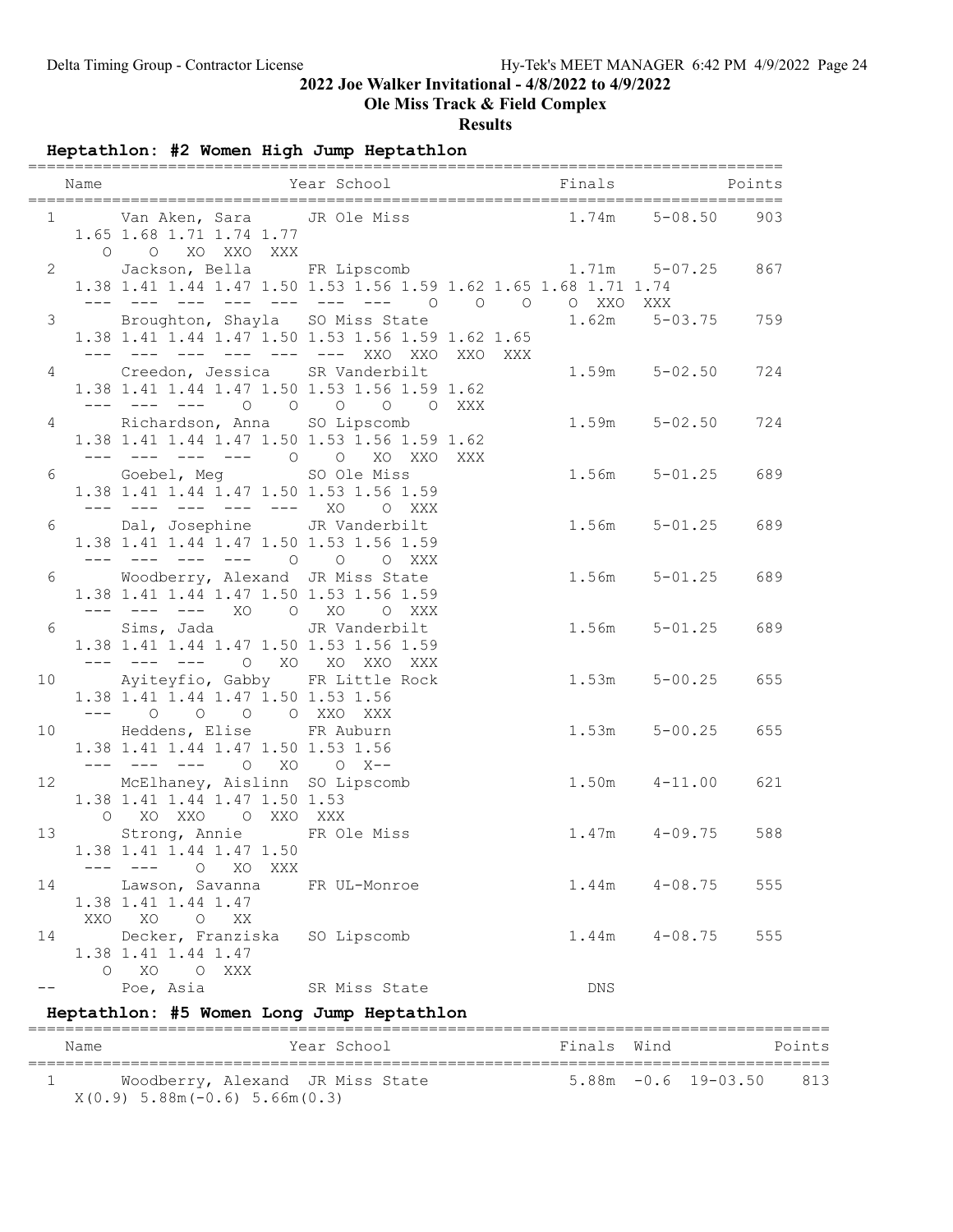2022 Joe Walker Invitational - 4/8/2022 to 4/9/2022

Ole Miss Track & Field Complex

**Results**

## Heptathlon: #2 Women High Jump Heptathlon

```
=================================================================================
    Name                    Year School                 Finals            Points
=================================================================================
  1      Van Aken, Sara      JR Ole Miss                1.74m     5-08.50    903
     1.65 1.68 1.71 1.74 1.77
       O    O   XO  XXO  XXX
  2      Jackson, Bella      FR Lipscomb                1.71m     5-07.25    867
     1.38 1.41 1.44 1.47 1.50 1.53 1.56 1.59 1.62 1.65 1.68 1.71 1.74
      ---  ---  ---  ---  ---  ---  ---    O    O    O    O  XXO  XXX
  3      Broughton, Shayla   SO Miss State              1.62m     5-03.75    759
     1.38 1.41 1.44 1.47 1.50 1.53 1.56 1.59 1.62 1.65
      ---  ---  ---  ---  ---  ---  XXO  XXO  XXO  XXX
  4      Creedon, Jessica    SR Vanderbilt              1.59m     5-02.50    724
     1.38 1.41 1.44 1.47 1.50 1.53 1.56 1.59 1.62
      ---  ---  ---    O    O    O    O    O  XXX
  4      Richardson, Anna    SO Lipscomb                1.59m     5-02.50    724
     1.38 1.41 1.44 1.47 1.50 1.53 1.56 1.59 1.62
      ---  ---  ---  ---    O    O   XO  XXO  XXX
  6      Goebel, Meg         SO Ole Miss                1.56m     5-01.25    689
     1.38 1.41 1.44 1.47 1.50 1.53 1.56 1.59
      ---  ---  ---  ---  ---   XO    O  XXX
  6      Dal, Josephine      JR Vanderbilt              1.56m     5-01.25    689
     1.38 1.41 1.44 1.47 1.50 1.53 1.56 1.59
      ---  ---  ---  ---    O    O    O  XXX
  6      Woodberry, Alexand  JR Miss State              1.56m     5-01.25    689
     1.38 1.41 1.44 1.47 1.50 1.53 1.56 1.59
      ---  ---  ---   XO    O   XO    O  XXX
  6      Sims, Jada          JR Vanderbilt              1.56m     5-01.25    689
     1.38 1.41 1.44 1.47 1.50 1.53 1.56 1.59
      ---  ---  ---    O   XO   XO  XXO  XXX
 10      Ayiteyfio, Gabby    FR Little Rock             1.53m     5-00.25    655
     1.38 1.41 1.44 1.47 1.50 1.53 1.56
      ---    O    O    O    O  XXO  XXX
 10      Heddens, Elise      FR Auburn                  1.53m     5-00.25    655
     1.38 1.41 1.44 1.47 1.50 1.53 1.56
      ---  ---  ---    O   XO    O  X--
 12      McElhaney, Aislinn  SO Lipscomb                1.50m     4-11.00    621
     1.38 1.41 1.44 1.47 1.50 1.53
       O   XO  XXO    O  XXO  XXX
 13      Strong, Annie       FR Ole Miss                1.47m     4-09.75    588
     1.38 1.41 1.44 1.47 1.50
      ---  ---    O   XO  XXX
 14      Lawson, Savanna     FR UL-Monroe               1.44m     4-08.75    555
     1.38 1.41 1.44 1.47
      XXO   XO    O   XX
 14      Decker, Franziska   SO Lipscomb                1.44m     4-08.75    555
     1.38 1.41 1.44 1.47
       O   XO    O  XXX
 --      Poe, Asia           SR Miss State                DNS
```

## Heptathlon: #5 Women Long Jump Heptathlon

```
====================================================================================
    Name                    Year School                 Finals  Wind           Points
====================================================================================
  1      Woodberry, Alexand  JR Miss State              5.88m  -0.6  19-03.50    813
     X(0.9)  5.88m(-0.6)  5.66m(0.3)
```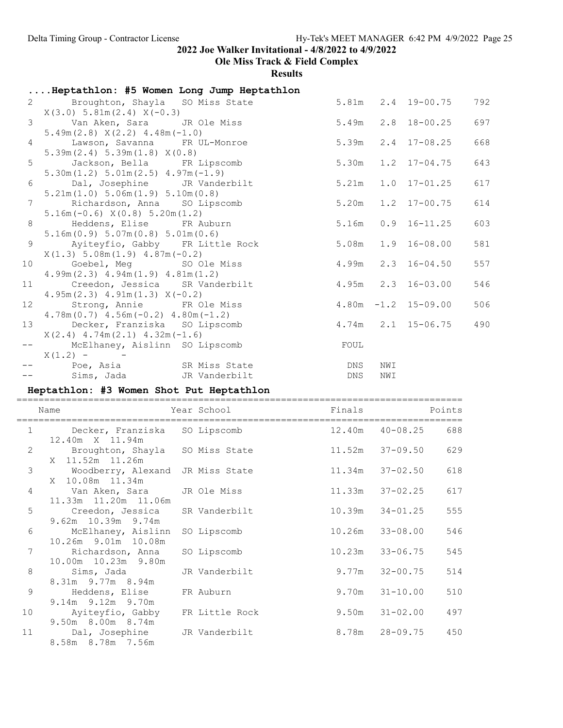## 2022 Joe Walker Invitational - 4/8/2022 to 4/9/2022

**Ole Miss Track & Field Complex**

**Results**

### ....Heptathlon: #5 Women Long Jump Heptathlon

| Place | Name | Year | School | Finals | Wind | Imperial | Points |
|---|---|---|---|---|---|---|---|
| 2 | Broughton, Shayla | SO | Miss State | 5.81m | 2.4 | 19-00.75 | 792 |
| | X(3.0) 5.81m(2.4) X(-0.3) | | | | | | |
| 3 | Van Aken, Sara | JR | Ole Miss | 5.49m | 2.8 | 18-00.25 | 697 |
| | 5.49m(2.8) X(2.2) 4.48m(-1.0) | | | | | | |
| 4 | Lawson, Savanna | FR | UL-Monroe | 5.39m | 2.4 | 17-08.25 | 668 |
| | 5.39m(2.4) 5.39m(1.8) X(0.8) | | | | | | |
| 5 | Jackson, Bella | FR | Lipscomb | 5.30m | 1.2 | 17-04.75 | 643 |
| | 5.30m(1.2) 5.01m(2.5) 4.97m(-1.9) | | | | | | |
| 6 | Dal, Josephine | JR | Vanderbilt | 5.21m | 1.0 | 17-01.25 | 617 |
| | 5.21m(1.0) 5.06m(1.9) 5.10m(0.8) | | | | | | |
| 7 | Richardson, Anna | SO | Lipscomb | 5.20m | 1.2 | 17-00.75 | 614 |
| | 5.16m(-0.6) X(0.8) 5.20m(1.2) | | | | | | |
| 8 | Heddens, Elise | FR | Auburn | 5.16m | 0.9 | 16-11.25 | 603 |
| | 5.16m(0.9) 5.07m(0.8) 5.01m(0.6) | | | | | | |
| 9 | Ayiteyfio, Gabby | FR | Little Rock | 5.08m | 1.9 | 16-08.00 | 581 |
| | X(1.3) 5.08m(1.9) 4.87m(-0.2) | | | | | | |
| 10 | Goebel, Meg | SO | Ole Miss | 4.99m | 2.3 | 16-04.50 | 557 |
| | 4.99m(2.3) 4.94m(1.9) 4.81m(1.2) | | | | | | |
| 11 | Creedon, Jessica | SR | Vanderbilt | 4.95m | 2.3 | 16-03.00 | 546 |
| | 4.95m(2.3) 4.91m(1.3) X(-0.2) | | | | | | |
| 12 | Strong, Annie | FR | Ole Miss | 4.80m | -1.2 | 15-09.00 | 506 |
| | 4.78m(0.7) 4.56m(-0.2) 4.80m(-1.2) | | | | | | |
| 13 | Decker, Franziska | SO | Lipscomb | 4.74m | 2.1 | 15-06.75 | 490 |
| | X(2.4) 4.74m(2.1) 4.32m(-1.6) | | | | | | |
| -- | McElhaney, Aislinn | SO | Lipscomb | FOUL | | | |
| | X(1.2) - - | | | | | | |
| -- | Poe, Asia | SR | Miss State | DNS | NWI | | |
| -- | Sims, Jada | JR | Vanderbilt | DNS | NWI | | |

### Heptathlon: #3 Women Shot Put Heptathlon

| Place | Name | Year | School | Finals | Imperial | Points |
|---|---|---|---|---|---|---|
| 1 | Decker, Franziska | SO | Lipscomb | 12.40m | 40-08.25 | 688 |
| | 12.40m X 11.94m | | | | | |
| 2 | Broughton, Shayla | SO | Miss State | 11.52m | 37-09.50 | 629 |
| | X 11.52m 11.26m | | | | | |
| 3 | Woodberry, Alexand | JR | Miss State | 11.34m | 37-02.50 | 618 |
| | X 10.08m 11.34m | | | | | |
| 4 | Van Aken, Sara | JR | Ole Miss | 11.33m | 37-02.25 | 617 |
| | 11.33m 11.20m 11.06m | | | | | |
| 5 | Creedon, Jessica | SR | Vanderbilt | 10.39m | 34-01.25 | 555 |
| | 9.62m 10.39m 9.74m | | | | | |
| 6 | McElhaney, Aislinn | SO | Lipscomb | 10.26m | 33-08.00 | 546 |
| | 10.26m 9.01m 10.08m | | | | | |
| 7 | Richardson, Anna | SO | Lipscomb | 10.23m | 33-06.75 | 545 |
| | 10.00m 10.23m 9.80m | | | | | |
| 8 | Sims, Jada | JR | Vanderbilt | 9.77m | 32-00.75 | 514 |
| | 8.31m 9.77m 8.94m | | | | | |
| 9 | Heddens, Elise | FR | Auburn | 9.70m | 31-10.00 | 510 |
| | 9.14m 9.12m 9.70m | | | | | |
| 10 | Ayiteyfio, Gabby | FR | Little Rock | 9.50m | 31-02.00 | 497 |
| | 9.50m 8.00m 8.74m | | | | | |
| 11 | Dal, Josephine | JR | Vanderbilt | 8.78m | 28-09.75 | 450 |
| | 8.58m 8.78m 7.56m | | | | | |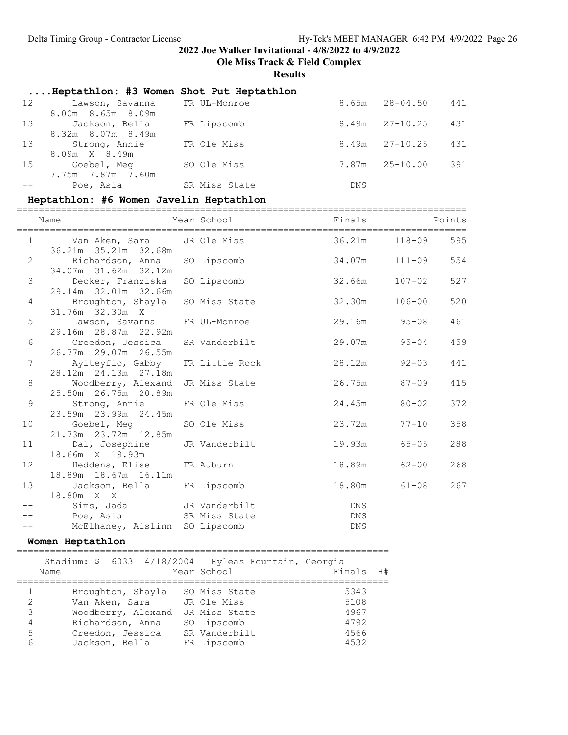# 2022 Joe Walker Invitational - 4/8/2022 to 4/9/2022

## Ole Miss Track & Field Complex

## Results

### ....Heptathlon: #3 Women Shot Put Heptathlon

| | Name | Year | School | Finals | | Points |
|---|---|---|---|---|---|---|
| 12 | Lawson, Savanna | FR | UL-Monroe | 8.65m | 28-04.50 | 441 |
| | 8.00m 8.65m 8.09m | | | | | |
| 13 | Jackson, Bella | FR | Lipscomb | 8.49m | 27-10.25 | 431 |
| | 8.32m 8.07m 8.49m | | | | | |
| 13 | Strong, Annie | FR | Ole Miss | 8.49m | 27-10.25 | 431 |
| | 8.09m X 8.49m | | | | | |
| 15 | Goebel, Meg | SO | Ole Miss | 7.87m | 25-10.00 | 391 |
| | 7.75m 7.87m 7.60m | | | | | |
| -- | Poe, Asia | SR | Miss State | DNS | | |

### Heptathlon: #6 Women Javelin Heptathlon

| | Name | Year | School | Finals | | Points |
|---|---|---|---|---|---|---|
| 1 | Van Aken, Sara | JR | Ole Miss | 36.21m | 118-09 | 595 |
| | 36.21m 35.21m 32.68m | | | | | |
| 2 | Richardson, Anna | SO | Lipscomb | 34.07m | 111-09 | 554 |
| | 34.07m 31.62m 32.12m | | | | | |
| 3 | Decker, Franziska | SO | Lipscomb | 32.66m | 107-02 | 527 |
| | 29.14m 32.01m 32.66m | | | | | |
| 4 | Broughton, Shayla | SO | Miss State | 32.30m | 106-00 | 520 |
| | 31.76m 32.30m X | | | | | |
| 5 | Lawson, Savanna | FR | UL-Monroe | 29.16m | 95-08 | 461 |
| | 29.16m 28.87m 22.92m | | | | | |
| 6 | Creedon, Jessica | SR | Vanderbilt | 29.07m | 95-04 | 459 |
| | 26.77m 29.07m 26.55m | | | | | |
| 7 | Ayiteyfio, Gabby | FR | Little Rock | 28.12m | 92-03 | 441 |
| | 28.12m 24.13m 27.18m | | | | | |
| 8 | Woodberry, Alexand | JR | Miss State | 26.75m | 87-09 | 415 |
| | 25.50m 26.75m 20.89m | | | | | |
| 9 | Strong, Annie | FR | Ole Miss | 24.45m | 80-02 | 372 |
| | 23.59m 23.99m 24.45m | | | | | |
| 10 | Goebel, Meg | SO | Ole Miss | 23.72m | 77-10 | 358 |
| | 21.73m 23.72m 12.85m | | | | | |
| 11 | Dal, Josephine | JR | Vanderbilt | 19.93m | 65-05 | 288 |
| | 18.66m X 19.93m | | | | | |
| 12 | Heddens, Elise | FR | Auburn | 18.89m | 62-00 | 268 |
| | 18.89m 18.67m 16.11m | | | | | |
| 13 | Jackson, Bella | FR | Lipscomb | 18.80m | 61-08 | 267 |
| | 18.80m X X | | | | | |
| -- | Sims, Jada | JR | Vanderbilt | DNS | | |
| -- | Poe, Asia | SR | Miss State | DNS | | |
| -- | McElhaney, Aislinn | SO | Lipscomb | DNS | | |

### Women Heptathlon

Stadium: $ 6033 4/18/2004 Hyleas Fountain, Georgia

| | Name | Year | School | Finals | H# |
|---|---|---|---|---|---|
| 1 | Broughton, Shayla | SO | Miss State | 5343 | |
| 2 | Van Aken, Sara | JR | Ole Miss | 5108 | |
| 3 | Woodberry, Alexand | JR | Miss State | 4967 | |
| 4 | Richardson, Anna | SO | Lipscomb | 4792 | |
| 5 | Creedon, Jessica | SR | Vanderbilt | 4566 | |
| 6 | Jackson, Bella | FR | Lipscomb | 4532 | |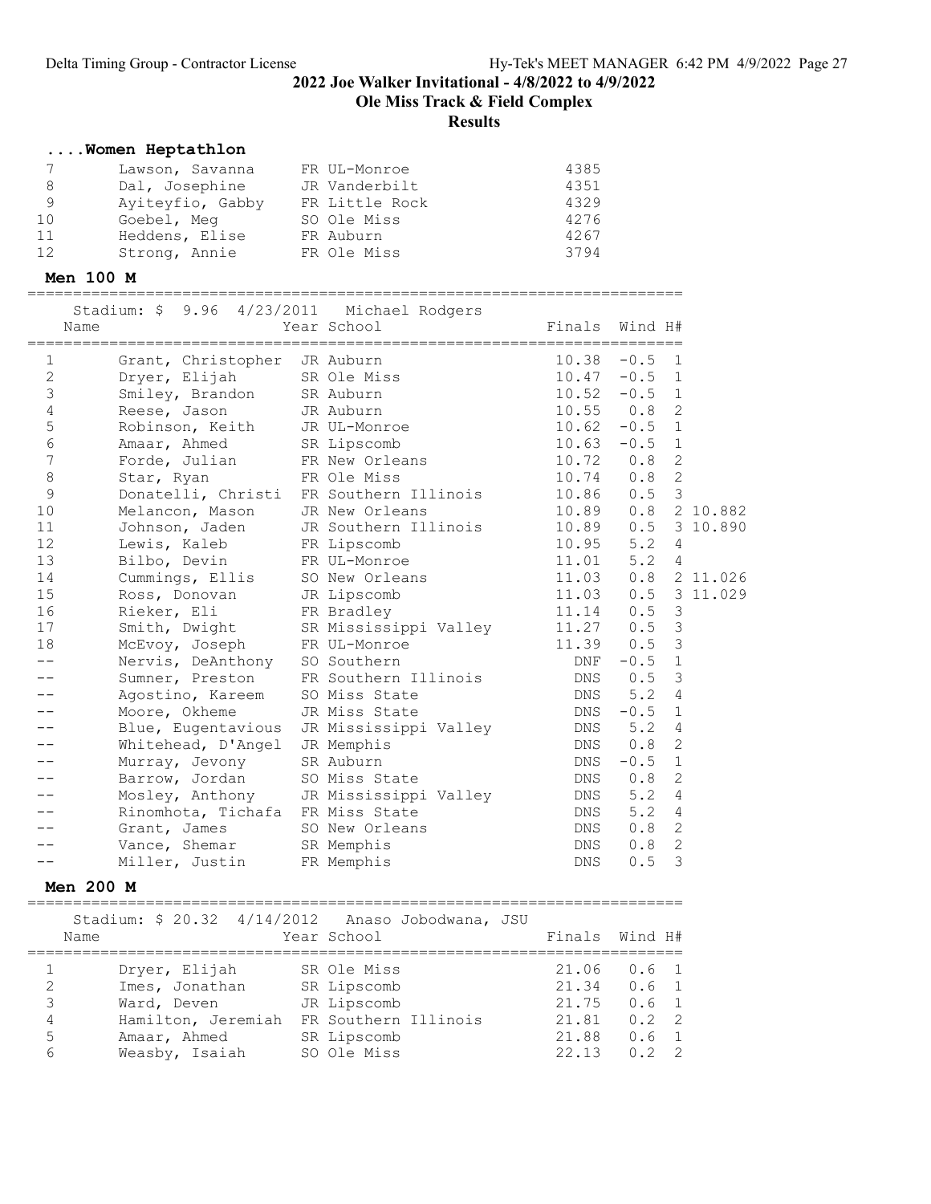## ....Women Heptathlon

| Place | Name | Year | School | Points |
|---|---|---|---|---|
| 7 | Lawson, Savanna | FR | UL-Monroe | 4385 |
| 8 | Dal, Josephine | JR | Vanderbilt | 4351 |
| 9 | Ayiteyfio, Gabby | FR | Little Rock | 4329 |
| 10 | Goebel, Meg | SO | Ole Miss | 4276 |
| 11 | Heddens, Elise | FR | Auburn | 4267 |
| 12 | Strong, Annie | FR | Ole Miss | 3794 |

## Men 100 M

Stadium: $ 9.96 4/23/2011 Michael Rodgers

| Place | Name | Year | School | Finals | Wind | H# | |
|---|---|---|---|---|---|---|---|
| 1 | Grant, Christopher | JR | Auburn | 10.38 | -0.5 | 1 | |
| 2 | Dryer, Elijah | SR | Ole Miss | 10.47 | -0.5 | 1 | |
| 3 | Smiley, Brandon | SR | Auburn | 10.52 | -0.5 | 1 | |
| 4 | Reese, Jason | JR | Auburn | 10.55 | 0.8 | 2 | |
| 5 | Robinson, Keith | JR | UL-Monroe | 10.62 | -0.5 | 1 | |
| 6 | Amaar, Ahmed | SR | Lipscomb | 10.63 | -0.5 | 1 | |
| 7 | Forde, Julian | FR | New Orleans | 10.72 | 0.8 | 2 | |
| 8 | Star, Ryan | FR | Ole Miss | 10.74 | 0.8 | 2 | |
| 9 | Donatelli, Christi | FR | Southern Illinois | 10.86 | 0.5 | 3 | |
| 10 | Melancon, Mason | JR | New Orleans | 10.89 | 0.8 | 2 | 10.882 |
| 11 | Johnson, Jaden | JR | Southern Illinois | 10.89 | 0.5 | 3 | 10.890 |
| 12 | Lewis, Kaleb | FR | Lipscomb | 10.95 | 5.2 | 4 | |
| 13 | Bilbo, Devin | FR | UL-Monroe | 11.01 | 5.2 | 4 | |
| 14 | Cummings, Ellis | SO | New Orleans | 11.03 | 0.8 | 2 | 11.026 |
| 15 | Ross, Donovan | JR | Lipscomb | 11.03 | 0.5 | 3 | 11.029 |
| 16 | Rieker, Eli | FR | Bradley | 11.14 | 0.5 | 3 | |
| 17 | Smith, Dwight | SR | Mississippi Valley | 11.27 | 0.5 | 3 | |
| 18 | McEvoy, Joseph | FR | UL-Monroe | 11.39 | 0.5 | 3 | |
| -- | Nervis, DeAnthony | SO | Southern | DNF | -0.5 | 1 | |
| -- | Sumner, Preston | FR | Southern Illinois | DNS | 0.5 | 3 | |
| -- | Agostino, Kareem | SO | Miss State | DNS | 5.2 | 4 | |
| -- | Moore, Okheme | JR | Miss State | DNS | -0.5 | 1 | |
| -- | Blue, Eugentavious | JR | Mississippi Valley | DNS | 5.2 | 4 | |
| -- | Whitehead, D'Angel | JR | Memphis | DNS | 0.8 | 2 | |
| -- | Murray, Jevony | SR | Auburn | DNS | -0.5 | 1 | |
| -- | Barrow, Jordan | SO | Miss State | DNS | 0.8 | 2 | |
| -- | Mosley, Anthony | JR | Mississippi Valley | DNS | 5.2 | 4 | |
| -- | Rinomhota, Tichafa | FR | Miss State | DNS | 5.2 | 4 | |
| -- | Grant, James | SO | New Orleans | DNS | 0.8 | 2 | |
| -- | Vance, Shemar | SR | Memphis | DNS | 0.8 | 2 | |
| -- | Miller, Justin | FR | Memphis | DNS | 0.5 | 3 | |

## Men 200 M

Stadium: $ 20.32 4/14/2012 Anaso Jobodwana, JSU

| Place | Name | Year | School | Finals | Wind | H# |
|---|---|---|---|---|---|---|
| 1 | Dryer, Elijah | SR | Ole Miss | 21.06 | 0.6 | 1 |
| 2 | Imes, Jonathan | SR | Lipscomb | 21.34 | 0.6 | 1 |
| 3 | Ward, Deven | JR | Lipscomb | 21.75 | 0.6 | 1 |
| 4 | Hamilton, Jeremiah | FR | Southern Illinois | 21.81 | 0.2 | 2 |
| 5 | Amaar, Ahmed | SR | Lipscomb | 21.88 | 0.6 | 1 |
| 6 | Weasby, Isaiah | SO | Ole Miss | 22.13 | 0.2 | 2 |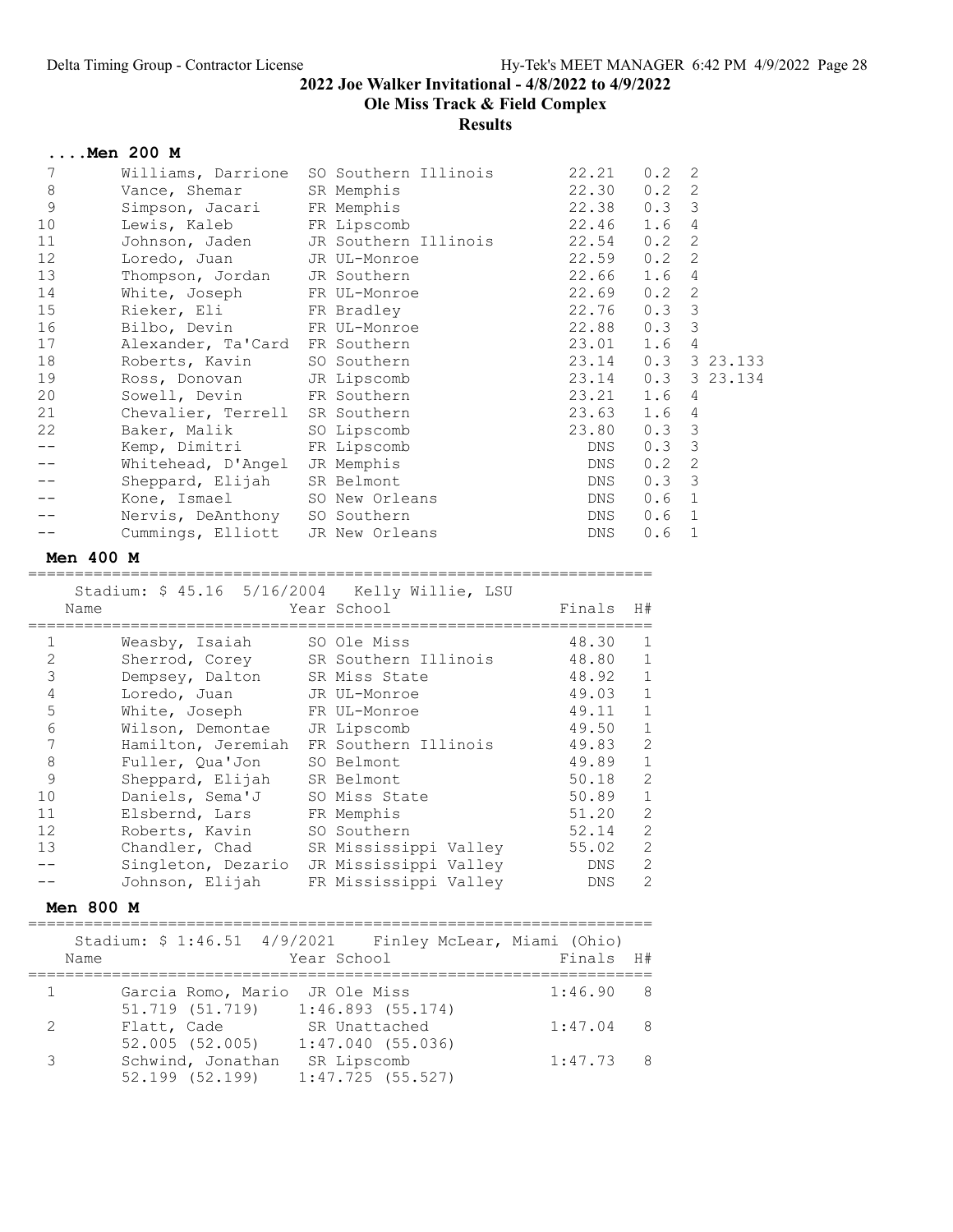# 2022 Joe Walker Invitational - 4/8/2022 to 4/9/2022

## Ole Miss Track & Field Complex

### Results

#### ....Men 200 M

| Place | Name | Year | School | Finals | Wind | H# | |
|---|---|---|---|---|---|---|---|
| 7 | Williams, Darrione | SO | Southern Illinois | 22.21 | 0.2 | 2 | |
| 8 | Vance, Shemar | SR | Memphis | 22.30 | 0.2 | 2 | |
| 9 | Simpson, Jacari | FR | Memphis | 22.38 | 0.3 | 3 | |
| 10 | Lewis, Kaleb | FR | Lipscomb | 22.46 | 1.6 | 4 | |
| 11 | Johnson, Jaden | JR | Southern Illinois | 22.54 | 0.2 | 2 | |
| 12 | Loredo, Juan | JR | UL-Monroe | 22.59 | 0.2 | 2 | |
| 13 | Thompson, Jordan | JR | Southern | 22.66 | 1.6 | 4 | |
| 14 | White, Joseph | FR | UL-Monroe | 22.69 | 0.2 | 2 | |
| 15 | Rieker, Eli | FR | Bradley | 22.76 | 0.3 | 3 | |
| 16 | Bilbo, Devin | FR | UL-Monroe | 22.88 | 0.3 | 3 | |
| 17 | Alexander, Ta'Card | FR | Southern | 23.01 | 1.6 | 4 | |
| 18 | Roberts, Kavin | SO | Southern | 23.14 | 0.3 | 3 | 23.133 |
| 19 | Ross, Donovan | JR | Lipscomb | 23.14 | 0.3 | 3 | 23.134 |
| 20 | Sowell, Devin | FR | Southern | 23.21 | 1.6 | 4 | |
| 21 | Chevalier, Terrell | SR | Southern | 23.63 | 1.6 | 4 | |
| 22 | Baker, Malik | SO | Lipscomb | 23.80 | 0.3 | 3 | |
| -- | Kemp, Dimitri | FR | Lipscomb | DNS | 0.3 | 3 | |
| -- | Whitehead, D'Angel | JR | Memphis | DNS | 0.2 | 2 | |
| -- | Sheppard, Elijah | SR | Belmont | DNS | 0.3 | 3 | |
| -- | Kone, Ismael | SO | New Orleans | DNS | 0.6 | 1 | |
| -- | Nervis, DeAnthony | SO | Southern | DNS | 0.6 | 1 | |
| -- | Cummings, Elliott | JR | New Orleans | DNS | 0.6 | 1 | |

#### Men 400 M

Stadium: $ 45.16 5/16/2004 Kelly Willie, LSU

| Place | Name | Year | School | Finals | H# |
|---|---|---|---|---|---|
| 1 | Weasby, Isaiah | SO | Ole Miss | 48.30 | 1 |
| 2 | Sherrod, Corey | SR | Southern Illinois | 48.80 | 1 |
| 3 | Dempsey, Dalton | SR | Miss State | 48.92 | 1 |
| 4 | Loredo, Juan | JR | UL-Monroe | 49.03 | 1 |
| 5 | White, Joseph | FR | UL-Monroe | 49.11 | 1 |
| 6 | Wilson, Demontae | JR | Lipscomb | 49.50 | 1 |
| 7 | Hamilton, Jeremiah | FR | Southern Illinois | 49.83 | 2 |
| 8 | Fuller, Qua'Jon | SO | Belmont | 49.89 | 1 |
| 9 | Sheppard, Elijah | SR | Belmont | 50.18 | 2 |
| 10 | Daniels, Sema'J | SO | Miss State | 50.89 | 1 |
| 11 | Elsbernd, Lars | FR | Memphis | 51.20 | 2 |
| 12 | Roberts, Kavin | SO | Southern | 52.14 | 2 |
| 13 | Chandler, Chad | SR | Mississippi Valley | 55.02 | 2 |
| -- | Singleton, Dezario | JR | Mississippi Valley | DNS | 2 |
| -- | Johnson, Elijah | FR | Mississippi Valley | DNS | 2 |

#### Men 800 M

Stadium: $ 1:46.51 4/9/2021 Finley McLear, Miami (Ohio)

| Place | Name | Year | School | Finals | H# |
|---|---|---|---|---|---|
| 1 | Garcia Romo, Mario | JR | Ole Miss | 1:46.90 | 8 |
| | 51.719 (51.719) | | 1:46.893 (55.174) | | |
| 2 | Flatt, Cade | SR | Unattached | 1:47.04 | 8 |
| | 52.005 (52.005) | | 1:47.040 (55.036) | | |
| 3 | Schwind, Jonathan | SR | Lipscomb | 1:47.73 | 8 |
| | 52.199 (52.199) | | 1:47.725 (55.527) | | |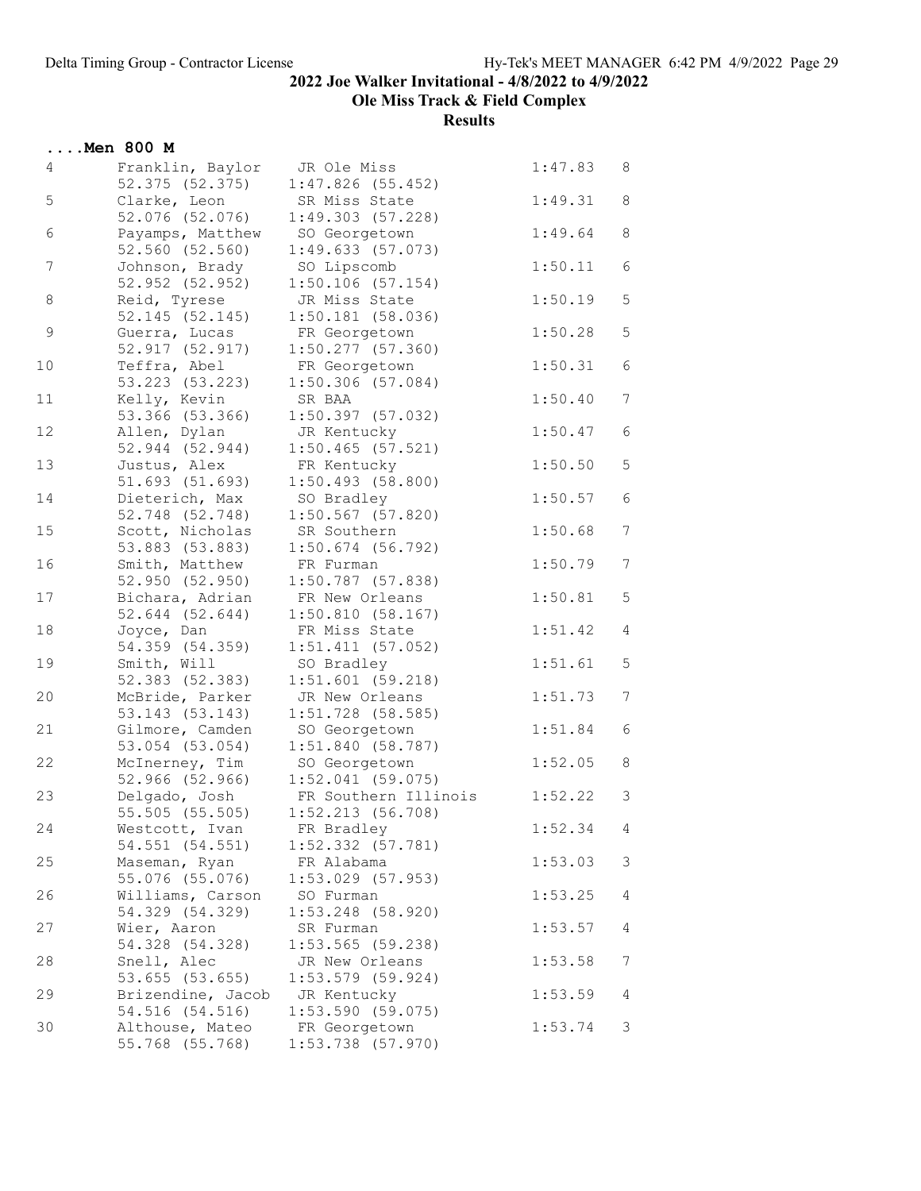2022 Joe Walker Invitational - 4/8/2022 to 4/9/2022

Ole Miss Track & Field Complex

Results

## ....Men 800 M

| Place | Name | Year School | Time | H |
|---|---|---|---|---|
| 4 | Franklin, Baylor | JR Ole Miss | 1:47.83 | 8 |
| | 52.375 (52.375) | 1:47.826 (55.452) | | |
| 5 | Clarke, Leon | SR Miss State | 1:49.31 | 8 |
| | 52.076 (52.076) | 1:49.303 (57.228) | | |
| 6 | Payamps, Matthew | SO Georgetown | 1:49.64 | 8 |
| | 52.560 (52.560) | 1:49.633 (57.073) | | |
| 7 | Johnson, Brady | SO Lipscomb | 1:50.11 | 6 |
| | 52.952 (52.952) | 1:50.106 (57.154) | | |
| 8 | Reid, Tyrese | JR Miss State | 1:50.19 | 5 |
| | 52.145 (52.145) | 1:50.181 (58.036) | | |
| 9 | Guerra, Lucas | FR Georgetown | 1:50.28 | 5 |
| | 52.917 (52.917) | 1:50.277 (57.360) | | |
| 10 | Teffra, Abel | FR Georgetown | 1:50.31 | 6 |
| | 53.223 (53.223) | 1:50.306 (57.084) | | |
| 11 | Kelly, Kevin | SR BAA | 1:50.40 | 7 |
| | 53.366 (53.366) | 1:50.397 (57.032) | | |
| 12 | Allen, Dylan | JR Kentucky | 1:50.47 | 6 |
| | 52.944 (52.944) | 1:50.465 (57.521) | | |
| 13 | Justus, Alex | FR Kentucky | 1:50.50 | 5 |
| | 51.693 (51.693) | 1:50.493 (58.800) | | |
| 14 | Dieterich, Max | SO Bradley | 1:50.57 | 6 |
| | 52.748 (52.748) | 1:50.567 (57.820) | | |
| 15 | Scott, Nicholas | SR Southern | 1:50.68 | 7 |
| | 53.883 (53.883) | 1:50.674 (56.792) | | |
| 16 | Smith, Matthew | FR Furman | 1:50.79 | 7 |
| | 52.950 (52.950) | 1:50.787 (57.838) | | |
| 17 | Bichara, Adrian | FR New Orleans | 1:50.81 | 5 |
| | 52.644 (52.644) | 1:50.810 (58.167) | | |
| 18 | Joyce, Dan | FR Miss State | 1:51.42 | 4 |
| | 54.359 (54.359) | 1:51.411 (57.052) | | |
| 19 | Smith, Will | SO Bradley | 1:51.61 | 5 |
| | 52.383 (52.383) | 1:51.601 (59.218) | | |
| 20 | McBride, Parker | JR New Orleans | 1:51.73 | 7 |
| | 53.143 (53.143) | 1:51.728 (58.585) | | |
| 21 | Gilmore, Camden | SO Georgetown | 1:51.84 | 6 |
| | 53.054 (53.054) | 1:51.840 (58.787) | | |
| 22 | McInerney, Tim | SO Georgetown | 1:52.05 | 8 |
| | 52.966 (52.966) | 1:52.041 (59.075) | | |
| 23 | Delgado, Josh | FR Southern Illinois | 1:52.22 | 3 |
| | 55.505 (55.505) | 1:52.213 (56.708) | | |
| 24 | Westcott, Ivan | FR Bradley | 1:52.34 | 4 |
| | 54.551 (54.551) | 1:52.332 (57.781) | | |
| 25 | Maseman, Ryan | FR Alabama | 1:53.03 | 3 |
| | 55.076 (55.076) | 1:53.029 (57.953) | | |
| 26 | Williams, Carson | SO Furman | 1:53.25 | 4 |
| | 54.329 (54.329) | 1:53.248 (58.920) | | |
| 27 | Wier, Aaron | SR Furman | 1:53.57 | 4 |
| | 54.328 (54.328) | 1:53.565 (59.238) | | |
| 28 | Snell, Alec | JR New Orleans | 1:53.58 | 7 |
| | 53.655 (53.655) | 1:53.579 (59.924) | | |
| 29 | Brizendine, Jacob | JR Kentucky | 1:53.59 | 4 |
| | 54.516 (54.516) | 1:53.590 (59.075) | | |
| 30 | Althouse, Mateo | FR Georgetown | 1:53.74 | 3 |
| | 55.768 (55.768) | 1:53.738 (57.970) | | |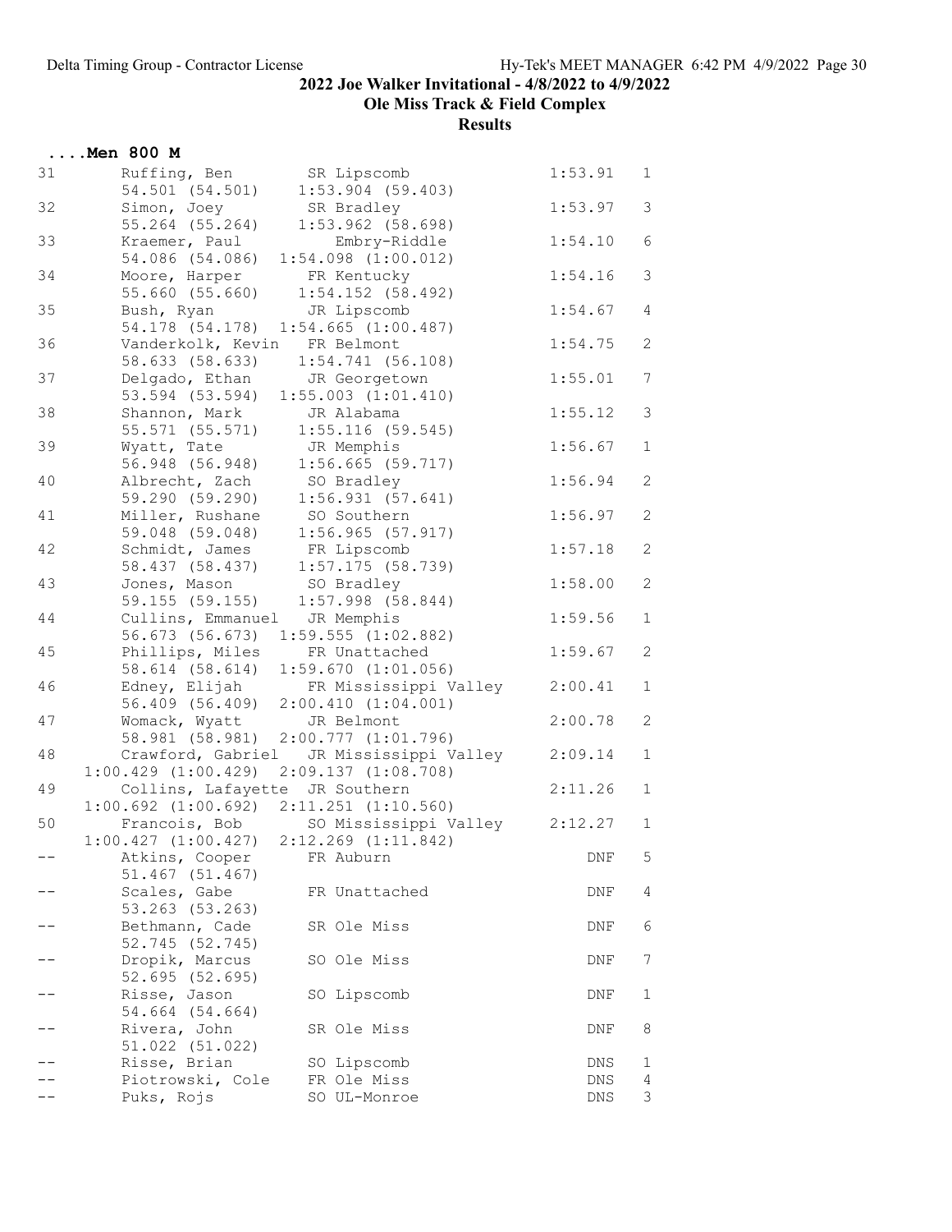2022 Joe Walker Invitational - 4/8/2022 to 4/9/2022

Ole Miss Track & Field Complex

Results

## ....Men 800 M

| Place | Name | Year | School | Finals | H# |
|---|---|---|---|---|---|
| 31 | Ruffing, Ben | SR | Lipscomb | 1:53.91 | 1 |
| | 54.501 (54.501) 1:53.904 (59.403) | | | | |
| 32 | Simon, Joey | SR | Bradley | 1:53.97 | 3 |
| | 55.264 (55.264) 1:53.962 (58.698) | | | | |
| 33 | Kraemer, Paul | | Embry-Riddle | 1:54.10 | 6 |
| | 54.086 (54.086) 1:54.098 (1:00.012) | | | | |
| 34 | Moore, Harper | FR | Kentucky | 1:54.16 | 3 |
| | 55.660 (55.660) 1:54.152 (58.492) | | | | |
| 35 | Bush, Ryan | JR | Lipscomb | 1:54.67 | 4 |
| | 54.178 (54.178) 1:54.665 (1:00.487) | | | | |
| 36 | Vanderkolk, Kevin | FR | Belmont | 1:54.75 | 2 |
| | 58.633 (58.633) 1:54.741 (56.108) | | | | |
| 37 | Delgado, Ethan | JR | Georgetown | 1:55.01 | 7 |
| | 53.594 (53.594) 1:55.003 (1:01.410) | | | | |
| 38 | Shannon, Mark | JR | Alabama | 1:55.12 | 3 |
| | 55.571 (55.571) 1:55.116 (59.545) | | | | |
| 39 | Wyatt, Tate | JR | Memphis | 1:56.67 | 1 |
| | 56.948 (56.948) 1:56.665 (59.717) | | | | |
| 40 | Albrecht, Zach | SO | Bradley | 1:56.94 | 2 |
| | 59.290 (59.290) 1:56.931 (57.641) | | | | |
| 41 | Miller, Rushane | SO | Southern | 1:56.97 | 2 |
| | 59.048 (59.048) 1:56.965 (57.917) | | | | |
| 42 | Schmidt, James | FR | Lipscomb | 1:57.18 | 2 |
| | 58.437 (58.437) 1:57.175 (58.739) | | | | |
| 43 | Jones, Mason | SO | Bradley | 1:58.00 | 2 |
| | 59.155 (59.155) 1:57.998 (58.844) | | | | |
| 44 | Cullins, Emmanuel | JR | Memphis | 1:59.56 | 1 |
| | 56.673 (56.673) 1:59.555 (1:02.882) | | | | |
| 45 | Phillips, Miles | FR | Unattached | 1:59.67 | 2 |
| | 58.614 (58.614) 1:59.670 (1:01.056) | | | | |
| 46 | Edney, Elijah | FR | Mississippi Valley | 2:00.41 | 1 |
| | 56.409 (56.409) 2:00.410 (1:04.001) | | | | |
| 47 | Womack, Wyatt | JR | Belmont | 2:00.78 | 2 |
| | 58.981 (58.981) 2:00.777 (1:01.796) | | | | |
| 48 | Crawford, Gabriel | JR | Mississippi Valley | 2:09.14 | 1 |
| | 1:00.429 (1:00.429) 2:09.137 (1:08.708) | | | | |
| 49 | Collins, Lafayette | JR | Southern | 2:11.26 | 1 |
| | 1:00.692 (1:00.692) 2:11.251 (1:10.560) | | | | |
| 50 | Francois, Bob | SO | Mississippi Valley | 2:12.27 | 1 |
| | 1:00.427 (1:00.427) 2:12.269 (1:11.842) | | | | |
| -- | Atkins, Cooper | FR | Auburn | DNF | 5 |
| | 51.467 (51.467) | | | | |
| -- | Scales, Gabe | FR | Unattached | DNF | 4 |
| | 53.263 (53.263) | | | | |
| -- | Bethmann, Cade | SR | Ole Miss | DNF | 6 |
| | 52.745 (52.745) | | | | |
| -- | Dropik, Marcus | SO | Ole Miss | DNF | 7 |
| | 52.695 (52.695) | | | | |
| -- | Risse, Jason | SO | Lipscomb | DNF | 1 |
| | 54.664 (54.664) | | | | |
| -- | Rivera, John | SR | Ole Miss | DNF | 8 |
| | 51.022 (51.022) | | | | |
| -- | Risse, Brian | SO | Lipscomb | DNS | 1 |
| -- | Piotrowski, Cole | FR | Ole Miss | DNS | 4 |
| -- | Puks, Rojs | SO | UL-Monroe | DNS | 3 |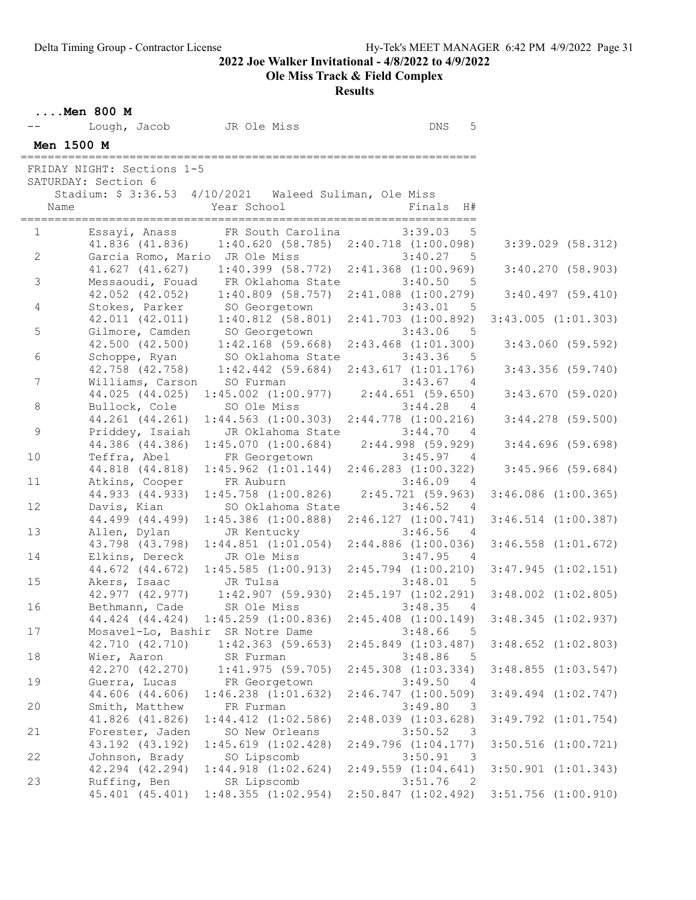2022 Joe Walker Invitational - 4/8/2022 to 4/9/2022

Ole Miss Track & Field Complex

Results

**....Men 800 M**

| | Name | Year School | Finals | H# |
|---|---|---|---|---|
| -- | Lough, Jacob | JR Ole Miss | DNS | 5 |

## Men 1500 M

FRIDAY NIGHT: Sections 1-5
SATURDAY: Section 6
Stadium: $ 3:36.53 4/10/2021 Waleed Suliman, Ole Miss

| | Name | Year School | Finals | H# |
|---|---|---|---|---|
| 1 | Essayi, Anass | FR South Carolina | 3:39.03 | 5 |
| | 41.836 (41.836) | 1:40.620 (58.785) | 2:40.718 (1:00.098) | 3:39.029 (58.312) |
| 2 | Garcia Romo, Mario | JR Ole Miss | 3:40.27 | 5 |
| | 41.627 (41.627) | 1:40.399 (58.772) | 2:41.368 (1:00.969) | 3:40.270 (58.903) |
| 3 | Messaoudi, Fouad | FR Oklahoma State | 3:40.50 | 5 |
| | 42.052 (42.052) | 1:40.809 (58.757) | 2:41.088 (1:00.279) | 3:40.497 (59.410) |
| 4 | Stokes, Parker | SO Georgetown | 3:43.01 | 5 |
| | 42.011 (42.011) | 1:40.812 (58.801) | 2:41.703 (1:00.892) | 3:43.005 (1:01.303) |
| 5 | Gilmore, Camden | SO Georgetown | 3:43.06 | 5 |
| | 42.500 (42.500) | 1:42.168 (59.668) | 2:43.468 (1:01.300) | 3:43.060 (59.592) |
| 6 | Schoppe, Ryan | SO Oklahoma State | 3:43.36 | 5 |
| | 42.758 (42.758) | 1:42.442 (59.684) | 2:43.617 (1:01.176) | 3:43.356 (59.740) |
| 7 | Williams, Carson | SO Furman | 3:43.67 | 4 |
| | 44.025 (44.025) | 1:45.002 (1:00.977) | 2:44.651 (59.650) | 3:43.670 (59.020) |
| 8 | Bullock, Cole | SO Ole Miss | 3:44.28 | 4 |
| | 44.261 (44.261) | 1:44.563 (1:00.303) | 2:44.778 (1:00.216) | 3:44.278 (59.500) |
| 9 | Priddey, Isaiah | JR Oklahoma State | 3:44.70 | 4 |
| | 44.386 (44.386) | 1:45.070 (1:00.684) | 2:44.998 (59.929) | 3:44.696 (59.698) |
| 10 | Teffra, Abel | FR Georgetown | 3:45.97 | 4 |
| | 44.818 (44.818) | 1:45.962 (1:01.144) | 2:46.283 (1:00.322) | 3:45.966 (59.684) |
| 11 | Atkins, Cooper | FR Auburn | 3:46.09 | 4 |
| | 44.933 (44.933) | 1:45.758 (1:00.826) | 2:45.721 (59.963) | 3:46.086 (1:00.365) |
| 12 | Davis, Kian | SO Oklahoma State | 3:46.52 | 4 |
| | 44.499 (44.499) | 1:45.386 (1:00.888) | 2:46.127 (1:00.741) | 3:46.514 (1:00.387) |
| 13 | Allen, Dylan | JR Kentucky | 3:46.56 | 4 |
| | 43.798 (43.798) | 1:44.851 (1:01.054) | 2:44.886 (1:00.036) | 3:46.558 (1:01.672) |
| 14 | Elkins, Dereck | JR Ole Miss | 3:47.95 | 4 |
| | 44.672 (44.672) | 1:45.585 (1:00.913) | 2:45.794 (1:00.210) | 3:47.945 (1:02.151) |
| 15 | Akers, Isaac | JR Tulsa | 3:48.01 | 5 |
| | 42.977 (42.977) | 1:42.907 (59.930) | 2:45.197 (1:02.291) | 3:48.002 (1:02.805) |
| 16 | Bethmann, Cade | SR Ole Miss | 3:48.35 | 4 |
| | 44.424 (44.424) | 1:45.259 (1:00.836) | 2:45.408 (1:00.149) | 3:48.345 (1:02.937) |
| 17 | Mosavel-Lo, Bashir | SR Notre Dame | 3:48.66 | 5 |
| | 42.710 (42.710) | 1:42.363 (59.653) | 2:45.849 (1:03.487) | 3:48.652 (1:02.803) |
| 18 | Wier, Aaron | SR Furman | 3:48.86 | 5 |
| | 42.270 (42.270) | 1:41.975 (59.705) | 2:45.308 (1:03.334) | 3:48.855 (1:03.547) |
| 19 | Guerra, Lucas | FR Georgetown | 3:49.50 | 4 |
| | 44.606 (44.606) | 1:46.238 (1:01.632) | 2:46.747 (1:00.509) | 3:49.494 (1:02.747) |
| 20 | Smith, Matthew | FR Furman | 3:49.80 | 3 |
| | 41.826 (41.826) | 1:44.412 (1:02.586) | 2:48.039 (1:03.628) | 3:49.792 (1:01.754) |
| 21 | Forester, Jaden | SO New Orleans | 3:50.52 | 3 |
| | 43.192 (43.192) | 1:45.619 (1:02.428) | 2:49.796 (1:04.177) | 3:50.516 (1:00.721) |
| 22 | Johnson, Brady | SO Lipscomb | 3:50.91 | 3 |
| | 42.294 (42.294) | 1:44.918 (1:02.624) | 2:49.559 (1:04.641) | 3:50.901 (1:01.343) |
| 23 | Ruffing, Ben | SR Lipscomb | 3:51.76 | 2 |
| | 45.401 (45.401) | 1:48.355 (1:02.954) | 2:50.847 (1:02.492) | 3:51.756 (1:00.910) |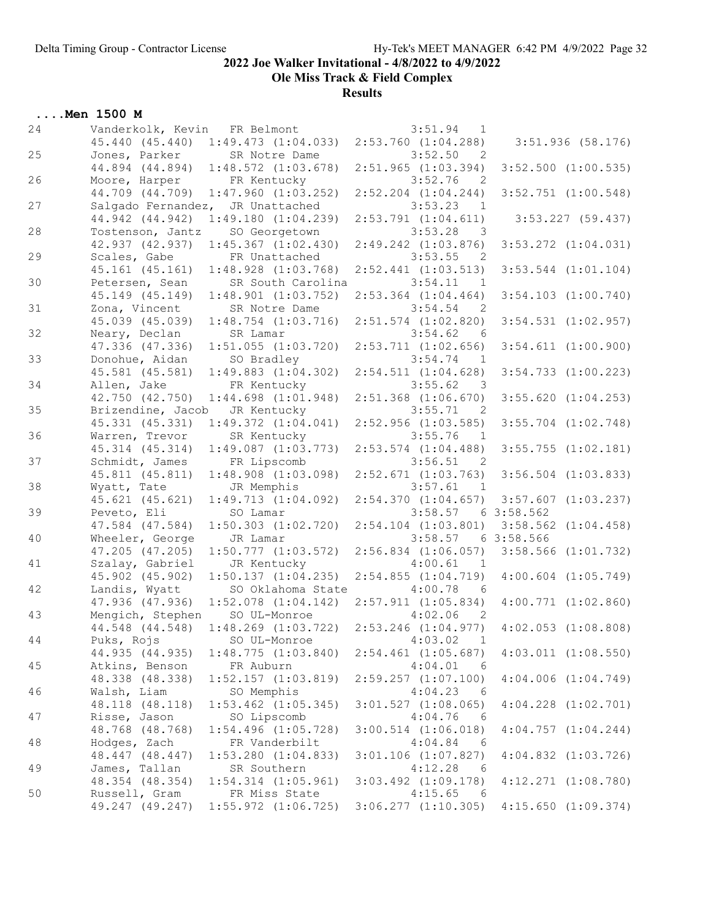2022 Joe Walker Invitational - 4/8/2022 to 4/9/2022

Ole Miss Track & Field Complex

Results

## ....Men 1500 M

```
24      Vanderkolk, Kevin   FR Belmont               3:51.94   1
        45.440 (45.440)  1:49.473 (1:04.033)  2:53.760 (1:04.288)   3:51.936 (58.176)
25      Jones, Parker       SR Notre Dame            3:52.50   2
        44.894 (44.894)  1:48.572 (1:03.678)  2:51.965 (1:03.394)  3:52.500 (1:00.535)
26      Moore, Harper       FR Kentucky              3:52.76   2
        44.709 (44.709)  1:47.960 (1:03.252)  2:52.204 (1:04.244)  3:52.751 (1:00.548)
27      Salgado Fernandez,  JR Unattached            3:53.23   1
        44.942 (44.942)  1:49.180 (1:04.239)  2:53.791 (1:04.611)   3:53.227 (59.437)
28      Tostenson, Jantz    SO Georgetown            3:53.28   3
        42.937 (42.937)  1:45.367 (1:02.430)  2:49.242 (1:03.876)  3:53.272 (1:04.031)
29      Scales, Gabe        FR Unattached            3:53.55   2
        45.161 (45.161)  1:48.928 (1:03.768)  2:52.441 (1:03.513)  3:53.544 (1:01.104)
30      Petersen, Sean      SR South Carolina        3:54.11   1
        45.149 (45.149)  1:48.901 (1:03.752)  2:53.364 (1:04.464)  3:54.103 (1:00.740)
31      Zona, Vincent       SR Notre Dame            3:54.54   2
        45.039 (45.039)  1:48.754 (1:03.716)  2:51.574 (1:02.820)  3:54.531 (1:02.957)
32      Neary, Declan       SR Lamar                 3:54.62   6
        47.336 (47.336)  1:51.055 (1:03.720)  2:53.711 (1:02.656)  3:54.611 (1:00.900)
33      Donohue, Aidan      SO Bradley               3:54.74   1
        45.581 (45.581)  1:49.883 (1:04.302)  2:54.511 (1:04.628)  3:54.733 (1:00.223)
34      Allen, Jake         FR Kentucky              3:55.62   3
        42.750 (42.750)  1:44.698 (1:01.948)  2:51.368 (1:06.670)  3:55.620 (1:04.253)
35      Brizendine, Jacob   JR Kentucky              3:55.71   2
        45.331 (45.331)  1:49.372 (1:04.041)  2:52.956 (1:03.585)  3:55.704 (1:02.748)
36      Warren, Trevor      SR Kentucky              3:55.76   1
        45.314 (45.314)  1:49.087 (1:03.773)  2:53.574 (1:04.488)  3:55.755 (1:02.181)
37      Schmidt, James      FR Lipscomb              3:56.51   2
        45.811 (45.811)  1:48.908 (1:03.098)  2:52.671 (1:03.763)  3:56.504 (1:03.833)
38      Wyatt, Tate         JR Memphis               3:57.61   1
        45.621 (45.621)  1:49.713 (1:04.092)  2:54.370 (1:04.657)  3:57.607 (1:03.237)
39      Peveto, Eli         SO Lamar                 3:58.57   6 3:58.562
        47.584 (47.584)  1:50.303 (1:02.720)  2:54.104 (1:03.801)  3:58.562 (1:04.458)
40      Wheeler, George     JR Lamar                 3:58.57   6 3:58.566
        47.205 (47.205)  1:50.777 (1:03.572)  2:56.834 (1:06.057)  3:58.566 (1:01.732)
41      Szalay, Gabriel     JR Kentucky              4:00.61   1
        45.902 (45.902)  1:50.137 (1:04.235)  2:54.855 (1:04.719)  4:00.604 (1:05.749)
42      Landis, Wyatt       SO Oklahoma State        4:00.78   6
        47.936 (47.936)  1:52.078 (1:04.142)  2:57.911 (1:05.834)  4:00.771 (1:02.860)
43      Mengich, Stephen    SO UL-Monroe             4:02.06   2
        44.548 (44.548)  1:48.269 (1:03.722)  2:53.246 (1:04.977)  4:02.053 (1:08.808)
44      Puks, Rojs          SO UL-Monroe             4:03.02   1
        44.935 (44.935)  1:48.775 (1:03.840)  2:54.461 (1:05.687)  4:03.011 (1:08.550)
45      Atkins, Benson      FR Auburn                4:04.01   6
        48.338 (48.338)  1:52.157 (1:03.819)  2:59.257 (1:07.100)  4:04.006 (1:04.749)
46      Walsh, Liam         SO Memphis               4:04.23   6
        48.118 (48.118)  1:53.462 (1:05.345)  3:01.527 (1:08.065)  4:04.228 (1:02.701)
47      Risse, Jason        SO Lipscomb              4:04.76   6
        48.768 (48.768)  1:54.496 (1:05.728)  3:00.514 (1:06.018)  4:04.757 (1:04.244)
48      Hodges, Zach        FR Vanderbilt            4:04.84   6
        48.447 (48.447)  1:53.280 (1:04.833)  3:01.106 (1:07.827)  4:04.832 (1:03.726)
49      James, Tallan       SR Southern              4:12.28   6
        48.354 (48.354)  1:54.314 (1:05.961)  3:03.492 (1:09.178)  4:12.271 (1:08.780)
50      Russell, Gram       FR Miss State            4:15.65   6
        49.247 (49.247)  1:55.972 (1:06.725)  3:06.277 (1:10.305)  4:15.650 (1:09.374)
```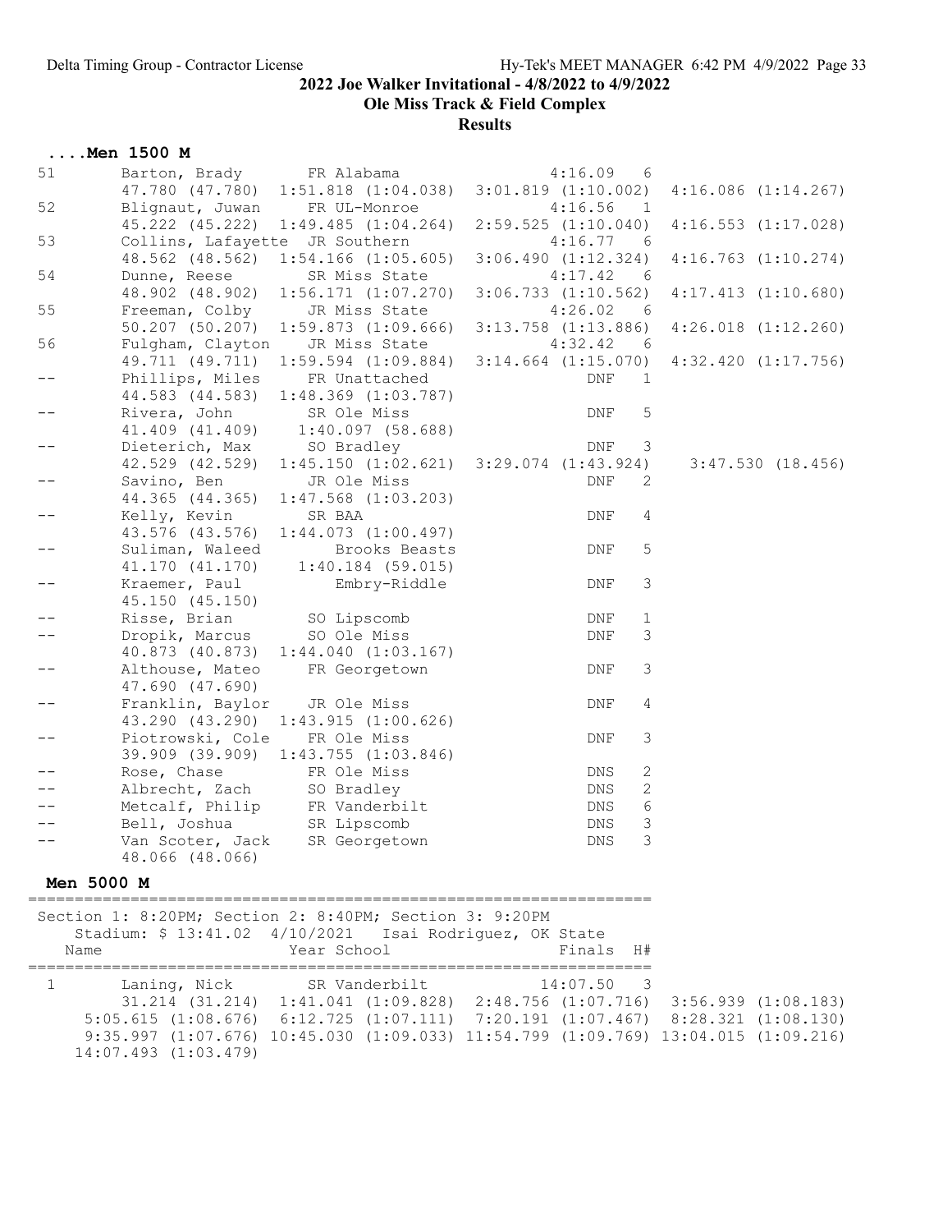2022 Joe Walker Invitational - 4/8/2022 to 4/9/2022

Ole Miss Track & Field Complex

Results

### ....Men 1500 M

```
51      Barton, Brady       FR Alabama                  4:16.09   6
        47.780 (47.780)  1:51.818 (1:04.038)  3:01.819 (1:10.002)  4:16.086 (1:14.267)
52      Blignaut, Juwan     FR UL-Monroe                4:16.56   1
        45.222 (45.222)  1:49.485 (1:04.264)  2:59.525 (1:10.040)  4:16.553 (1:17.028)
53      Collins, Lafayette  JR Southern                 4:16.77   6
        48.562 (48.562)  1:54.166 (1:05.605)  3:06.490 (1:12.324)  4:16.763 (1:10.274)
54      Dunne, Reese        SR Miss State               4:17.42   6
        48.902 (48.902)  1:56.171 (1:07.270)  3:06.733 (1:10.562)  4:17.413 (1:10.680)
55      Freeman, Colby      JR Miss State               4:26.02   6
        50.207 (50.207)  1:59.873 (1:09.666)  3:13.758 (1:13.886)  4:26.018 (1:12.260)
56      Fulgham, Clayton    JR Miss State               4:32.42   6
        49.711 (49.711)  1:59.594 (1:09.884)  3:14.664 (1:15.070)  4:32.420 (1:17.756)
--      Phillips, Miles     FR Unattached                   DNF   1
        44.583 (44.583)  1:48.369 (1:03.787)
--      Rivera, John        SR Ole Miss                     DNF   5
        41.409 (41.409)    1:40.097 (58.688)
--      Dieterich, Max      SO Bradley                      DNF   3
        42.529 (42.529)  1:45.150 (1:02.621)  3:29.074 (1:43.924)    3:47.530 (18.456)
--      Savino, Ben         JR Ole Miss                     DNF   2
        44.365 (44.365)  1:47.568 (1:03.203)
--      Kelly, Kevin        SR BAA                          DNF   4
        43.576 (43.576)  1:44.073 (1:00.497)
--      Suliman, Waleed        Brooks Beasts                DNF   5
        41.170 (41.170)    1:40.184 (59.015)
--      Kraemer, Paul          Embry-Riddle                 DNF   3
        45.150 (45.150)
--      Risse, Brian        SO Lipscomb                     DNF   1
--      Dropik, Marcus      SO Ole Miss                     DNF   3
        40.873 (40.873)  1:44.040 (1:03.167)
--      Althouse, Mateo     FR Georgetown                   DNF   3
        47.690 (47.690)
--      Franklin, Baylor    JR Ole Miss                     DNF   4
        43.290 (43.290)  1:43.915 (1:00.626)
--      Piotrowski, Cole    FR Ole Miss                     DNF   3
        39.909 (39.909)  1:43.755 (1:03.846)
--      Rose, Chase         FR Ole Miss                     DNS   2
--      Albrecht, Zach      SO Bradley                      DNS   2
--      Metcalf, Philip     FR Vanderbilt                   DNS   6
--      Bell, Joshua        SR Lipscomb                     DNS   3
--      Van Scoter, Jack    SR Georgetown                   DNS   3
        48.066 (48.066)
```

### Men 5000 M

```
===================================================================
 Section 1: 8:20PM; Section 2: 8:40PM; Section 3: 9:20PM
    Stadium: $ 13:41.02  4/10/2021   Isai Rodriguez, OK State
   Name                    Year School                 Finals  H#
===================================================================
  1      Laning, Nick        SR Vanderbilt              14:07.50   3
         31.214 (31.214)  1:41.041 (1:09.828)  2:48.756 (1:07.716)  3:56.939 (1:08.183)
      5:05.615 (1:08.676)  6:12.725 (1:07.111)  7:20.191 (1:07.467)  8:28.321 (1:08.130)
      9:35.997 (1:07.676) 10:45.030 (1:09.033) 11:54.799 (1:09.769) 13:04.015 (1:09.216)
     14:07.493 (1:03.479)
```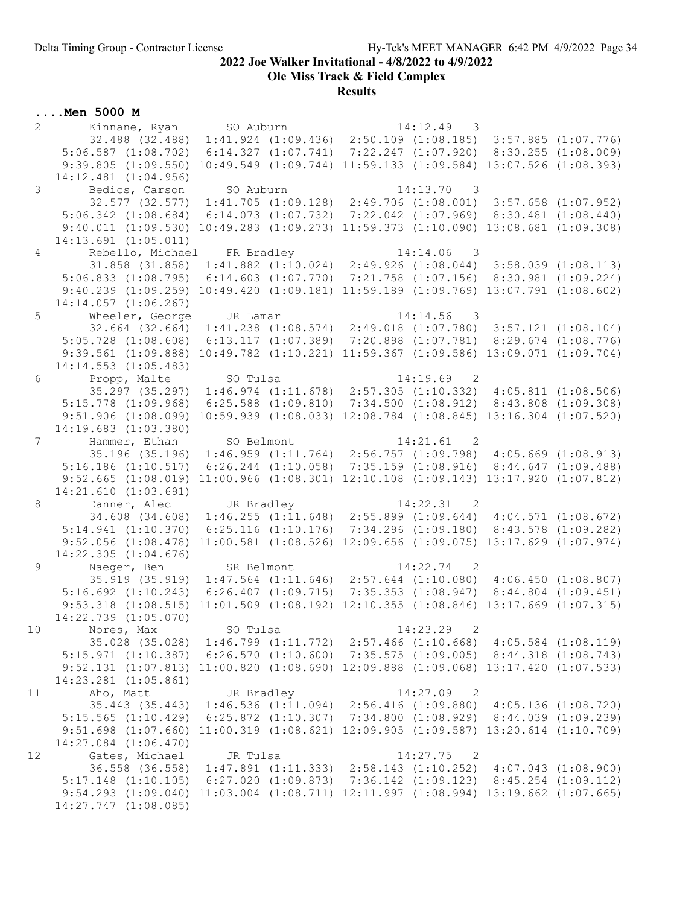## 2022 Joe Walker Invitational - 4/8/2022 to 4/9/2022

### Ole Miss Track & Field Complex

### Results

**....Men 5000 M**

```
  2      Kinnane, Ryan        SO Auburn                   14:12.49   3  
         32.488 (32.488)  1:41.924 (1:09.436)  2:50.109 (1:08.185)  3:57.885 (1:07.776)
      5:06.587 (1:08.702)  6:14.327 (1:07.741)  7:22.247 (1:07.920)  8:30.255 (1:08.009)
      9:39.805 (1:09.550) 10:49.549 (1:09.744) 11:59.133 (1:09.584) 13:07.526 (1:08.393)
     14:12.481 (1:04.956)
  3      Bedics, Carson       SO Auburn                   14:13.70   3  
         32.577 (32.577)  1:41.705 (1:09.128)  2:49.706 (1:08.001)  3:57.658 (1:07.952)
      5:06.342 (1:08.684)  6:14.073 (1:07.732)  7:22.042 (1:07.969)  8:30.481 (1:08.440)
      9:40.011 (1:09.530) 10:49.283 (1:09.273) 11:59.373 (1:10.090) 13:08.681 (1:09.308)
     14:13.691 (1:05.011)
  4      Rebello, Michael     FR Bradley                  14:14.06   3  
         31.858 (31.858)  1:41.882 (1:10.024)  2:49.926 (1:08.044)  3:58.039 (1:08.113)
      5:06.833 (1:08.795)  6:14.603 (1:07.770)  7:21.758 (1:07.156)  8:30.981 (1:09.224)
      9:40.239 (1:09.259) 10:49.420 (1:09.181) 11:59.189 (1:09.769) 13:07.791 (1:08.602)
     14:14.057 (1:06.267)
  5      Wheeler, George      JR Lamar                    14:14.56   3  
         32.664 (32.664)  1:41.238 (1:08.574)  2:49.018 (1:07.780)  3:57.121 (1:08.104)
      5:05.728 (1:08.608)  6:13.117 (1:07.389)  7:20.898 (1:07.781)  8:29.674 (1:08.776)
      9:39.561 (1:09.888) 10:49.782 (1:10.221) 11:59.367 (1:09.586) 13:09.071 (1:09.704)
     14:14.553 (1:05.483)
  6      Propp, Malte         SO Tulsa                    14:19.69   2  
         35.297 (35.297)  1:46.974 (1:11.678)  2:57.305 (1:10.332)  4:05.811 (1:08.506)
      5:15.778 (1:09.968)  6:25.588 (1:09.810)  7:34.500 (1:08.912)  8:43.808 (1:09.308)
      9:51.906 (1:08.099) 10:59.939 (1:08.033) 12:08.784 (1:08.845) 13:16.304 (1:07.520)
     14:19.683 (1:03.380)
  7      Hammer, Ethan        SO Belmont                  14:21.61   2  
         35.196 (35.196)  1:46.959 (1:11.764)  2:56.757 (1:09.798)  4:05.669 (1:08.913)
      5:16.186 (1:10.517)  6:26.244 (1:10.058)  7:35.159 (1:08.916)  8:44.647 (1:09.488)
      9:52.665 (1:08.019) 11:00.966 (1:08.301) 12:10.108 (1:09.143) 13:17.920 (1:07.812)
     14:21.610 (1:03.691)
  8      Danner, Alec         JR Bradley                  14:22.31   2  
         34.608 (34.608)  1:46.255 (1:11.648)  2:55.899 (1:09.644)  4:04.571 (1:08.672)
      5:14.941 (1:10.370)  6:25.116 (1:10.176)  7:34.296 (1:09.180)  8:43.578 (1:09.282)
      9:52.056 (1:08.478) 11:00.581 (1:08.526) 12:09.656 (1:09.075) 13:17.629 (1:07.974)
     14:22.305 (1:04.676)
  9      Naeger, Ben          SR Belmont                  14:22.74   2  
         35.919 (35.919)  1:47.564 (1:11.646)  2:57.644 (1:10.080)  4:06.450 (1:08.807)
      5:16.692 (1:10.243)  6:26.407 (1:09.715)  7:35.353 (1:08.947)  8:44.804 (1:09.451)
      9:53.318 (1:08.515) 11:01.509 (1:08.192) 12:10.355 (1:08.846) 13:17.669 (1:07.315)
     14:22.739 (1:05.070)
 10      Nores, Max           SO Tulsa                    14:23.29   2  
         35.028 (35.028)  1:46.799 (1:11.772)  2:57.466 (1:10.668)  4:05.584 (1:08.119)
      5:15.971 (1:10.387)  6:26.570 (1:10.600)  7:35.575 (1:09.005)  8:44.318 (1:08.743)
      9:52.131 (1:07.813) 11:00.820 (1:08.690) 12:09.888 (1:09.068) 13:17.420 (1:07.533)
     14:23.281 (1:05.861)
 11      Aho, Matt            JR Bradley                  14:27.09   2  
         35.443 (35.443)  1:46.536 (1:11.094)  2:56.416 (1:09.880)  4:05.136 (1:08.720)
      5:15.565 (1:10.429)  6:25.872 (1:10.307)  7:34.800 (1:08.929)  8:44.039 (1:09.239)
      9:51.698 (1:07.660) 11:00.319 (1:08.621) 12:09.905 (1:09.587) 13:20.614 (1:10.709)
     14:27.084 (1:06.470)
 12      Gates, Michael       JR Tulsa                    14:27.75   2  
         36.558 (36.558)  1:47.891 (1:11.333)  2:58.143 (1:10.252)  4:07.043 (1:08.900)
      5:17.148 (1:10.105)  6:27.020 (1:09.873)  7:36.142 (1:09.123)  8:45.254 (1:09.112)
      9:54.293 (1:09.040) 11:03.004 (1:08.711) 12:11.997 (1:08.994) 13:19.662 (1:07.665)
     14:27.747 (1:08.085)
```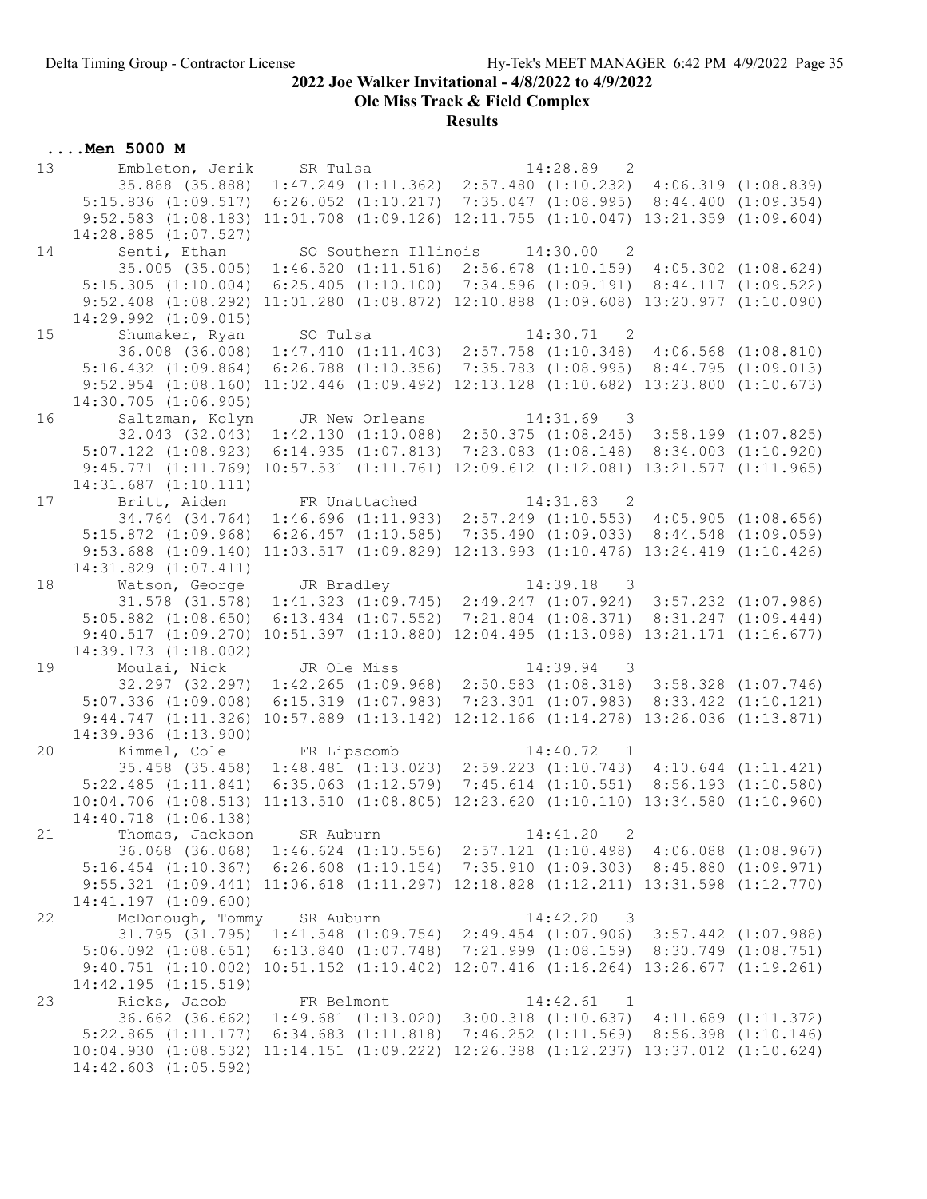# 2022 Joe Walker Invitational - 4/8/2022 to 4/9/2022

## Ole Miss Track & Field Complex

### Results

**....Men 5000 M**

```
13       Embleton, Jerik      SR Tulsa                    14:28.89   2 
         35.888 (35.888)  1:47.249 (1:11.362)  2:57.480 (1:10.232)  4:06.319 (1:08.839)
      5:15.836 (1:09.517)  6:26.052 (1:10.217)  7:35.047 (1:08.995)  8:44.400 (1:09.354)
      9:52.583 (1:08.183) 11:01.708 (1:09.126) 12:11.755 (1:10.047) 13:21.359 (1:09.604)
     14:28.885 (1:07.527)
14       Senti, Ethan         SO Southern Illinois        14:30.00   2 
         35.005 (35.005)  1:46.520 (1:11.516)  2:56.678 (1:10.159)  4:05.302 (1:08.624)
      5:15.305 (1:10.004)  6:25.405 (1:10.100)  7:34.596 (1:09.191)  8:44.117 (1:09.522)
      9:52.408 (1:08.292) 11:01.280 (1:08.872) 12:10.888 (1:09.608) 13:20.977 (1:10.090)
     14:29.992 (1:09.015)
15       Shumaker, Ryan       SO Tulsa                    14:30.71   2 
         36.008 (36.008)  1:47.410 (1:11.403)  2:57.758 (1:10.348)  4:06.568 (1:08.810)
      5:16.432 (1:09.864)  6:26.788 (1:10.356)  7:35.783 (1:08.995)  8:44.795 (1:09.013)
      9:52.954 (1:08.160) 11:02.446 (1:09.492) 12:13.128 (1:10.682) 13:23.800 (1:10.673)
     14:30.705 (1:06.905)
16       Saltzman, Kolyn      JR New Orleans              14:31.69   3 
         32.043 (32.043)  1:42.130 (1:10.088)  2:50.375 (1:08.245)  3:58.199 (1:07.825)
      5:07.122 (1:08.923)  6:14.935 (1:07.813)  7:23.083 (1:08.148)  8:34.003 (1:10.920)
      9:45.771 (1:11.769) 10:57.531 (1:11.761) 12:09.612 (1:12.081) 13:21.577 (1:11.965)
     14:31.687 (1:10.111)
17       Britt, Aiden         FR Unattached               14:31.83   2 
         34.764 (34.764)  1:46.696 (1:11.933)  2:57.249 (1:10.553)  4:05.905 (1:08.656)
      5:15.872 (1:09.968)  6:26.457 (1:10.585)  7:35.490 (1:09.033)  8:44.548 (1:09.059)
      9:53.688 (1:09.140) 11:03.517 (1:09.829) 12:13.993 (1:10.476) 13:24.419 (1:10.426)
     14:31.829 (1:07.411)
18       Watson, George       JR Bradley                  14:39.18   3 
         31.578 (31.578)  1:41.323 (1:09.745)  2:49.247 (1:07.924)  3:57.232 (1:07.986)
      5:05.882 (1:08.650)  6:13.434 (1:07.552)  7:21.804 (1:08.371)  8:31.247 (1:09.444)
      9:40.517 (1:09.270) 10:51.397 (1:10.880) 12:04.495 (1:13.098) 13:21.171 (1:16.677)
     14:39.173 (1:18.002)
19       Moulai, Nick         JR Ole Miss                 14:39.94   3 
         32.297 (32.297)  1:42.265 (1:09.968)  2:50.583 (1:08.318)  3:58.328 (1:07.746)
      5:07.336 (1:09.008)  6:15.319 (1:07.983)  7:23.301 (1:07.983)  8:33.422 (1:10.121)
      9:44.747 (1:11.326) 10:57.889 (1:13.142) 12:12.166 (1:14.278) 13:26.036 (1:13.871)
     14:39.936 (1:13.900)
20       Kimmel, Cole         FR Lipscomb                 14:40.72   1 
         35.458 (35.458)  1:48.481 (1:13.023)  2:59.223 (1:10.743)  4:10.644 (1:11.421)
      5:22.485 (1:11.841)  6:35.063 (1:12.579)  7:45.614 (1:10.551)  8:56.193 (1:10.580)
     10:04.706 (1:08.513) 11:13.510 (1:08.805) 12:23.620 (1:10.110) 13:34.580 (1:10.960)
     14:40.718 (1:06.138)
21       Thomas, Jackson      SR Auburn                   14:41.20   2 
         36.068 (36.068)  1:46.624 (1:10.556)  2:57.121 (1:10.498)  4:06.088 (1:08.967)
      5:16.454 (1:10.367)  6:26.608 (1:10.154)  7:35.910 (1:09.303)  8:45.880 (1:09.971)
      9:55.321 (1:09.441) 11:06.618 (1:11.297) 12:18.828 (1:12.211) 13:31.598 (1:12.770)
     14:41.197 (1:09.600)
22       McDonough, Tommy     SR Auburn                   14:42.20   3 
         31.795 (31.795)  1:41.548 (1:09.754)  2:49.454 (1:07.906)  3:57.442 (1:07.988)
      5:06.092 (1:08.651)  6:13.840 (1:07.748)  7:21.999 (1:08.159)  8:30.749 (1:08.751)
      9:40.751 (1:10.002) 10:51.152 (1:10.402) 12:07.416 (1:16.264) 13:26.677 (1:19.261)
     14:42.195 (1:15.519)
23       Ricks, Jacob         FR Belmont                  14:42.61   1 
         36.662 (36.662)  1:49.681 (1:13.020)  3:00.318 (1:10.637)  4:11.689 (1:11.372)
      5:22.865 (1:11.177)  6:34.683 (1:11.818)  7:46.252 (1:11.569)  8:56.398 (1:10.146)
     10:04.930 (1:08.532) 11:14.151 (1:09.222) 12:26.388 (1:12.237) 13:37.012 (1:10.624)
     14:42.603 (1:05.592)
```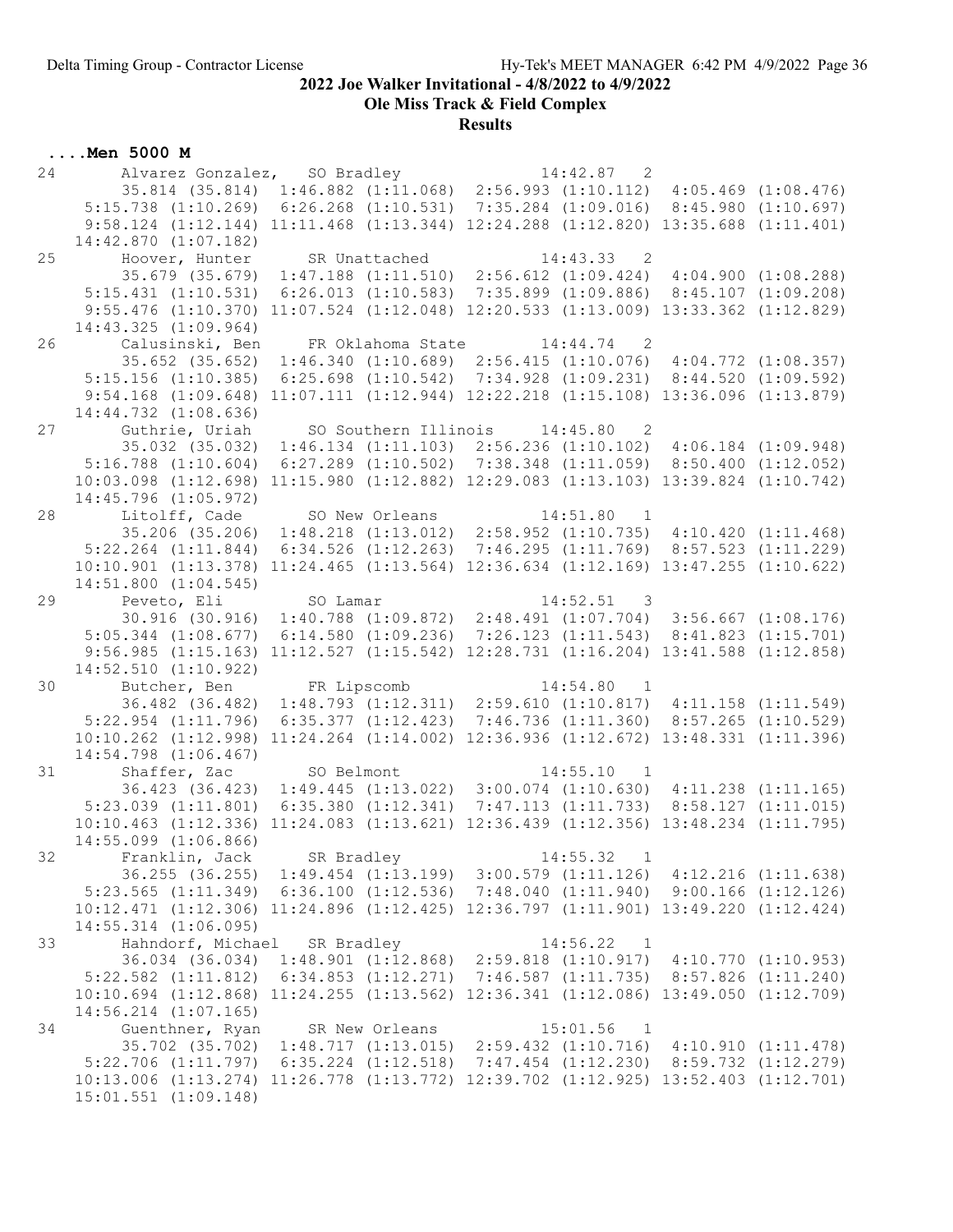2022 Joe Walker Invitational - 4/8/2022 to 4/9/2022

Ole Miss Track & Field Complex

**Results**

## ....Men 5000 M

```
 24       Alvarez Gonzalez,  SO Bradley                 14:42.87   2 
         35.814 (35.814)  1:46.882 (1:11.068)  2:56.993 (1:10.112)  4:05.469 (1:08.476)
      5:15.738 (1:10.269)  6:26.268 (1:10.531)  7:35.284 (1:09.016)  8:45.980 (1:10.697)
      9:58.124 (1:12.144) 11:11.468 (1:13.344) 12:24.288 (1:12.820) 13:35.688 (1:11.401)
     14:42.870 (1:07.182)
 25       Hoover, Hunter       SR Unattached               14:43.33   2 
         35.679 (35.679)  1:47.188 (1:11.510)  2:56.612 (1:09.424)  4:04.900 (1:08.288)
      5:15.431 (1:10.531)  6:26.013 (1:10.583)  7:35.899 (1:09.886)  8:45.107 (1:09.208)
      9:55.476 (1:10.370) 11:07.524 (1:12.048) 12:20.533 (1:13.009) 13:33.362 (1:12.829)
     14:43.325 (1:09.964)
 26       Calusinski, Ben      FR Oklahoma State           14:44.74   2 
         35.652 (35.652)  1:46.340 (1:10.689)  2:56.415 (1:10.076)  4:04.772 (1:08.357)
      5:15.156 (1:10.385)  6:25.698 (1:10.542)  7:34.928 (1:09.231)  8:44.520 (1:09.592)
      9:54.168 (1:09.648) 11:07.111 (1:12.944) 12:22.218 (1:15.108) 13:36.096 (1:13.879)
     14:44.732 (1:08.636)
 27       Guthrie, Uriah       SO Southern Illinois        14:45.80   2 
         35.032 (35.032)  1:46.134 (1:11.103)  2:56.236 (1:10.102)  4:06.184 (1:09.948)
      5:16.788 (1:10.604)  6:27.289 (1:10.502)  7:38.348 (1:11.059)  8:50.400 (1:12.052)
     10:03.098 (1:12.698) 11:15.980 (1:12.882) 12:29.083 (1:13.103) 13:39.824 (1:10.742)
     14:45.796 (1:05.972)
 28       Litolff, Cade        SO New Orleans              14:51.80   1 
         35.206 (35.206)  1:48.218 (1:13.012)  2:58.952 (1:10.735)  4:10.420 (1:11.468)
      5:22.264 (1:11.844)  6:34.526 (1:12.263)  7:46.295 (1:11.769)  8:57.523 (1:11.229)
     10:10.901 (1:13.378) 11:24.465 (1:13.564) 12:36.634 (1:12.169) 13:47.255 (1:10.622)
     14:51.800 (1:04.545)
 29       Peveto, Eli          SO Lamar                    14:52.51   3 
         30.916 (30.916)  1:40.788 (1:09.872)  2:48.491 (1:07.704)  3:56.667 (1:08.176)
      5:05.344 (1:08.677)  6:14.580 (1:09.236)  7:26.123 (1:11.543)  8:41.823 (1:15.701)
      9:56.985 (1:15.163) 11:12.527 (1:15.542) 12:28.731 (1:16.204) 13:41.588 (1:12.858)
     14:52.510 (1:10.922)
 30       Butcher, Ben         FR Lipscomb                 14:54.80   1 
         36.482 (36.482)  1:48.793 (1:12.311)  2:59.610 (1:10.817)  4:11.158 (1:11.549)
      5:22.954 (1:11.796)  6:35.377 (1:12.423)  7:46.736 (1:11.360)  8:57.265 (1:10.529)
     10:10.262 (1:12.998) 11:24.264 (1:14.002) 12:36.936 (1:12.672) 13:48.331 (1:11.396)
     14:54.798 (1:06.467)
 31       Shaffer, Zac         SO Belmont                  14:55.10   1 
         36.423 (36.423)  1:49.445 (1:13.022)  3:00.074 (1:10.630)  4:11.238 (1:11.165)
      5:23.039 (1:11.801)  6:35.380 (1:12.341)  7:47.113 (1:11.733)  8:58.127 (1:11.015)
     10:10.463 (1:12.336) 11:24.083 (1:13.621) 12:36.439 (1:12.356) 13:48.234 (1:11.795)
     14:55.099 (1:06.866)
 32       Franklin, Jack       SR Bradley                  14:55.32   1 
         36.255 (36.255)  1:49.454 (1:13.199)  3:00.579 (1:11.126)  4:12.216 (1:11.638)
      5:23.565 (1:11.349)  6:36.100 (1:12.536)  7:48.040 (1:11.940)  9:00.166 (1:12.126)
     10:12.471 (1:12.306) 11:24.896 (1:12.425) 12:36.797 (1:11.901) 13:49.220 (1:12.424)
     14:55.314 (1:06.095)
 33       Hahndorf, Michael    SR Bradley                  14:56.22   1 
         36.034 (36.034)  1:48.901 (1:12.868)  2:59.818 (1:10.917)  4:10.770 (1:10.953)
      5:22.582 (1:11.812)  6:34.853 (1:12.271)  7:46.587 (1:11.735)  8:57.826 (1:11.240)
     10:10.694 (1:12.868) 11:24.255 (1:13.562) 12:36.341 (1:12.086) 13:49.050 (1:12.709)
     14:56.214 (1:07.165)
 34       Guenthner, Ryan      SR New Orleans              15:01.56   1 
         35.702 (35.702)  1:48.717 (1:13.015)  2:59.432 (1:10.716)  4:10.910 (1:11.478)
      5:22.706 (1:11.797)  6:35.224 (1:12.518)  7:47.454 (1:12.230)  8:59.732 (1:12.279)
     10:13.006 (1:13.274) 11:26.778 (1:13.772) 12:39.702 (1:12.925) 13:52.403 (1:12.701)
     15:01.551 (1:09.148)
```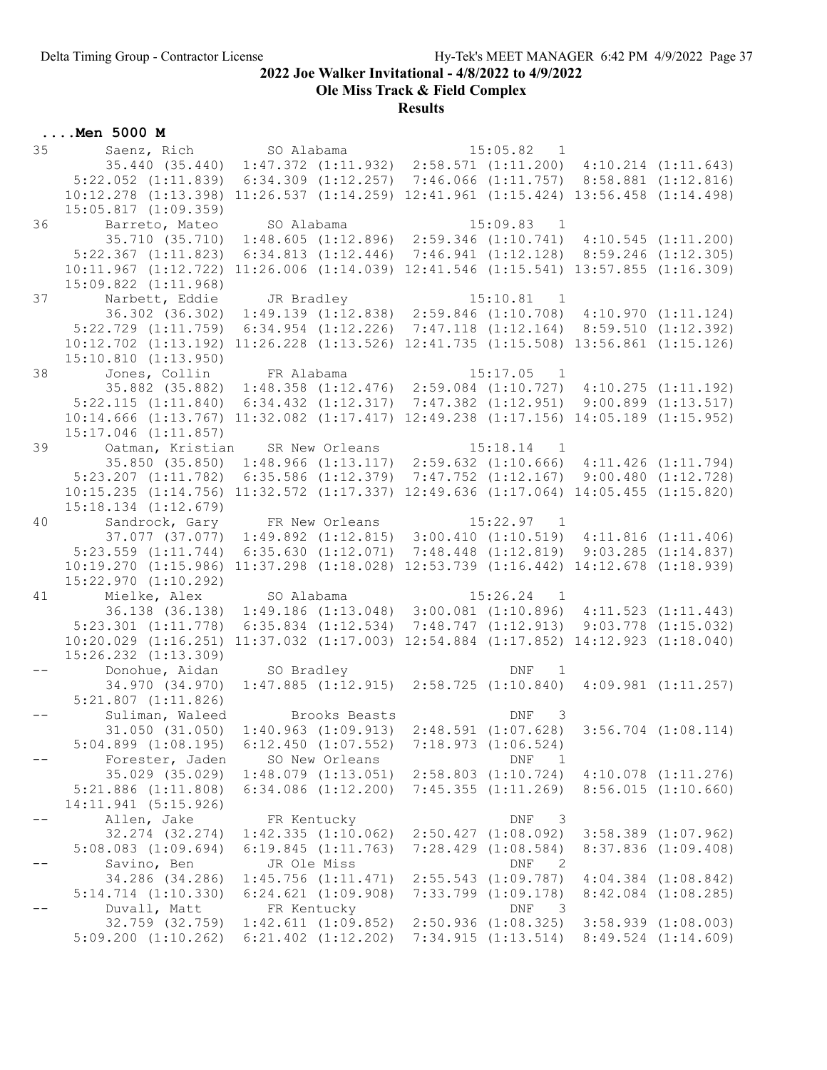# 2022 Joe Walker Invitational - 4/8/2022 to 4/9/2022

## Ole Miss Track & Field Complex

### Results

**....Men 5000 M**

```
35      Saenz, Rich         SO Alabama                 15:05.82   1  
        35.440 (35.440)  1:47.372 (1:11.932)  2:58.571 (1:11.200)  4:10.214 (1:11.643)
     5:22.052 (1:11.839)  6:34.309 (1:12.257)  7:46.066 (1:11.757)  8:58.881 (1:12.816)
    10:12.278 (1:13.398) 11:26.537 (1:14.259) 12:41.961 (1:15.424) 13:56.458 (1:14.498)
    15:05.817 (1:09.359)
36      Barreto, Mateo      SO Alabama                 15:09.83   1  
        35.710 (35.710)  1:48.605 (1:12.896)  2:59.346 (1:10.741)  4:10.545 (1:11.200)
     5:22.367 (1:11.823)  6:34.813 (1:12.446)  7:46.941 (1:12.128)  8:59.246 (1:12.305)
    10:11.967 (1:12.722) 11:26.006 (1:14.039) 12:41.546 (1:15.541) 13:57.855 (1:16.309)
    15:09.822 (1:11.968)
37      Narbett, Eddie      JR Bradley                 15:10.81   1  
        36.302 (36.302)  1:49.139 (1:12.838)  2:59.846 (1:10.708)  4:10.970 (1:11.124)
     5:22.729 (1:11.759)  6:34.954 (1:12.226)  7:47.118 (1:12.164)  8:59.510 (1:12.392)
    10:12.702 (1:13.192) 11:26.228 (1:13.526) 12:41.735 (1:15.508) 13:56.861 (1:15.126)
    15:10.810 (1:13.950)
38      Jones, Collin       FR Alabama                 15:17.05   1  
        35.882 (35.882)  1:48.358 (1:12.476)  2:59.084 (1:10.727)  4:10.275 (1:11.192)
     5:22.115 (1:11.840)  6:34.432 (1:12.317)  7:47.382 (1:12.951)  9:00.899 (1:13.517)
    10:14.666 (1:13.767) 11:32.082 (1:17.417) 12:49.238 (1:17.156) 14:05.189 (1:15.952)
    15:17.046 (1:11.857)
39      Oatman, Kristian    SR New Orleans             15:18.14   1  
        35.850 (35.850)  1:48.966 (1:13.117)  2:59.632 (1:10.666)  4:11.426 (1:11.794)
     5:23.207 (1:11.782)  6:35.586 (1:12.379)  7:47.752 (1:12.167)  9:00.480 (1:12.728)
    10:15.235 (1:14.756) 11:32.572 (1:17.337) 12:49.636 (1:17.064) 14:05.455 (1:15.820)
    15:18.134 (1:12.679)
40      Sandrock, Gary      FR New Orleans             15:22.97   1  
        37.077 (37.077)  1:49.892 (1:12.815)  3:00.410 (1:10.519)  4:11.816 (1:11.406)
     5:23.559 (1:11.744)  6:35.630 (1:12.071)  7:48.448 (1:12.819)  9:03.285 (1:14.837)
    10:19.270 (1:15.986) 11:37.298 (1:18.028) 12:53.739 (1:16.442) 14:12.678 (1:18.939)
    15:22.970 (1:10.292)
41      Mielke, Alex        SO Alabama                 15:26.24   1  
        36.138 (36.138)  1:49.186 (1:13.048)  3:00.081 (1:10.896)  4:11.523 (1:11.443)
     5:23.301 (1:11.778)  6:35.834 (1:12.534)  7:48.747 (1:12.913)  9:03.778 (1:15.032)
    10:20.029 (1:16.251) 11:37.032 (1:17.003) 12:54.884 (1:17.852) 14:12.923 (1:18.040)
    15:26.232 (1:13.309)
--      Donohue, Aidan      SO Bradley                       DNF  1  
        34.970 (34.970)  1:47.885 (1:12.915)  2:58.725 (1:10.840)  4:09.981 (1:11.257)
     5:21.807 (1:11.826)
--      Suliman, Waleed        Brooks Beasts                 DNF  3  
        31.050 (31.050)  1:40.963 (1:09.913)  2:48.591 (1:07.628)  3:56.704 (1:08.114)
     5:04.899 (1:08.195)  6:12.450 (1:07.552)  7:18.973 (1:06.524)
--      Forester, Jaden     SO New Orleans                   DNF  1  
        35.029 (35.029)  1:48.079 (1:13.051)  2:58.803 (1:10.724)  4:10.078 (1:11.276)
     5:21.886 (1:11.808)  6:34.086 (1:12.200)  7:45.355 (1:11.269)  8:56.015 (1:10.660)
    14:11.941 (5:15.926)
--      Allen, Jake         FR Kentucky                      DNF  3  
        32.274 (32.274)  1:42.335 (1:10.062)  2:50.427 (1:08.092)  3:58.389 (1:07.962)
     5:08.083 (1:09.694)  6:19.845 (1:11.763)  7:28.429 (1:08.584)  8:37.836 (1:09.408)
--      Savino, Ben         JR Ole Miss                      DNF  2  
        34.286 (34.286)  1:45.756 (1:11.471)  2:55.543 (1:09.787)  4:04.384 (1:08.842)
     5:14.714 (1:10.330)  6:24.621 (1:09.908)  7:33.799 (1:09.178)  8:42.084 (1:08.285)
--      Duvall, Matt        FR Kentucky                      DNF  3  
        32.759 (32.759)  1:42.611 (1:09.852)  2:50.936 (1:08.325)  3:58.939 (1:08.003)
     5:09.200 (1:10.262)  6:21.402 (1:12.202)  7:34.915 (1:13.514)  8:49.524 (1:14.609)
```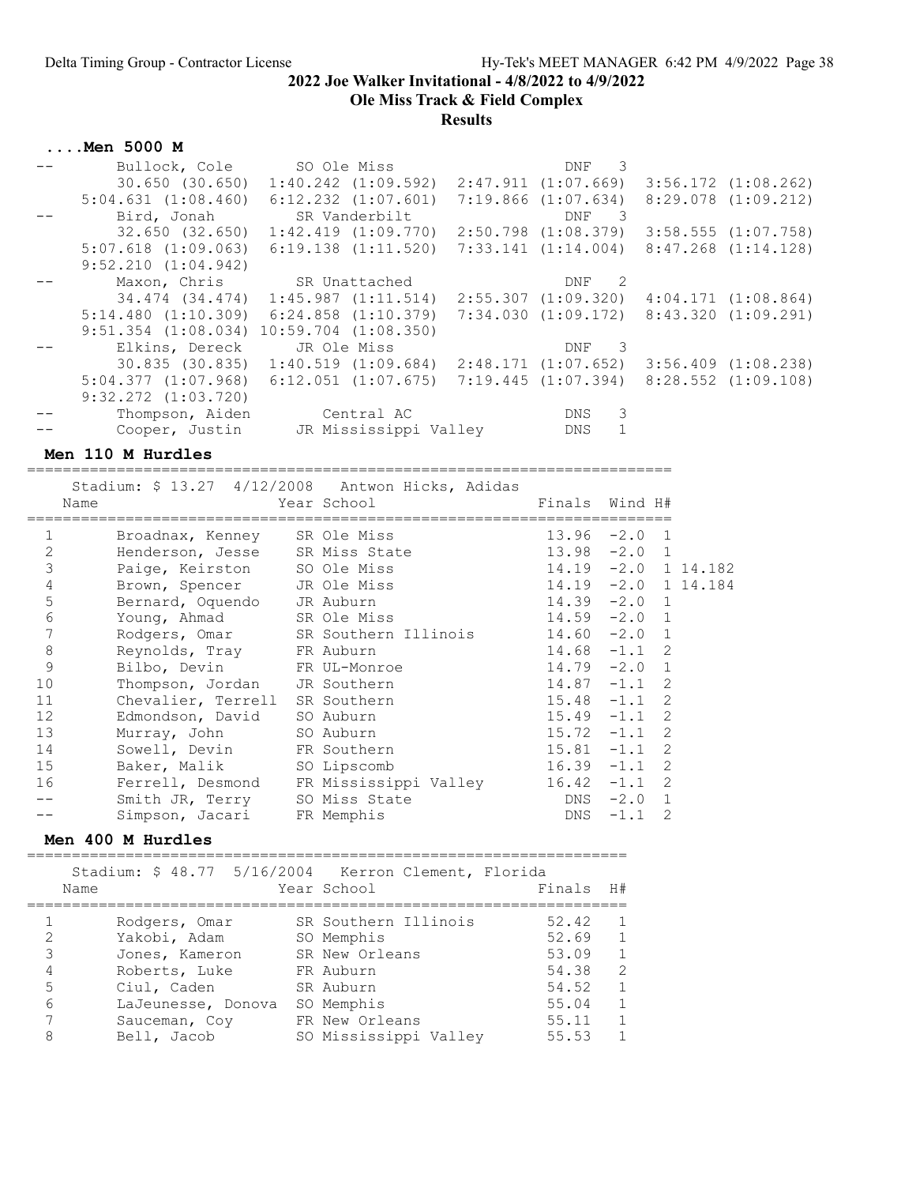## 2022 Joe Walker Invitational - 4/8/2022 to 4/9/2022

## Ole Miss Track & Field Complex

## Results

### ....Men 5000 M

```
--        Bullock, Cole       SO Ole Miss                       DNF   3
          30.650 (30.650)  1:40.242 (1:09.592)  2:47.911 (1:07.669)  3:56.172 (1:08.262)
     5:04.631 (1:08.460)  6:12.232 (1:07.601)  7:19.866 (1:07.634)  8:29.078 (1:09.212)
--        Bird, Jonah         SR Vanderbilt                     DNF   3
          32.650 (32.650)  1:42.419 (1:09.770)  2:50.798 (1:08.379)  3:58.555 (1:07.758)
     5:07.618 (1:09.063)  6:19.138 (1:11.520)  7:33.141 (1:14.004)  8:47.268 (1:14.128)
     9:52.210 (1:04.942)
--        Maxon, Chris        SR Unattached                     DNF   2
          34.474 (34.474)  1:45.987 (1:11.514)  2:55.307 (1:09.320)  4:04.171 (1:08.864)
     5:14.480 (1:10.309)  6:24.858 (1:10.379)  7:34.030 (1:09.172)  8:43.320 (1:09.291)
     9:51.354 (1:08.034) 10:59.704 (1:08.350)
--        Elkins, Dereck      JR Ole Miss                       DNF   3
          30.835 (30.835)  1:40.519 (1:09.684)  2:48.171 (1:07.652)  3:56.409 (1:08.238)
     5:04.377 (1:07.968)  6:12.051 (1:07.675)  7:19.445 (1:07.394)  8:28.552 (1:09.108)
     9:32.272 (1:03.720)
--        Thompson, Aiden        Central AC                     DNS   3
--        Cooper, Justin      JR Mississippi Valley             DNS   1
```

### Men 110 M Hurdles

Stadium: $ 13.27  4/12/2008  Antwon Hicks, Adidas

| | Name | Year | School | Finals | Wind | H# | |
|---|---|---|---|---|---|---|---|
| 1 | Broadnax, Kenney | SR | Ole Miss | 13.96 | -2.0 | 1 | |
| 2 | Henderson, Jesse | SR | Miss State | 13.98 | -2.0 | 1 | |
| 3 | Paige, Keirston | SO | Ole Miss | 14.19 | -2.0 | 1 | 14.182 |
| 4 | Brown, Spencer | JR | Ole Miss | 14.19 | -2.0 | 1 | 14.184 |
| 5 | Bernard, Oquendo | JR | Auburn | 14.39 | -2.0 | 1 | |
| 6 | Young, Ahmad | SR | Ole Miss | 14.59 | -2.0 | 1 | |
| 7 | Rodgers, Omar | SR | Southern Illinois | 14.60 | -2.0 | 1 | |
| 8 | Reynolds, Tray | FR | Auburn | 14.68 | -1.1 | 2 | |
| 9 | Bilbo, Devin | FR | UL-Monroe | 14.79 | -2.0 | 1 | |
| 10 | Thompson, Jordan | JR | Southern | 14.87 | -1.1 | 2 | |
| 11 | Chevalier, Terrell | SR | Southern | 15.48 | -1.1 | 2 | |
| 12 | Edmondson, David | SO | Auburn | 15.49 | -1.1 | 2 | |
| 13 | Murray, John | SO | Auburn | 15.72 | -1.1 | 2 | |
| 14 | Sowell, Devin | FR | Southern | 15.81 | -1.1 | 2 | |
| 15 | Baker, Malik | SO | Lipscomb | 16.39 | -1.1 | 2 | |
| 16 | Ferrell, Desmond | FR | Mississippi Valley | 16.42 | -1.1 | 2 | |
| -- | Smith JR, Terry | SO | Miss State | DNS | -2.0 | 1 | |
| -- | Simpson, Jacari | FR | Memphis | DNS | -1.1 | 2 | |

### Men 400 M Hurdles

Stadium: $ 48.77  5/16/2004  Kerron Clement, Florida

| | Name | Year | School | Finals | H# |
|---|---|---|---|---|---|
| 1 | Rodgers, Omar | SR | Southern Illinois | 52.42 | 1 |
| 2 | Yakobi, Adam | SO | Memphis | 52.69 | 1 |
| 3 | Jones, Kameron | SR | New Orleans | 53.09 | 1 |
| 4 | Roberts, Luke | FR | Auburn | 54.38 | 2 |
| 5 | Ciul, Caden | SR | Auburn | 54.52 | 1 |
| 6 | LaJeunesse, Donova | SO | Memphis | 55.04 | 1 |
| 7 | Sauceman, Coy | FR | New Orleans | 55.11 | 1 |
| 8 | Bell, Jacob | SO | Mississippi Valley | 55.53 | 1 |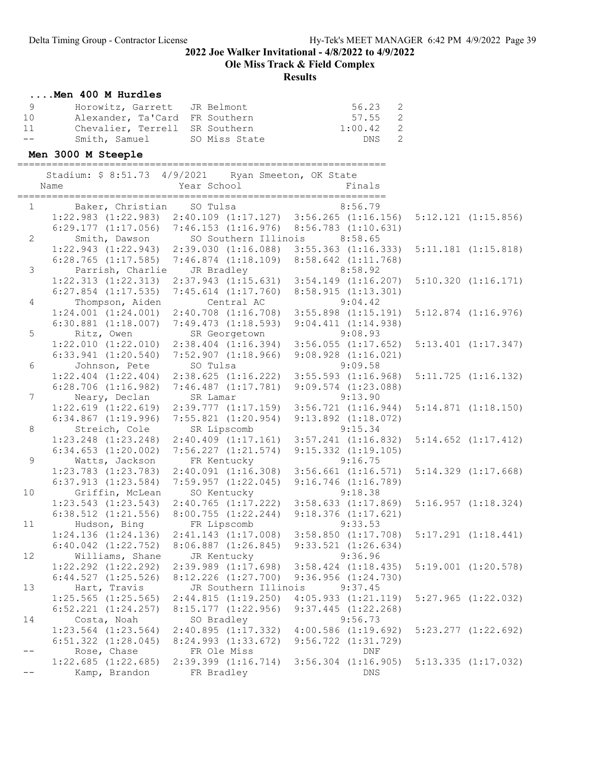## 2022 Joe Walker Invitational - 4/8/2022 to 4/9/2022

## Ole Miss Track & Field Complex

## Results

### ....Men 400 M Hurdles

| Place | Name | Year | School | Finals | H# |
|---|---|---|---|---|---|
| 9 | Horowitz, Garrett | JR | Belmont | 56.23 | 2 |
| 10 | Alexander, Ta'Card | FR | Southern | 57.55 | 2 |
| 11 | Chevalier, Terrell | SR | Southern | 1:00.42 | 2 |
| -- | Smith, Samuel | SO | Miss State | DNS | 2 |

### Men 3000 M Steeple

Stadium: $ 8:51.73 4/9/2021 Ryan Smeeton, OK State

| Place | Name | Year | School | Finals |
|---|---|---|---|---|
| 1 | Baker, Christian | SO | Tulsa | 8:56.79 |
| | 1:22.983 (1:22.983) 2:40.109 (1:17.127) 3:56.265 (1:16.156) 5:12.121 (1:15.856) 6:29.177 (1:17.056) 7:46.153 (1:16.976) 8:56.783 (1:10.631) | | | |
| 2 | Smith, Dawson | SO | Southern Illinois | 8:58.65 |
| | 1:22.943 (1:22.943) 2:39.030 (1:16.088) 3:55.363 (1:16.333) 5:11.181 (1:15.818) 6:28.765 (1:17.585) 7:46.874 (1:18.109) 8:58.642 (1:11.768) | | | |
| 3 | Parrish, Charlie | JR | Bradley | 8:58.92 |
| | 1:22.313 (1:22.313) 2:37.943 (1:15.631) 3:54.149 (1:16.207) 5:10.320 (1:16.171) 6:27.854 (1:17.535) 7:45.614 (1:17.760) 8:58.915 (1:13.301) | | | |
| 4 | Thompson, Aiden | | Central AC | 9:04.42 |
| | 1:24.001 (1:24.001) 2:40.708 (1:16.708) 3:55.898 (1:15.191) 5:12.874 (1:16.976) 6:30.881 (1:18.007) 7:49.473 (1:18.593) 9:04.411 (1:14.938) | | | |
| 5 | Ritz, Owen | SR | Georgetown | 9:08.93 |
| | 1:22.010 (1:22.010) 2:38.404 (1:16.394) 3:56.055 (1:17.652) 5:13.401 (1:17.347) 6:33.941 (1:20.540) 7:52.907 (1:18.966) 9:08.928 (1:16.021) | | | |
| 6 | Johnson, Pete | SO | Tulsa | 9:09.58 |
| | 1:22.404 (1:22.404) 2:38.625 (1:16.222) 3:55.593 (1:16.968) 5:11.725 (1:16.132) 6:28.706 (1:16.982) 7:46.487 (1:17.781) 9:09.574 (1:23.088) | | | |
| 7 | Neary, Declan | SR | Lamar | 9:13.90 |
| | 1:22.619 (1:22.619) 2:39.777 (1:17.159) 3:56.721 (1:16.944) 5:14.871 (1:18.150) 6:34.867 (1:19.996) 7:55.821 (1:20.954) 9:13.892 (1:18.072) | | | |
| 8 | Streich, Cole | SR | Lipscomb | 9:15.34 |
| | 1:23.248 (1:23.248) 2:40.409 (1:17.161) 3:57.241 (1:16.832) 5:14.652 (1:17.412) 6:34.653 (1:20.002) 7:56.227 (1:21.574) 9:15.332 (1:19.105) | | | |
| 9 | Watts, Jackson | FR | Kentucky | 9:16.75 |
| | 1:23.783 (1:23.783) 2:40.091 (1:16.308) 3:56.661 (1:16.571) 5:14.329 (1:17.668) 6:37.913 (1:23.584) 7:59.957 (1:22.045) 9:16.746 (1:16.789) | | | |
| 10 | Griffin, McLean | SO | Kentucky | 9:18.38 |
| | 1:23.543 (1:23.543) 2:40.765 (1:17.222) 3:58.633 (1:17.869) 5:16.957 (1:18.324) 6:38.512 (1:21.556) 8:00.755 (1:22.244) 9:18.376 (1:17.621) | | | |
| 11 | Hudson, Bing | FR | Lipscomb | 9:33.53 |
| | 1:24.136 (1:24.136) 2:41.143 (1:17.008) 3:58.850 (1:17.708) 5:17.291 (1:18.441) 6:40.042 (1:22.752) 8:06.887 (1:26.845) 9:33.521 (1:26.634) | | | |
| 12 | Williams, Shane | JR | Kentucky | 9:36.96 |
| | 1:22.292 (1:22.292) 2:39.989 (1:17.698) 3:58.424 (1:18.435) 5:19.001 (1:20.578) 6:44.527 (1:25.526) 8:12.226 (1:27.700) 9:36.956 (1:24.730) | | | |
| 13 | Hart, Travis | JR | Southern Illinois | 9:37.45 |
| | 1:25.565 (1:25.565) 2:44.815 (1:19.250) 4:05.933 (1:21.119) 5:27.965 (1:22.032) 6:52.221 (1:24.257) 8:15.177 (1:22.956) 9:37.445 (1:22.268) | | | |
| 14 | Costa, Noah | SO | Bradley | 9:56.73 |
| | 1:23.564 (1:23.564) 2:40.895 (1:17.332) 4:00.586 (1:19.692) 5:23.277 (1:22.692) 6:51.322 (1:28.045) 8:24.993 (1:33.672) 9:56.722 (1:31.729) | | | |
| -- | Rose, Chase | FR | Ole Miss | DNF |
| | 1:22.685 (1:22.685) 2:39.399 (1:16.714) 3:56.304 (1:16.905) 5:13.335 (1:17.032) | | | |
| -- | Kamp, Brandon | FR | Bradley | DNS |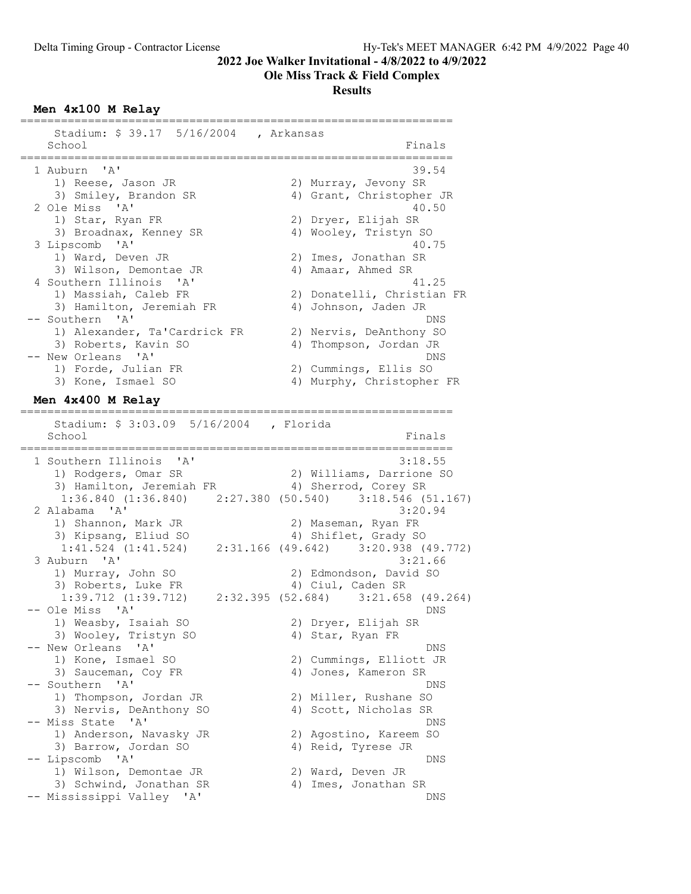## 2022 Joe Walker Invitational - 4/8/2022 to 4/9/2022

## Ole Miss Track & Field Complex

## Results

### Men 4x100 M Relay

Stadium: $ 39.17 5/16/2004 , Arkansas

| Place | School | Finals |
|---|---|---|
| 1 | Auburn 'A' | 39.54 |
| | 1) Reese, Jason JR; 2) Murray, Jevony SR; 3) Smiley, Brandon SR; 4) Grant, Christopher JR | |
| 2 | Ole Miss 'A' | 40.50 |
| | 1) Star, Ryan FR; 2) Dryer, Elijah SR; 3) Broadnax, Kenney SR; 4) Wooley, Tristyn SO | |
| 3 | Lipscomb 'A' | 40.75 |
| | 1) Ward, Deven JR; 2) Imes, Jonathan SR; 3) Wilson, Demontae JR; 4) Amaar, Ahmed SR | |
| 4 | Southern Illinois 'A' | 41.25 |
| | 1) Massiah, Caleb FR; 2) Donatelli, Christian FR; 3) Hamilton, Jeremiah FR; 4) Johnson, Jaden JR | |
| -- | Southern 'A' | DNS |
| | 1) Alexander, Ta'Cardrick FR; 2) Nervis, DeAnthony SO; 3) Roberts, Kavin SO; 4) Thompson, Jordan JR | |
| -- | New Orleans 'A' | DNS |
| | 1) Forde, Julian FR; 2) Cummings, Ellis SO; 3) Kone, Ismael SO; 4) Murphy, Christopher FR | |

### Men 4x400 M Relay

Stadium: $ 3:03.09 5/16/2004 , Florida

| Place | School | Finals |
|---|---|---|
| 1 | Southern Illinois 'A' | 3:18.55 |
| | 1) Rodgers, Omar SR; 2) Williams, Darrione SO; 3) Hamilton, Jeremiah FR; 4) Sherrod, Corey SR | |
| | 1:36.840 (1:36.840) 2:27.380 (50.540) 3:18.546 (51.167) | |
| 2 | Alabama 'A' | 3:20.94 |
| | 1) Shannon, Mark JR; 2) Maseman, Ryan FR; 3) Kipsang, Eliud SO; 4) Shiflet, Grady SO | |
| | 1:41.524 (1:41.524) 2:31.166 (49.642) 3:20.938 (49.772) | |
| 3 | Auburn 'A' | 3:21.66 |
| | 1) Murray, John SO; 2) Edmondson, David SO; 3) Roberts, Luke FR; 4) Ciul, Caden SR | |
| | 1:39.712 (1:39.712) 2:32.395 (52.684) 3:21.658 (49.264) | |
| -- | Ole Miss 'A' | DNS |
| | 1) Weasby, Isaiah SO; 2) Dryer, Elijah SR; 3) Wooley, Tristyn SO; 4) Star, Ryan FR | |
| -- | New Orleans 'A' | DNS |
| | 1) Kone, Ismael SO; 2) Cummings, Elliott JR; 3) Sauceman, Coy FR; 4) Jones, Kameron SR | |
| -- | Southern 'A' | DNS |
| | 1) Thompson, Jordan JR; 2) Miller, Rushane SO; 3) Nervis, DeAnthony SO; 4) Scott, Nicholas SR | |
| -- | Miss State 'A' | DNS |
| | 1) Anderson, Navasky JR; 2) Agostino, Kareem SO; 3) Barrow, Jordan SO; 4) Reid, Tyrese JR | |
| -- | Lipscomb 'A' | DNS |
| | 1) Wilson, Demontae JR; 2) Ward, Deven JR; 3) Schwind, Jonathan SR; 4) Imes, Jonathan SR | |
| -- | Mississippi Valley 'A' | DNS |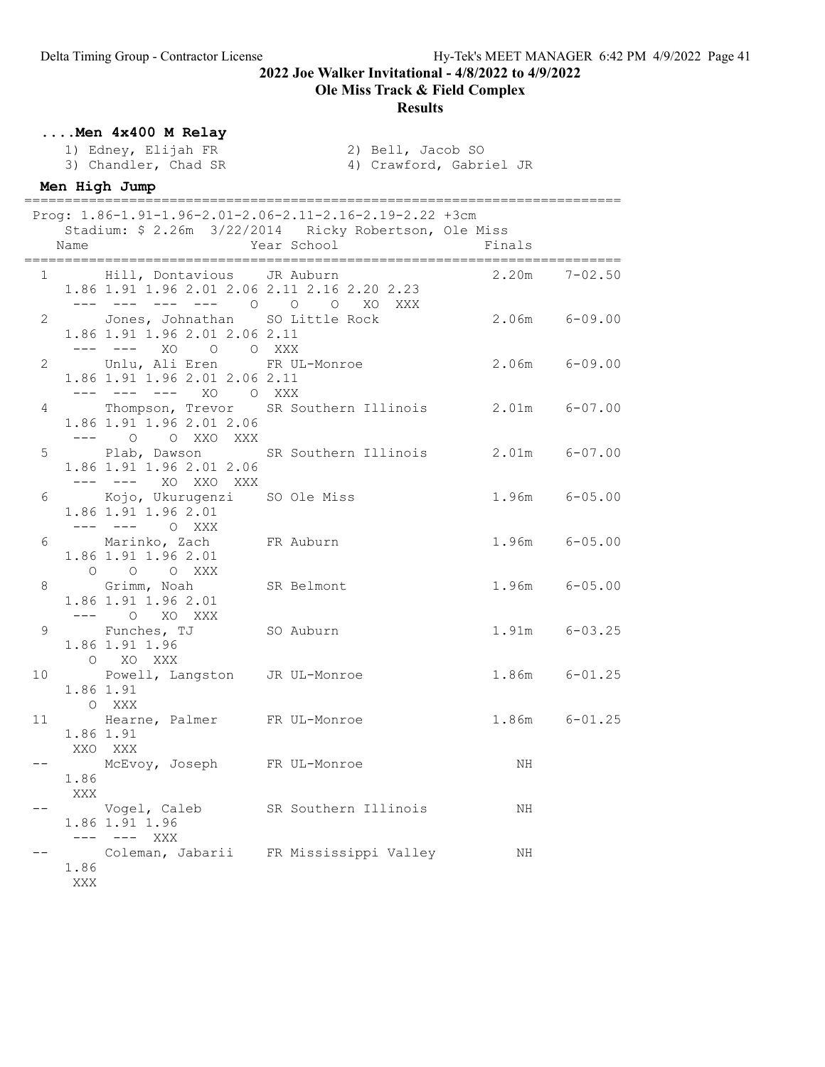**2022 Joe Walker Invitational - 4/8/2022 to 4/9/2022**
**Ole Miss Track & Field Complex**
**Results**

### ....Men 4x400 M Relay

1) Edney, Elijah FR
2) Bell, Jacob SO
3) Chandler, Chad SR
4) Crawford, Gabriel JR

### Men High Jump

Prog: 1.86-1.91-1.96-2.01-2.06-2.11-2.16-2.19-2.22 +3cm
Stadium: $ 2.26m 3/22/2014 Ricky Robertson, Ole Miss

| Place | Name | Year | School | Finals | |
|---|---|---|---|---|---|
| 1 | Hill, Dontavious | JR | Auburn | 2.20m | 7-02.50 |
| | 1.86 1.91 1.96 2.01 2.06 2.11 2.16 2.20 2.23 | | | | |
| | --- --- --- --- O O O XO XXX | | | | |
| 2 | Jones, Johnathan | SO | Little Rock | 2.06m | 6-09.00 |
| | 1.86 1.91 1.96 2.01 2.06 2.11 | | | | |
| | --- --- XO O O XXX | | | | |
| 2 | Unlu, Ali Eren | FR | UL-Monroe | 2.06m | 6-09.00 |
| | 1.86 1.91 1.96 2.01 2.06 2.11 | | | | |
| | --- --- --- XO O XXX | | | | |
| 4 | Thompson, Trevor | SR | Southern Illinois | 2.01m | 6-07.00 |
| | 1.86 1.91 1.96 2.01 2.06 | | | | |
| | --- O O XXO XXX | | | | |
| 5 | Plab, Dawson | SR | Southern Illinois | 2.01m | 6-07.00 |
| | 1.86 1.91 1.96 2.01 2.06 | | | | |
| | --- --- XO XXO XXX | | | | |
| 6 | Kojo, Ukurugenzi | SO | Ole Miss | 1.96m | 6-05.00 |
| | 1.86 1.91 1.96 2.01 | | | | |
| | --- --- O XXX | | | | |
| 6 | Marinko, Zach | FR | Auburn | 1.96m | 6-05.00 |
| | 1.86 1.91 1.96 2.01 | | | | |
| | O O O XXX | | | | |
| 8 | Grimm, Noah | SR | Belmont | 1.96m | 6-05.00 |
| | 1.86 1.91 1.96 2.01 | | | | |
| | --- O XO XXX | | | | |
| 9 | Funches, TJ | SO | Auburn | 1.91m | 6-03.25 |
| | 1.86 1.91 1.96 | | | | |
| | O XO XXX | | | | |
| 10 | Powell, Langston | JR | UL-Monroe | 1.86m | 6-01.25 |
| | 1.86 1.91 | | | | |
| | O XXX | | | | |
| 11 | Hearne, Palmer | FR | UL-Monroe | 1.86m | 6-01.25 |
| | 1.86 1.91 | | | | |
| | XXO XXX | | | | |
| -- | McEvoy, Joseph | FR | UL-Monroe | NH | |
| | 1.86 | | | | |
| | XXX | | | | |
| -- | Vogel, Caleb | SR | Southern Illinois | NH | |
| | 1.86 1.91 1.96 | | | | |
| | --- --- XXX | | | | |
| -- | Coleman, Jabarii | FR | Mississippi Valley | NH | |
| | 1.86 | | | | |
| | XXX | | | | |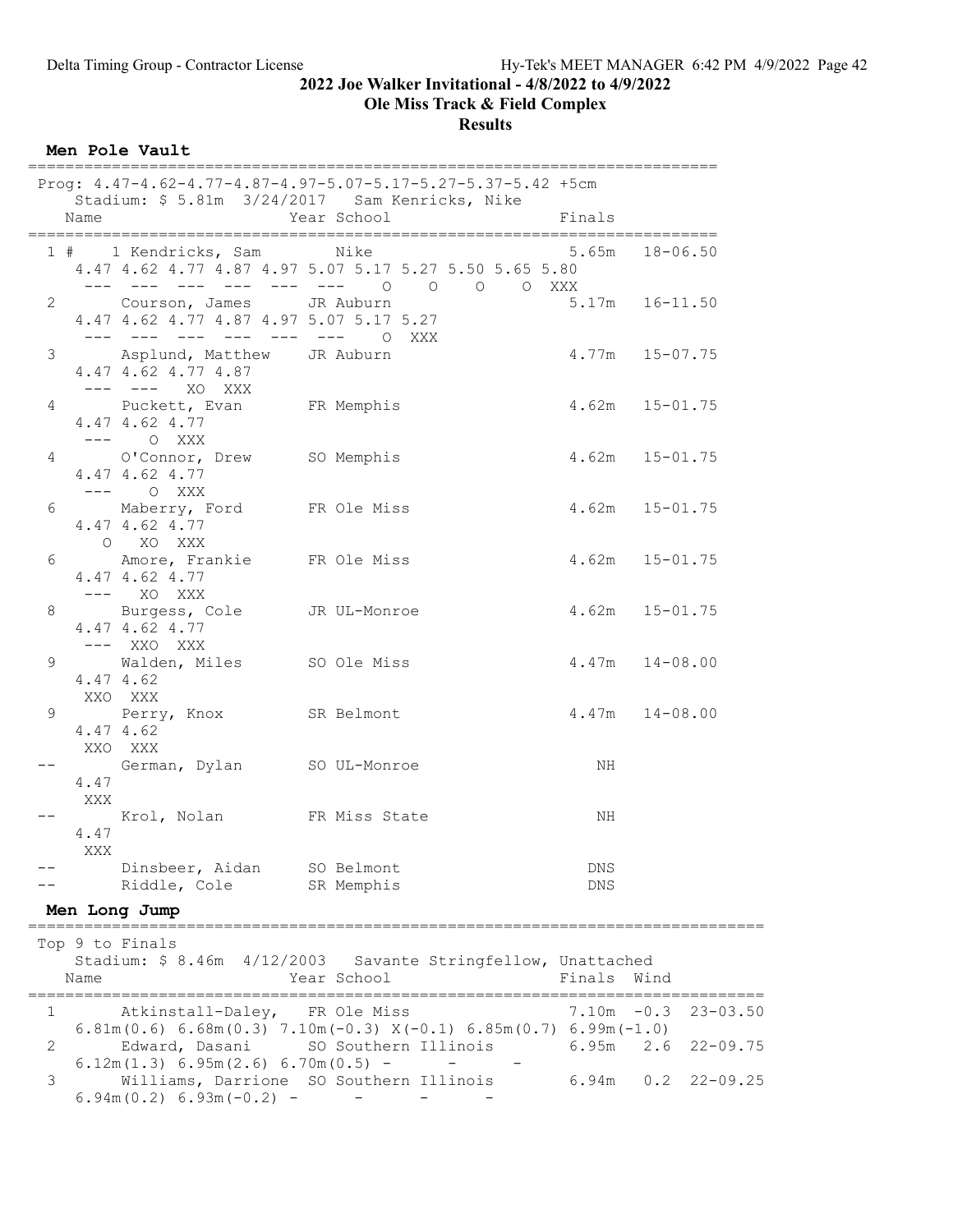**2022 Joe Walker Invitational - 4/8/2022 to 4/9/2022**

**Ole Miss Track & Field Complex**

**Results**

## Men Pole Vault

```
============================================================================
 Prog: 4.47-4.62-4.77-4.87-4.97-5.07-5.17-5.27-5.37-5.42 +5cm
    Stadium: $ 5.81m  3/24/2017   Sam Kenricks, Nike
    Name                    Year School                  Finals
============================================================================
  1 #   1 Kendricks, Sam        Nike                       5.65m   18-06.50
     4.47 4.62 4.77 4.87 4.97 5.07 5.17 5.27 5.50 5.65 5.80
      ---  ---  ---  ---  ---  ---    O    O    O    O  XXX
  2       Courson, James      JR Auburn                  5.17m   16-11.50
     4.47 4.62 4.77 4.87 4.97 5.07 5.17 5.27
      ---  ---  ---  ---  ---  ---    O  XXX
  3       Asplund, Matthew    JR Auburn                  4.77m   15-07.75
     4.47 4.62 4.77 4.87
      ---  ---   XO  XXX
  4       Puckett, Evan       FR Memphis                 4.62m   15-01.75
     4.47 4.62 4.77
      ---    O  XXX
  4       O'Connor, Drew      SO Memphis                 4.62m   15-01.75
     4.47 4.62 4.77
      ---    O  XXX
  6       Maberry, Ford       FR Ole Miss                4.62m   15-01.75
     4.47 4.62 4.77
        O   XO  XXX
  6       Amore, Frankie      FR Ole Miss                4.62m   15-01.75
     4.47 4.62 4.77
      ---   XO  XXX
  8       Burgess, Cole       JR UL-Monroe               4.62m   15-01.75
     4.47 4.62 4.77
      ---  XXO  XXX
  9       Walden, Miles       SO Ole Miss                4.47m   14-08.00
     4.47 4.62
      XXO  XXX
  9       Perry, Knox         SR Belmont                 4.47m   14-08.00
     4.47 4.62
      XXO  XXX
 --       German, Dylan       SO UL-Monroe                  NH
     4.47
      XXX
 --       Krol, Nolan         FR Miss State                 NH
     4.47
      XXX
 --       Dinsbeer, Aidan     SO Belmont                   DNS
 --       Riddle, Cole        SR Memphis                   DNS
```

## Men Long Jump

```
================================================================================
 Top 9 to Finals
    Stadium: $ 8.46m  4/12/2003   Savante Stringfellow, Unattached
    Name                    Year School                  Finals  Wind
================================================================================
  1       Atkinstall-Daley,  FR Ole Miss                 7.10m  -0.3  23-03.50
     6.81m(0.6) 6.68m(0.3) 7.10m(-0.3) X(-0.1) 6.85m(0.7) 6.99m(-1.0)
  2       Edward, Dasani      SO Southern Illinois       6.95m   2.6  22-09.75
     6.12m(1.3) 6.95m(2.6) 6.70m(0.5)  -     -     -
  3       Williams, Darrione  SO Southern Illinois       6.94m   0.2  22-09.25
     6.94m(0.2) 6.93m(-0.2)  -     -     -     -
```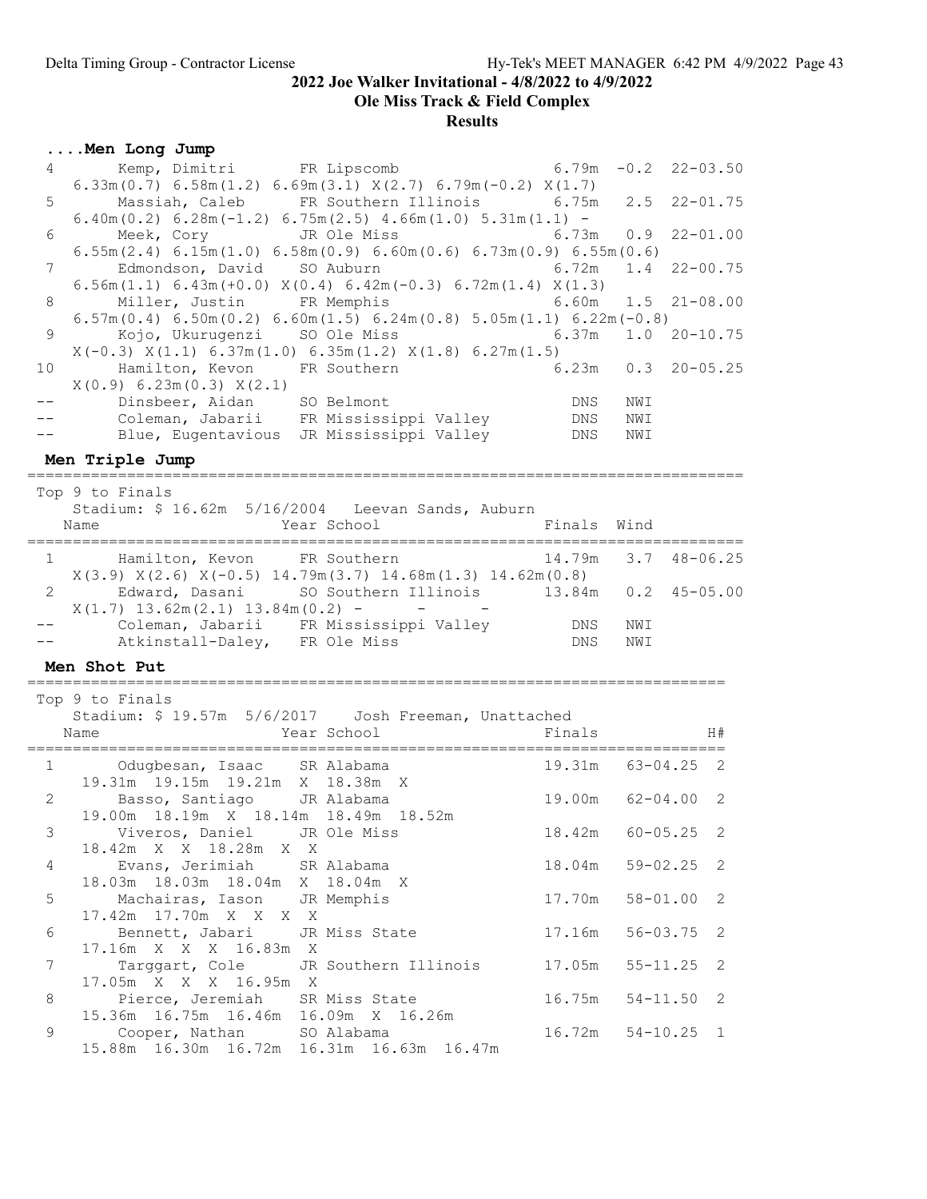## 2022 Joe Walker Invitational - 4/8/2022 to 4/9/2022

### Ole Miss Track & Field Complex

### Results

#### ....Men Long Jump

| Place | Name | Year | School | Finals | Wind | Imperial |
|---|---|---|---|---|---|---|
| 4 | Kemp, Dimitri | FR | Lipscomb | 6.79m | -0.2 | 22-03.50 |
| | 6.33m(0.7) 6.58m(1.2) 6.69m(3.1) X(2.7) 6.79m(-0.2) X(1.7) | | | | | |
| 5 | Massiah, Caleb | FR | Southern Illinois | 6.75m | 2.5 | 22-01.75 |
| | 6.40m(0.2) 6.28m(-1.2) 6.75m(2.5) 4.66m(1.0) 5.31m(1.1) - | | | | | |
| 6 | Meek, Cory | JR | Ole Miss | 6.73m | 0.9 | 22-01.00 |
| | 6.55m(2.4) 6.15m(1.0) 6.58m(0.9) 6.60m(0.6) 6.73m(0.9) 6.55m(0.6) | | | | | |
| 7 | Edmondson, David | SO | Auburn | 6.72m | 1.4 | 22-00.75 |
| | 6.56m(1.1) 6.43m(+0.0) X(0.4) 6.42m(-0.3) 6.72m(1.4) X(1.3) | | | | | |
| 8 | Miller, Justin | FR | Memphis | 6.60m | 1.5 | 21-08.00 |
| | 6.57m(0.4) 6.50m(0.2) 6.60m(1.5) 6.24m(0.8) 5.05m(1.1) 6.22m(-0.8) | | | | | |
| 9 | Kojo, Ukurugenzi | SO | Ole Miss | 6.37m | 1.0 | 20-10.75 |
| | X(-0.3) X(1.1) 6.37m(1.0) 6.35m(1.2) X(1.8) 6.27m(1.5) | | | | | |
| 10 | Hamilton, Kevon | FR | Southern | 6.23m | 0.3 | 20-05.25 |
| | X(0.9) 6.23m(0.3) X(2.1) | | | | | |
| -- | Dinsbeer, Aidan | SO | Belmont | DNS | NWI | |
| -- | Coleman, Jabarii | FR | Mississippi Valley | DNS | NWI | |
| -- | Blue, Eugentavious | JR | Mississippi Valley | DNS | NWI | |

#### Men Triple Jump

Top 9 to Finals

Stadium: $ 16.62m 5/16/2004 Leevan Sands, Auburn

| Place | Name | Year | School | Finals | Wind | Imperial |
|---|---|---|---|---|---|---|
| 1 | Hamilton, Kevon | FR | Southern | 14.79m | 3.7 | 48-06.25 |
| | X(3.9) X(2.6) X(-0.5) 14.79m(3.7) 14.68m(1.3) 14.62m(0.8) | | | | | |
| 2 | Edward, Dasani | SO | Southern Illinois | 13.84m | 0.2 | 45-05.00 |
| | X(1.7) 13.62m(2.1) 13.84m(0.2) - - - | | | | | |
| -- | Coleman, Jabarii | FR | Mississippi Valley | DNS | NWI | |
| -- | Atkinstall-Daley, | FR | Ole Miss | DNS | NWI | |

#### Men Shot Put

Top 9 to Finals

Stadium: $ 19.57m 5/6/2017 Josh Freeman, Unattached

| Place | Name | Year | School | Finals | Imperial | H# |
|---|---|---|---|---|---|---|
| 1 | Odugbesan, Isaac | SR | Alabama | 19.31m | 63-04.25 | 2 |
| | 19.31m 19.15m 19.21m X 18.38m X | | | | | |
| 2 | Basso, Santiago | JR | Alabama | 19.00m | 62-04.00 | 2 |
| | 19.00m 18.19m X 18.14m 18.49m 18.52m | | | | | |
| 3 | Viveros, Daniel | JR | Ole Miss | 18.42m | 60-05.25 | 2 |
| | 18.42m X X 18.28m X X | | | | | |
| 4 | Evans, Jerimiah | SR | Alabama | 18.04m | 59-02.25 | 2 |
| | 18.03m 18.03m 18.04m X 18.04m X | | | | | |
| 5 | Machairas, Iason | JR | Memphis | 17.70m | 58-01.00 | 2 |
| | 17.42m 17.70m X X X X | | | | | |
| 6 | Bennett, Jabari | JR | Miss State | 17.16m | 56-03.75 | 2 |
| | 17.16m X X X 16.83m X | | | | | |
| 7 | Targgart, Cole | JR | Southern Illinois | 17.05m | 55-11.25 | 2 |
| | 17.05m X X X 16.95m X | | | | | |
| 8 | Pierce, Jeremiah | SR | Miss State | 16.75m | 54-11.50 | 2 |
| | 15.36m 16.75m 16.46m 16.09m X 16.26m | | | | | |
| 9 | Cooper, Nathan | SO | Alabama | 16.72m | 54-10.25 | 1 |
| | 15.88m 16.30m 16.72m 16.31m 16.63m 16.47m | | | | | |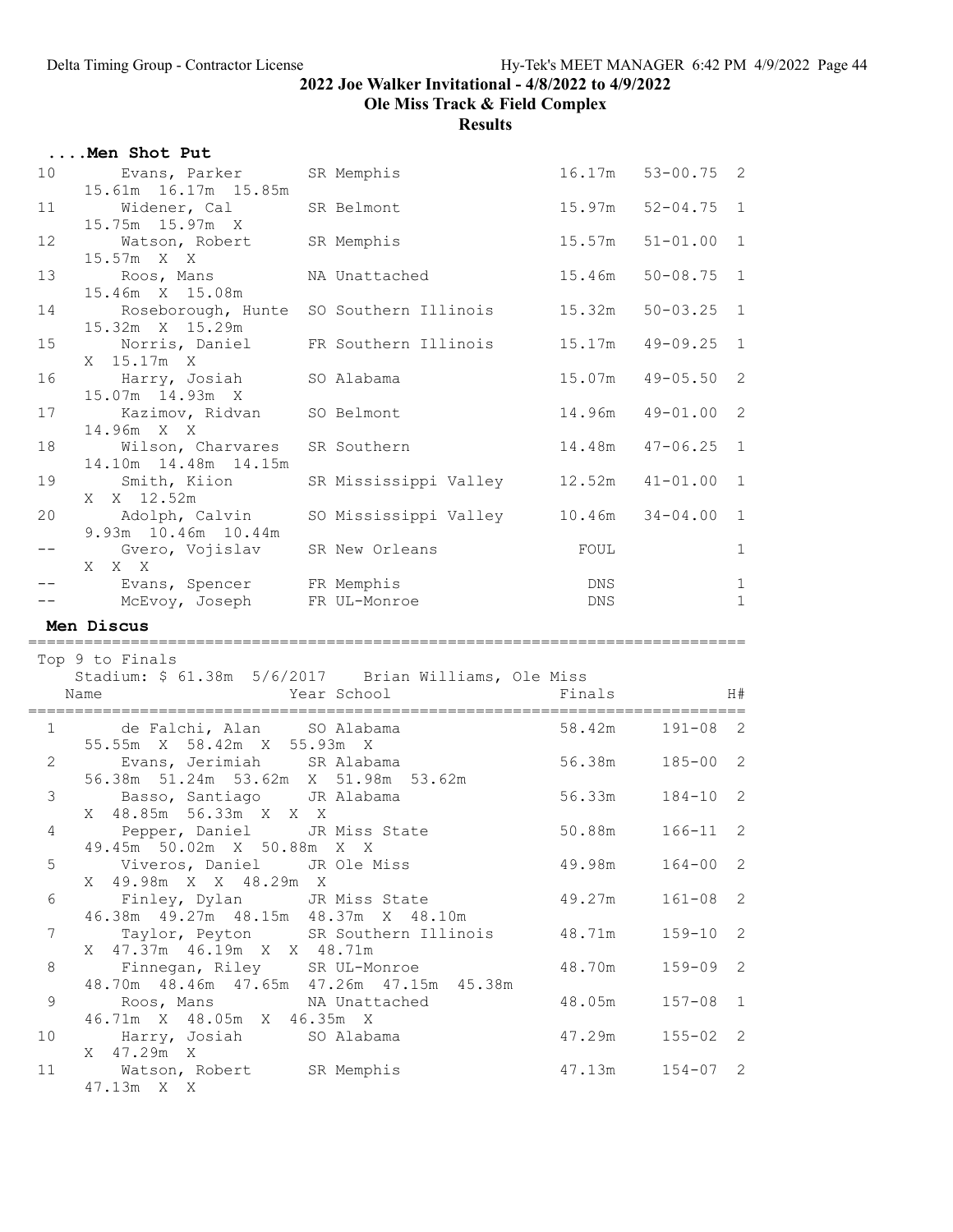## ....Men Shot Put

| Place | Name | Year | School | Finals | | H# |
|---|---|---|---|---|---|---|
| 10 | Evans, Parker | SR | Memphis | 16.17m | 53-00.75 | 2 |
| | 15.61m 16.17m 15.85m | | | | | |
| 11 | Widener, Cal | SR | Belmont | 15.97m | 52-04.75 | 1 |
| | 15.75m 15.97m X | | | | | |
| 12 | Watson, Robert | SR | Memphis | 15.57m | 51-01.00 | 1 |
| | 15.57m X X | | | | | |
| 13 | Roos, Mans | NA | Unattached | 15.46m | 50-08.75 | 1 |
| | 15.46m X 15.08m | | | | | |
| 14 | Roseborough, Hunte | SO | Southern Illinois | 15.32m | 50-03.25 | 1 |
| | 15.32m X 15.29m | | | | | |
| 15 | Norris, Daniel | FR | Southern Illinois | 15.17m | 49-09.25 | 1 |
| | X 15.17m X | | | | | |
| 16 | Harry, Josiah | SO | Alabama | 15.07m | 49-05.50 | 2 |
| | 15.07m 14.93m X | | | | | |
| 17 | Kazimov, Ridvan | SO | Belmont | 14.96m | 49-01.00 | 2 |
| | 14.96m X X | | | | | |
| 18 | Wilson, Charvares | SR | Southern | 14.48m | 47-06.25 | 1 |
| | 14.10m 14.48m 14.15m | | | | | |
| 19 | Smith, Kiion | SR | Mississippi Valley | 12.52m | 41-01.00 | 1 |
| | X X 12.52m | | | | | |
| 20 | Adolph, Calvin | SO | Mississippi Valley | 10.46m | 34-04.00 | 1 |
| | 9.93m 10.46m 10.44m | | | | | |
| -- | Gvero, Vojislav | SR | New Orleans | FOUL | | 1 |
| | X X X | | | | | |
| -- | Evans, Spencer | FR | Memphis | DNS | | 1 |
| -- | McEvoy, Joseph | FR | UL-Monroe | DNS | | 1 |

## Men Discus

Top 9 to Finals

Stadium: $ 61.38m 5/6/2017 Brian Williams, Ole Miss

| Place | Name | Year | School | Finals | | H# |
|---|---|---|---|---|---|---|
| 1 | de Falchi, Alan | SO | Alabama | 58.42m | 191-08 | 2 |
| | 55.55m X 58.42m X 55.93m X | | | | | |
| 2 | Evans, Jerimiah | SR | Alabama | 56.38m | 185-00 | 2 |
| | 56.38m 51.24m 53.62m X 51.98m 53.62m | | | | | |
| 3 | Basso, Santiago | JR | Alabama | 56.33m | 184-10 | 2 |
| | X 48.85m 56.33m X X X | | | | | |
| 4 | Pepper, Daniel | JR | Miss State | 50.88m | 166-11 | 2 |
| | 49.45m 50.02m X 50.88m X X | | | | | |
| 5 | Viveros, Daniel | JR | Ole Miss | 49.98m | 164-00 | 2 |
| | X 49.98m X X 48.29m X | | | | | |
| 6 | Finley, Dylan | JR | Miss State | 49.27m | 161-08 | 2 |
| | 46.38m 49.27m 48.15m 48.37m X 48.10m | | | | | |
| 7 | Taylor, Peyton | SR | Southern Illinois | 48.71m | 159-10 | 2 |
| | X 47.37m 46.19m X X 48.71m | | | | | |
| 8 | Finnegan, Riley | SR | UL-Monroe | 48.70m | 159-09 | 2 |
| | 48.70m 48.46m 47.65m 47.26m 47.15m 45.38m | | | | | |
| 9 | Roos, Mans | NA | Unattached | 48.05m | 157-08 | 1 |
| | 46.71m X 48.05m X 46.35m X | | | | | |
| 10 | Harry, Josiah | SO | Alabama | 47.29m | 155-02 | 2 |
| | X 47.29m X | | | | | |
| 11 | Watson, Robert | SR | Memphis | 47.13m | 154-07 | 2 |
| | 47.13m X X | | | | | |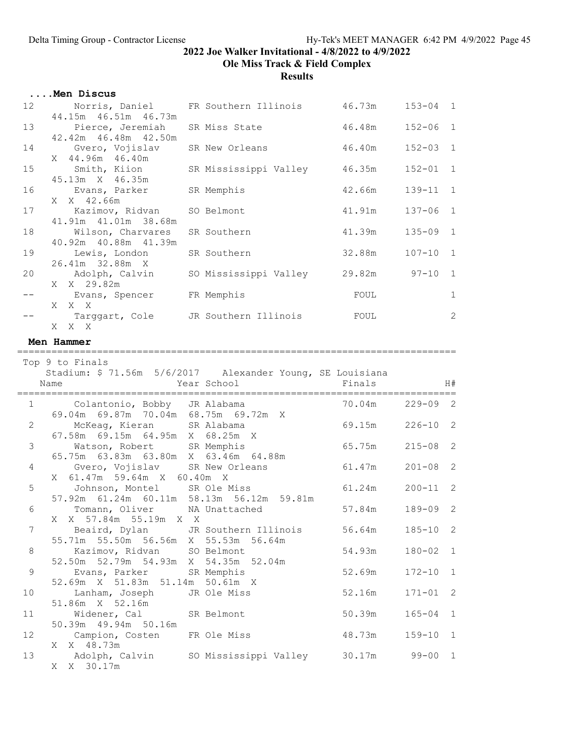## 2022 Joe Walker Invitational - 4/8/2022 to 4/9/2022

## Ole Miss Track & Field Complex

## Results

### ....Men Discus

| Place | Name | Year | School | Finals | | H# |
|---|---|---|---|---|---|---|
| 12 | Norris, Daniel | FR | Southern Illinois | 46.73m | 153-04 | 1 |
| | 44.15m 46.51m 46.73m | | | | | |
| 13 | Pierce, Jeremiah | SR | Miss State | 46.48m | 152-06 | 1 |
| | 42.42m 46.48m 42.50m | | | | | |
| 14 | Gvero, Vojislav | SR | New Orleans | 46.40m | 152-03 | 1 |
| | X 44.96m 46.40m | | | | | |
| 15 | Smith, Kiion | SR | Mississippi Valley | 46.35m | 152-01 | 1 |
| | 45.13m X 46.35m | | | | | |
| 16 | Evans, Parker | SR | Memphis | 42.66m | 139-11 | 1 |
| | X X 42.66m | | | | | |
| 17 | Kazimov, Ridvan | SO | Belmont | 41.91m | 137-06 | 1 |
| | 41.91m 41.01m 38.68m | | | | | |
| 18 | Wilson, Charvares | SR | Southern | 41.39m | 135-09 | 1 |
| | 40.92m 40.88m 41.39m | | | | | |
| 19 | Lewis, London | SR | Southern | 32.88m | 107-10 | 1 |
| | 26.41m 32.88m X | | | | | |
| 20 | Adolph, Calvin | SO | Mississippi Valley | 29.82m | 97-10 | 1 |
| | X X 29.82m | | | | | |
| -- | Evans, Spencer | FR | Memphis | FOUL | | 1 |
| | X X X | | | | | |
| -- | Targgart, Cole | JR | Southern Illinois | FOUL | | 2 |
| | X X X | | | | | |

### Men Hammer

Top 9 to Finals

Stadium: $ 71.56m 5/6/2017 Alexander Young, SE Louisiana

| Place | Name | Year | School | Finals | | H# |
|---|---|---|---|---|---|---|
| 1 | Colantonio, Bobby | JR | Alabama | 70.04m | 229-09 | 2 |
| | 69.04m 69.87m 70.04m 68.75m 69.72m X | | | | | |
| 2 | McKeag, Kieran | SR | Alabama | 69.15m | 226-10 | 2 |
| | 67.58m 69.15m 64.95m X 68.25m X | | | | | |
| 3 | Watson, Robert | SR | Memphis | 65.75m | 215-08 | 2 |
| | 65.75m 63.83m 63.80m X 63.46m 64.88m | | | | | |
| 4 | Gvero, Vojislav | SR | New Orleans | 61.47m | 201-08 | 2 |
| | X 61.47m 59.64m X 60.40m X | | | | | |
| 5 | Johnson, Montel | SR | Ole Miss | 61.24m | 200-11 | 2 |
| | 57.92m 61.24m 60.11m 58.13m 56.12m 59.81m | | | | | |
| 6 | Tomann, Oliver | NA | Unattached | 57.84m | 189-09 | 2 |
| | X X 57.84m 55.19m X X | | | | | |
| 7 | Beaird, Dylan | JR | Southern Illinois | 56.64m | 185-10 | 2 |
| | 55.71m 55.50m 56.56m X 55.53m 56.64m | | | | | |
| 8 | Kazimov, Ridvan | SO | Belmont | 54.93m | 180-02 | 1 |
| | 52.50m 52.79m 54.93m X 54.35m 52.04m | | | | | |
| 9 | Evans, Parker | SR | Memphis | 52.69m | 172-10 | 1 |
| | 52.69m X 51.83m 51.14m 50.61m X | | | | | |
| 10 | Lanham, Joseph | JR | Ole Miss | 52.16m | 171-01 | 2 |
| | 51.86m X 52.16m | | | | | |
| 11 | Widener, Cal | SR | Belmont | 50.39m | 165-04 | 1 |
| | 50.39m 49.94m 50.16m | | | | | |
| 12 | Campion, Costen | FR | Ole Miss | 48.73m | 159-10 | 1 |
| | X X 48.73m | | | | | |
| 13 | Adolph, Calvin | SO | Mississippi Valley | 30.17m | 99-00 | 1 |
| | X X 30.17m | | | | | |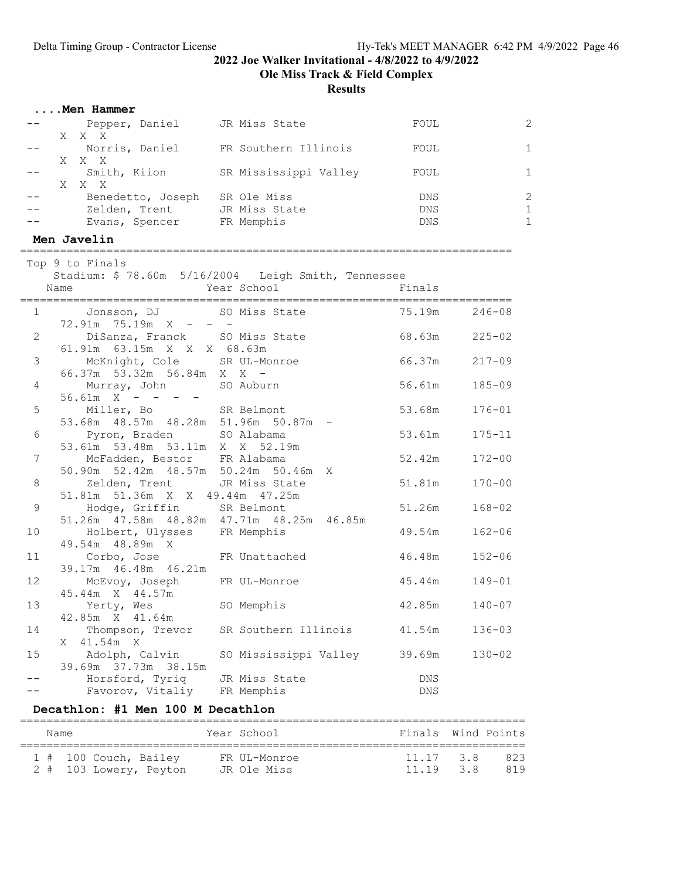2022 Joe Walker Invitational - 4/8/2022 to 4/9/2022

Ole Miss Track & Field Complex

Results

### ....Men Hammer

| Place | Name | Year | School | Finals | Points |
|---|---|---|---|---|---|
| -- | Pepper, Daniel | JR | Miss State | FOUL | 2 |
| | X X X | | | | |
| -- | Norris, Daniel | FR | Southern Illinois | FOUL | 1 |
| | X X X | | | | |
| -- | Smith, Kiion | SR | Mississippi Valley | FOUL | 1 |
| | X X X | | | | |
| -- | Benedetto, Joseph | SR | Ole Miss | DNS | 2 |
| -- | Zelden, Trent | JR | Miss State | DNS | 1 |
| -- | Evans, Spencer | FR | Memphis | DNS | 1 |

### Men Javelin

Top 9 to Finals

Stadium: $ 78.60m 5/16/2004 Leigh Smith, Tennessee

| Place | Name | Year | School | Finals | |
|---|---|---|---|---|---|
| 1 | Jonsson, DJ | SO | Miss State | 75.19m | 246-08 |
| | 72.91m 75.19m X - - - | | | | |
| 2 | DiSanza, Franck | SO | Miss State | 68.63m | 225-02 |
| | 61.91m 63.15m X X X 68.63m | | | | |
| 3 | McKnight, Cole | SR | UL-Monroe | 66.37m | 217-09 |
| | 66.37m 53.32m 56.84m X X - | | | | |
| 4 | Murray, John | SO | Auburn | 56.61m | 185-09 |
| | 56.61m X - - - - | | | | |
| 5 | Miller, Bo | SR | Belmont | 53.68m | 176-01 |
| | 53.68m 48.57m 48.28m 51.96m 50.87m - | | | | |
| 6 | Pyron, Braden | SO | Alabama | 53.61m | 175-11 |
| | 53.61m 53.48m 53.11m X X 52.19m | | | | |
| 7 | McFadden, Bestor | FR | Alabama | 52.42m | 172-00 |
| | 50.90m 52.42m 48.57m 50.24m 50.46m X | | | | |
| 8 | Zelden, Trent | JR | Miss State | 51.81m | 170-00 |
| | 51.81m 51.36m X X 49.44m 47.25m | | | | |
| 9 | Hodge, Griffin | SR | Belmont | 51.26m | 168-02 |
| | 51.26m 47.58m 48.82m 47.71m 48.25m 46.85m | | | | |
| 10 | Holbert, Ulysses | FR | Memphis | 49.54m | 162-06 |
| | 49.54m 48.89m X | | | | |
| 11 | Corbo, Jose | FR | Unattached | 46.48m | 152-06 |
| | 39.17m 46.48m 46.21m | | | | |
| 12 | McEvoy, Joseph | FR | UL-Monroe | 45.44m | 149-01 |
| | 45.44m X 44.57m | | | | |
| 13 | Yerty, Wes | SO | Memphis | 42.85m | 140-07 |
| | 42.85m X 41.64m | | | | |
| 14 | Thompson, Trevor | SR | Southern Illinois | 41.54m | 136-03 |
| | X 41.54m X | | | | |
| 15 | Adolph, Calvin | SO | Mississippi Valley | 39.69m | 130-02 |
| | 39.69m 37.73m 38.15m | | | | |
| -- | Horsford, Tyriq | JR | Miss State | DNS | |
| -- | Favorov, Vitaliy | FR | Memphis | DNS | |

### Decathlon: #1 Men 100 M Decathlon

| Place | Name | Year | School | Finals | Wind | Points |
|---|---|---|---|---|---|---|
| 1 # | 100 Couch, Bailey | FR | UL-Monroe | 11.17 | 3.8 | 823 |
| 2 # | 103 Lowery, Peyton | JR | Ole Miss | 11.19 | 3.8 | 819 |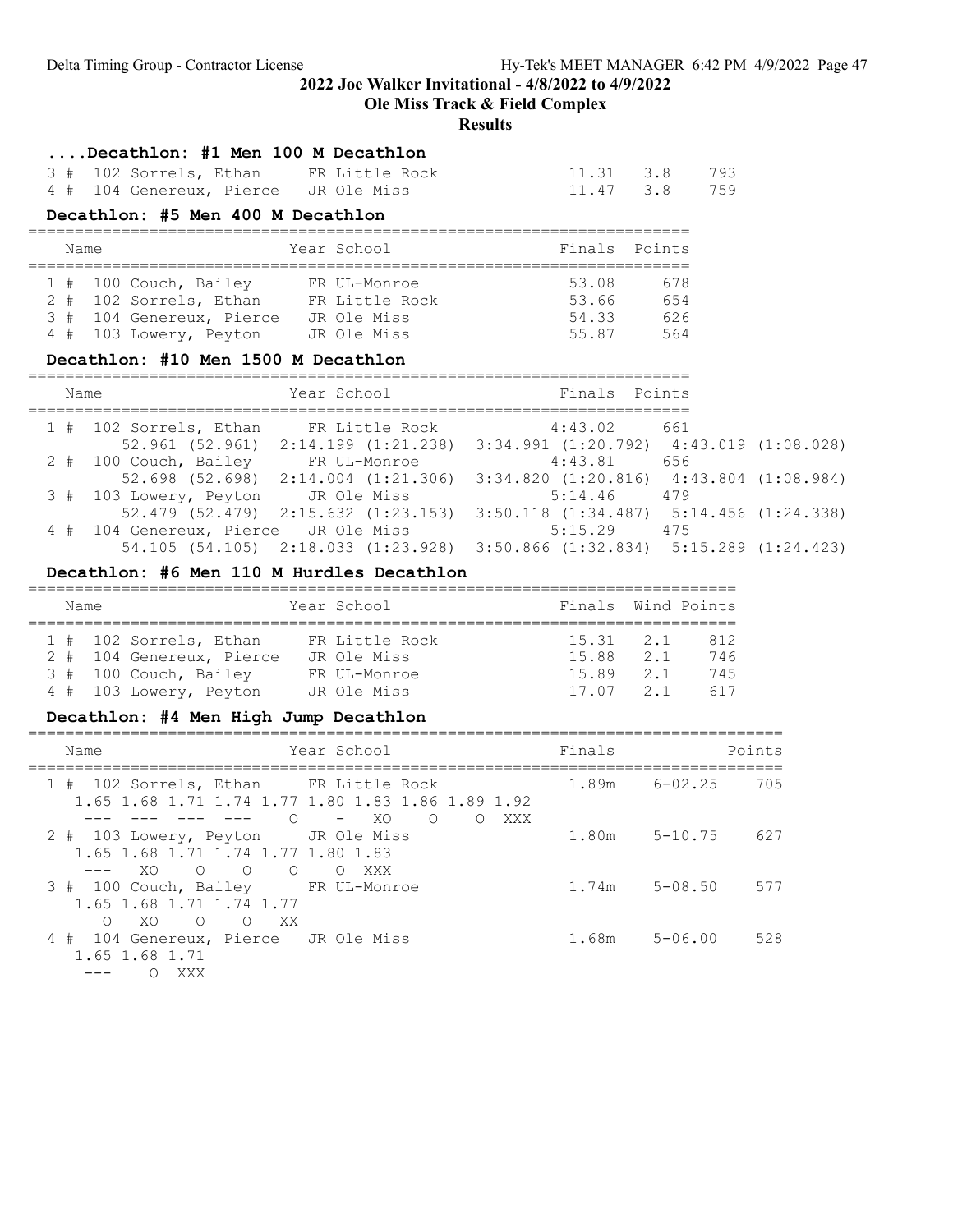## 2022 Joe Walker Invitational - 4/8/2022 to 4/9/2022

### Ole Miss Track & Field Complex

### Results

#### ....Decathlon: #1 Men 100 M Decathlon

| Place | Name | Year | School | Finals | Wind | Points |
|---|---|---|---|---|---|---|
| 3 # | 102 Sorrels, Ethan | FR | Little Rock | 11.31 | 3.8 | 793 |
| 4 # | 104 Genereux, Pierce | JR | Ole Miss | 11.47 | 3.8 | 759 |

#### Decathlon: #5 Men 400 M Decathlon

| Place | Name | Year | School | Finals | Points |
|---|---|---|---|---|---|
| 1 # | 100 Couch, Bailey | FR | UL-Monroe | 53.08 | 678 |
| 2 # | 102 Sorrels, Ethan | FR | Little Rock | 53.66 | 654 |
| 3 # | 104 Genereux, Pierce | JR | Ole Miss | 54.33 | 626 |
| 4 # | 103 Lowery, Peyton | JR | Ole Miss | 55.87 | 564 |

#### Decathlon: #10 Men 1500 M Decathlon

| Place | Name | Year | School | Finals | Points |
|---|---|---|---|---|---|
| 1 # | 102 Sorrels, Ethan | FR | Little Rock | 4:43.02 | 661 |
| | 52.961 (52.961) 2:14.199 (1:21.238) 3:34.991 (1:20.792) 4:43.019 (1:08.028) | | | | |
| 2 # | 100 Couch, Bailey | FR | UL-Monroe | 4:43.81 | 656 |
| | 52.698 (52.698) 2:14.004 (1:21.306) 3:34.820 (1:20.816) 4:43.804 (1:08.984) | | | | |
| 3 # | 103 Lowery, Peyton | JR | Ole Miss | 5:14.46 | 479 |
| | 52.479 (52.479) 2:15.632 (1:23.153) 3:50.118 (1:34.487) 5:14.456 (1:24.338) | | | | |
| 4 # | 104 Genereux, Pierce | JR | Ole Miss | 5:15.29 | 475 |
| | 54.105 (54.105) 2:18.033 (1:23.928) 3:50.866 (1:32.834) 5:15.289 (1:24.423) | | | | |

#### Decathlon: #6 Men 110 M Hurdles Decathlon

| Place | Name | Year | School | Finals | Wind | Points |
|---|---|---|---|---|---|---|
| 1 # | 102 Sorrels, Ethan | FR | Little Rock | 15.31 | 2.1 | 812 |
| 2 # | 104 Genereux, Pierce | JR | Ole Miss | 15.88 | 2.1 | 746 |
| 3 # | 100 Couch, Bailey | FR | UL-Monroe | 15.89 | 2.1 | 745 |
| 4 # | 103 Lowery, Peyton | JR | Ole Miss | 17.07 | 2.1 | 617 |

#### Decathlon: #4 Men High Jump Decathlon

| Place | Name | Year | School | Finals | | Points |
|---|---|---|---|---|---|---|
| 1 # | 102 Sorrels, Ethan | FR | Little Rock | 1.89m | 6-02.25 | 705 |
| | 1.65 1.68 1.71 1.74 1.77 1.80 1.83 1.86 1.89 1.92 | | | | | |
| | --- --- --- --- O - XO O O XXX | | | | | |
| 2 # | 103 Lowery, Peyton | JR | Ole Miss | 1.80m | 5-10.75 | 627 |
| | 1.65 1.68 1.71 1.74 1.77 1.80 1.83 | | | | | |
| | --- XO O O O O XXX | | | | | |
| 3 # | 100 Couch, Bailey | FR | UL-Monroe | 1.74m | 5-08.50 | 577 |
| | 1.65 1.68 1.71 1.74 1.77 | | | | | |
| | O XO O O XX | | | | | |
| 4 # | 104 Genereux, Pierce | JR | Ole Miss | 1.68m | 5-06.00 | 528 |
| | 1.65 1.68 1.71 | | | | | |
| | --- O XXX | | | | | |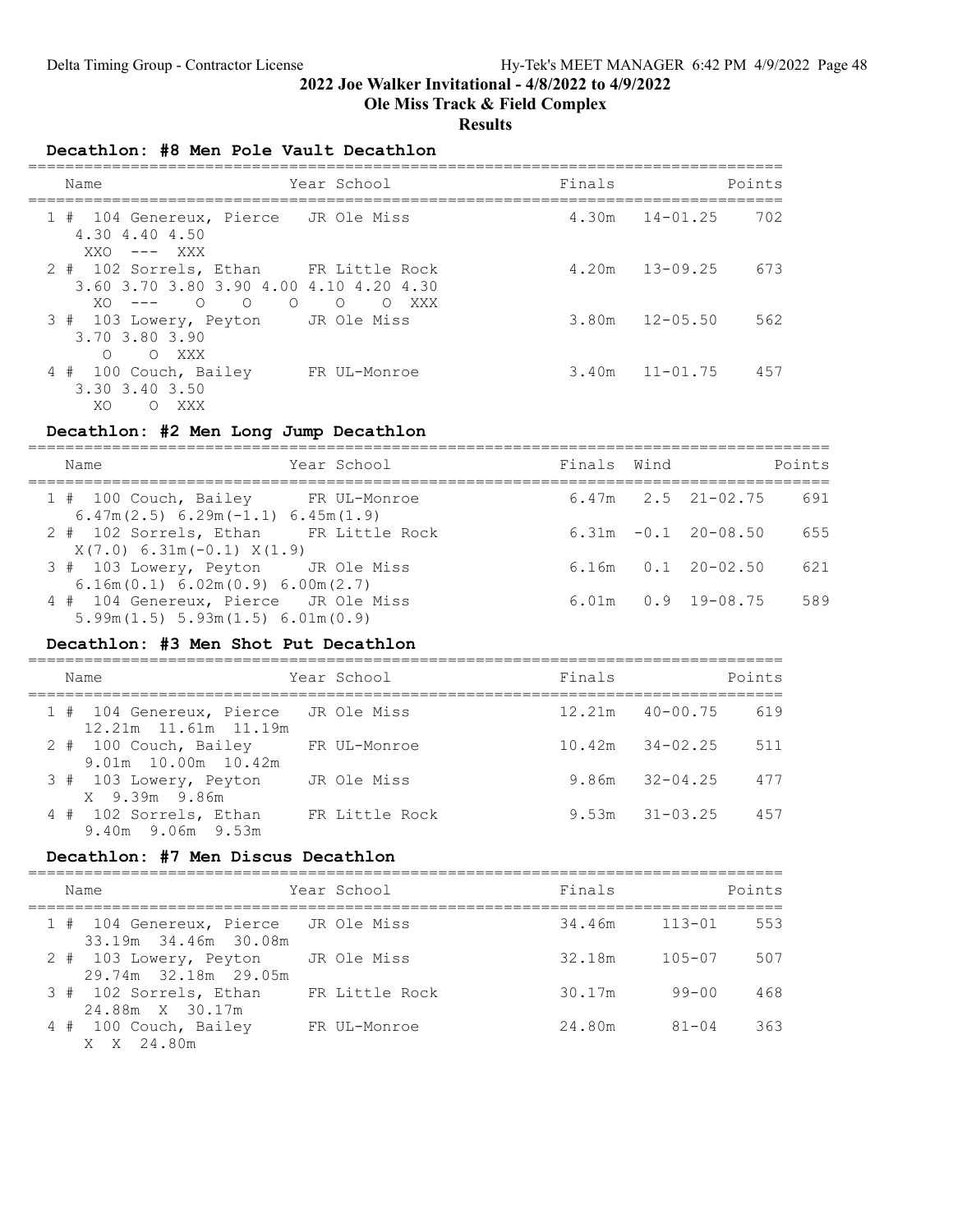## 2022 Joe Walker Invitational - 4/8/2022 to 4/9/2022

### Ole Miss Track & Field Complex

### Results

### Decathlon: #8 Men Pole Vault Decathlon

| Place | Name | Year | School | Finals | | Points |
|---|---|---|---|---|---|---|
| 1 # | 104 Genereux, Pierce | JR | Ole Miss | 4.30m | 14-01.25 | 702 |
| | 4.30 4.40 4.50 | | | | | |
| | XXO --- XXX | | | | | |
| 2 # | 102 Sorrels, Ethan | FR | Little Rock | 4.20m | 13-09.25 | 673 |
| | 3.60 3.70 3.80 3.90 4.00 4.10 4.20 4.30 | | | | | |
| | XO --- O O O O O XXX | | | | | |
| 3 # | 103 Lowery, Peyton | JR | Ole Miss | 3.80m | 12-05.50 | 562 |
| | 3.70 3.80 3.90 | | | | | |
| | O O XXX | | | | | |
| 4 # | 100 Couch, Bailey | FR | UL-Monroe | 3.40m | 11-01.75 | 457 |
| | 3.30 3.40 3.50 | | | | | |
| | XO O XXX | | | | | |

### Decathlon: #2 Men Long Jump Decathlon

| Place | Name | Year | School | Finals | Wind | | Points |
|---|---|---|---|---|---|---|---|
| 1 # | 100 Couch, Bailey | FR | UL-Monroe | 6.47m | 2.5 | 21-02.75 | 691 |
| | 6.47m(2.5) 6.29m(-1.1) 6.45m(1.9) | | | | | | |
| 2 # | 102 Sorrels, Ethan | FR | Little Rock | 6.31m | -0.1 | 20-08.50 | 655 |
| | X(7.0) 6.31m(-0.1) X(1.9) | | | | | | |
| 3 # | 103 Lowery, Peyton | JR | Ole Miss | 6.16m | 0.1 | 20-02.50 | 621 |
| | 6.16m(0.1) 6.02m(0.9) 6.00m(2.7) | | | | | | |
| 4 # | 104 Genereux, Pierce | JR | Ole Miss | 6.01m | 0.9 | 19-08.75 | 589 |
| | 5.99m(1.5) 5.93m(1.5) 6.01m(0.9) | | | | | | |

### Decathlon: #3 Men Shot Put Decathlon

| Place | Name | Year | School | Finals | | Points |
|---|---|---|---|---|---|---|
| 1 # | 104 Genereux, Pierce | JR | Ole Miss | 12.21m | 40-00.75 | 619 |
| | 12.21m 11.61m 11.19m | | | | | |
| 2 # | 100 Couch, Bailey | FR | UL-Monroe | 10.42m | 34-02.25 | 511 |
| | 9.01m 10.00m 10.42m | | | | | |
| 3 # | 103 Lowery, Peyton | JR | Ole Miss | 9.86m | 32-04.25 | 477 |
| | X 9.39m 9.86m | | | | | |
| 4 # | 102 Sorrels, Ethan | FR | Little Rock | 9.53m | 31-03.25 | 457 |
| | 9.40m 9.06m 9.53m | | | | | |

### Decathlon: #7 Men Discus Decathlon

| Place | Name | Year | School | Finals | | Points |
|---|---|---|---|---|---|---|
| 1 # | 104 Genereux, Pierce | JR | Ole Miss | 34.46m | 113-01 | 553 |
| | 33.19m 34.46m 30.08m | | | | | |
| 2 # | 103 Lowery, Peyton | JR | Ole Miss | 32.18m | 105-07 | 507 |
| | 29.74m 32.18m 29.05m | | | | | |
| 3 # | 102 Sorrels, Ethan | FR | Little Rock | 30.17m | 99-00 | 468 |
| | 24.88m X 30.17m | | | | | |
| 4 # | 100 Couch, Bailey | FR | UL-Monroe | 24.80m | 81-04 | 363 |
| | X X 24.80m | | | | | |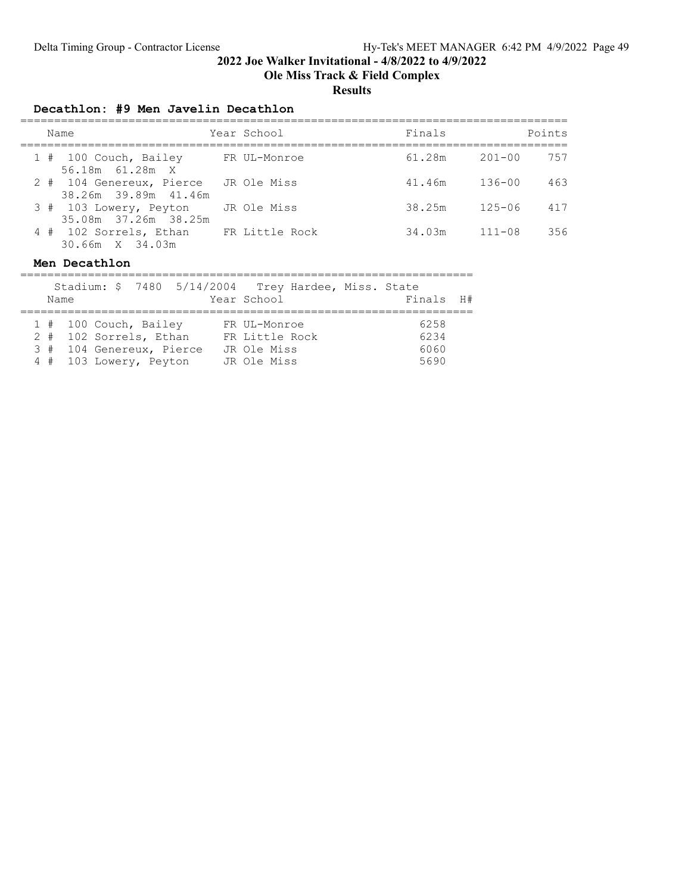2022 Joe Walker Invitational - 4/8/2022 to 4/9/2022

Ole Miss Track & Field Complex

**Results**

### Decathlon: #9 Men Javelin Decathlon

| | Name | Year | School | Finals | | Points |
|---|---|---|---|---|---|---|
| 1 # | 100 Couch, Bailey | FR | UL-Monroe | 61.28m | 201-00 | 757 |
| | 56.18m 61.28m X | | | | | |
| 2 # | 104 Genereux, Pierce | JR | Ole Miss | 41.46m | 136-00 | 463 |
| | 38.26m 39.89m 41.46m | | | | | |
| 3 # | 103 Lowery, Peyton | JR | Ole Miss | 38.25m | 125-06 | 417 |
| | 35.08m 37.26m 38.25m | | | | | |
| 4 # | 102 Sorrels, Ethan | FR | Little Rock | 34.03m | 111-08 | 356 |
| | 30.66m X 34.03m | | | | | |

### Men Decathlon

Stadium: $ 7480 5/14/2004 Trey Hardee, Miss. State

| | Name | Year | School | Finals | H# |
|---|---|---|---|---|---|
| 1 # | 100 Couch, Bailey | FR | UL-Monroe | 6258 | |
| 2 # | 102 Sorrels, Ethan | FR | Little Rock | 6234 | |
| 3 # | 104 Genereux, Pierce | JR | Ole Miss | 6060 | |
| 4 # | 103 Lowery, Peyton | JR | Ole Miss | 5690 | |